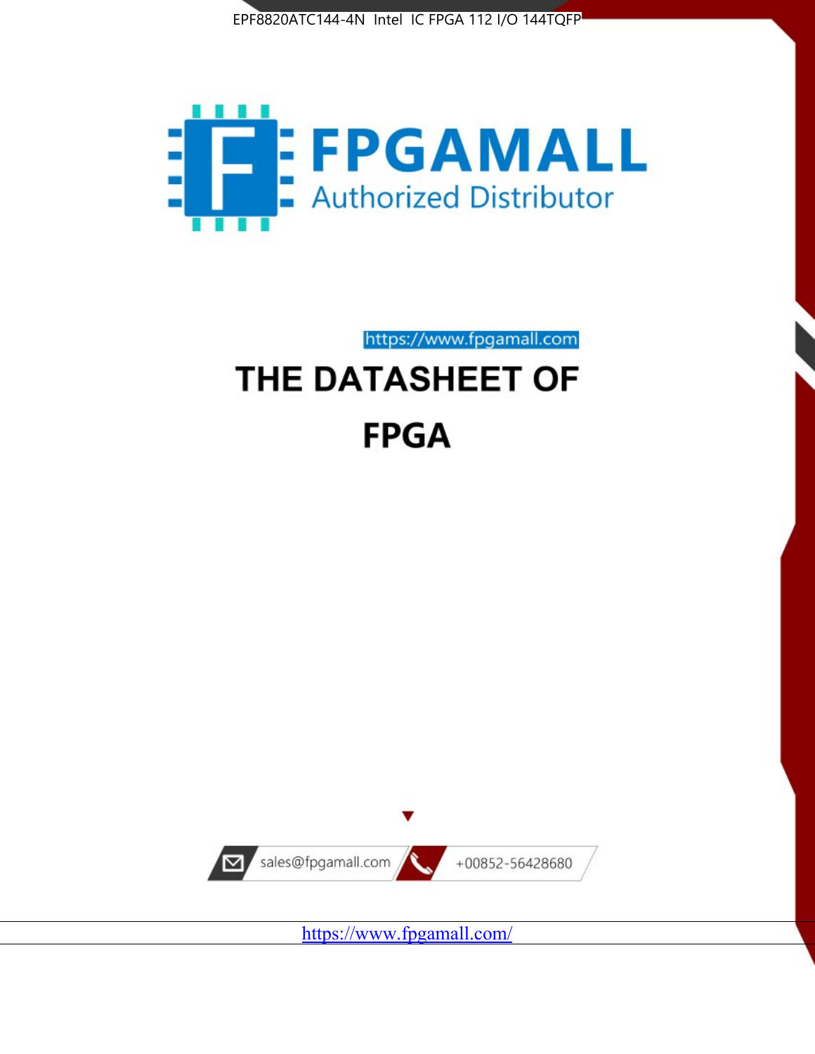EPF8820ATC144-4N Intel IC FPGA 112 I/O 144TQFP

FPGAMALL

Authorized Distributor

https://www.fpgamall.com

# THE DATASHEET OF

# FPGA

sales@fpgamall.com

+00852-56428680

https://www.fpgamall.com/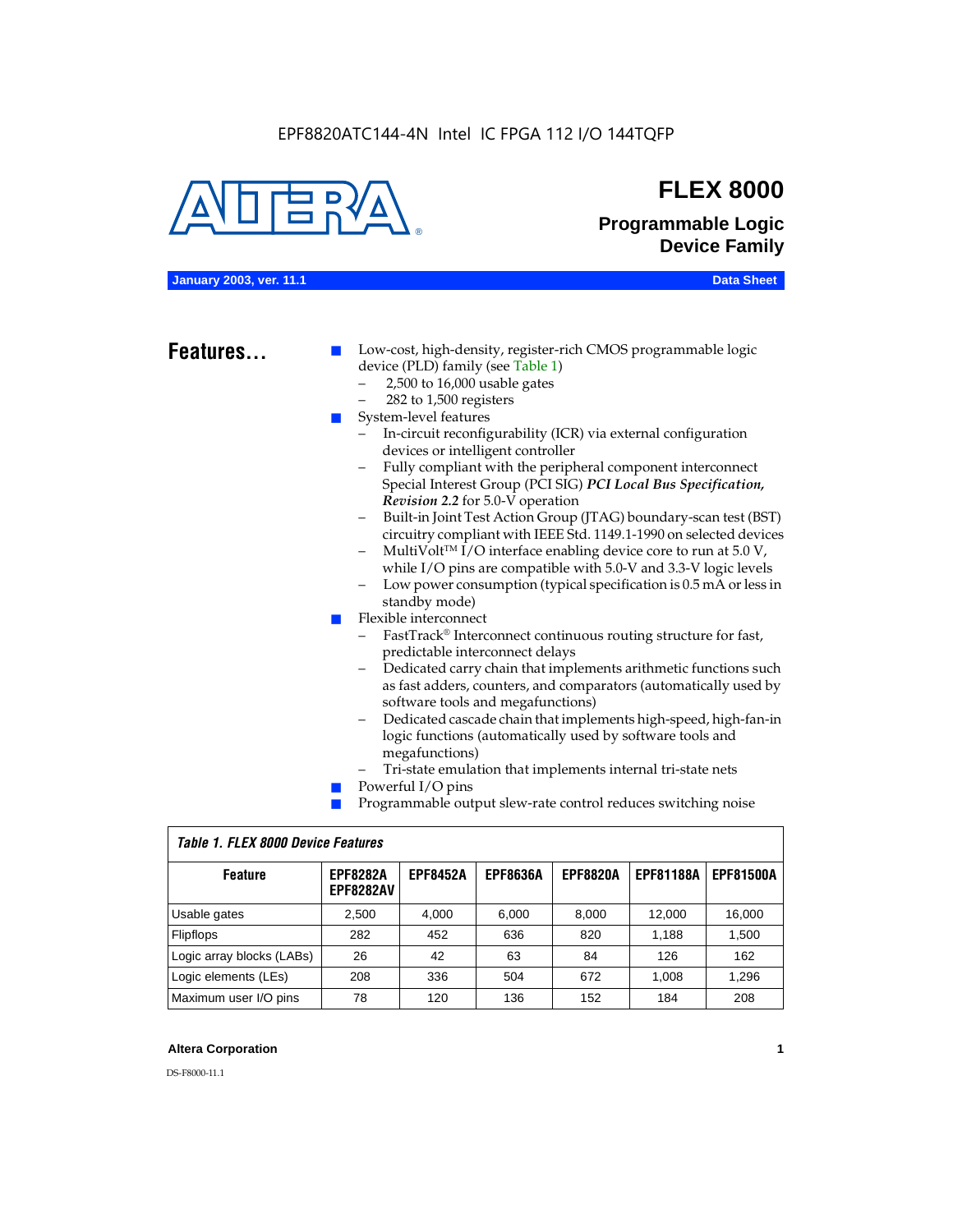EPF8820ATC144-4N Intel IC FPGA 112 I/O 144TQFP

# FLEX 8000

## Programmable Logic Device Family

**January 2003, ver. 11.1** **Data Sheet**

## Features...

- Low-cost, high-density, register-rich CMOS programmable logic device (PLD) family (see Table 1)
  - 2,500 to 16,000 usable gates
  - 282 to 1,500 registers
- System-level features
  - In-circuit reconfigurability (ICR) via external configuration devices or intelligent controller
  - Fully compliant with the peripheral component interconnect Special Interest Group (PCI SIG) ***PCI Local Bus Specification, Revision 2.2*** for 5.0-V operation
  - Built-in Joint Test Action Group (JTAG) boundary-scan test (BST) circuitry compliant with IEEE Std. 1149.1-1990 on selected devices
  - MultiVolt™ I/O interface enabling device core to run at 5.0 V, while I/O pins are compatible with 5.0-V and 3.3-V logic levels
  - Low power consumption (typical specification is 0.5 mA or less in standby mode)
- Flexible interconnect
  - FastTrack® Interconnect continuous routing structure for fast, predictable interconnect delays
  - Dedicated carry chain that implements arithmetic functions such as fast adders, counters, and comparators (automatically used by software tools and megafunctions)
  - Dedicated cascade chain that implements high-speed, high-fan-in logic functions (automatically used by software tools and megafunctions)
  - Tri-state emulation that implements internal tri-state nets
- Powerful I/O pins
- Programmable output slew-rate control reduces switching noise

*Table 1. FLEX 8000 Device Features*

| Feature | EPF8282A EPF8282AV | EPF8452A | EPF8636A | EPF8820A | EPF81188A | EPF81500A |
|---|---|---|---|---|---|---|
| Usable gates | 2,500 | 4,000 | 6,000 | 8,000 | 12,000 | 16,000 |
| Flipflops | 282 | 452 | 636 | 820 | 1,188 | 1,500 |
| Logic array blocks (LABs) | 26 | 42 | 63 | 84 | 126 | 162 |
| Logic elements (LEs) | 208 | 336 | 504 | 672 | 1,008 | 1,296 |
| Maximum user I/O pins | 78 | 120 | 136 | 152 | 184 | 208 |

**Altera Corporation**

DS-F8000-11.1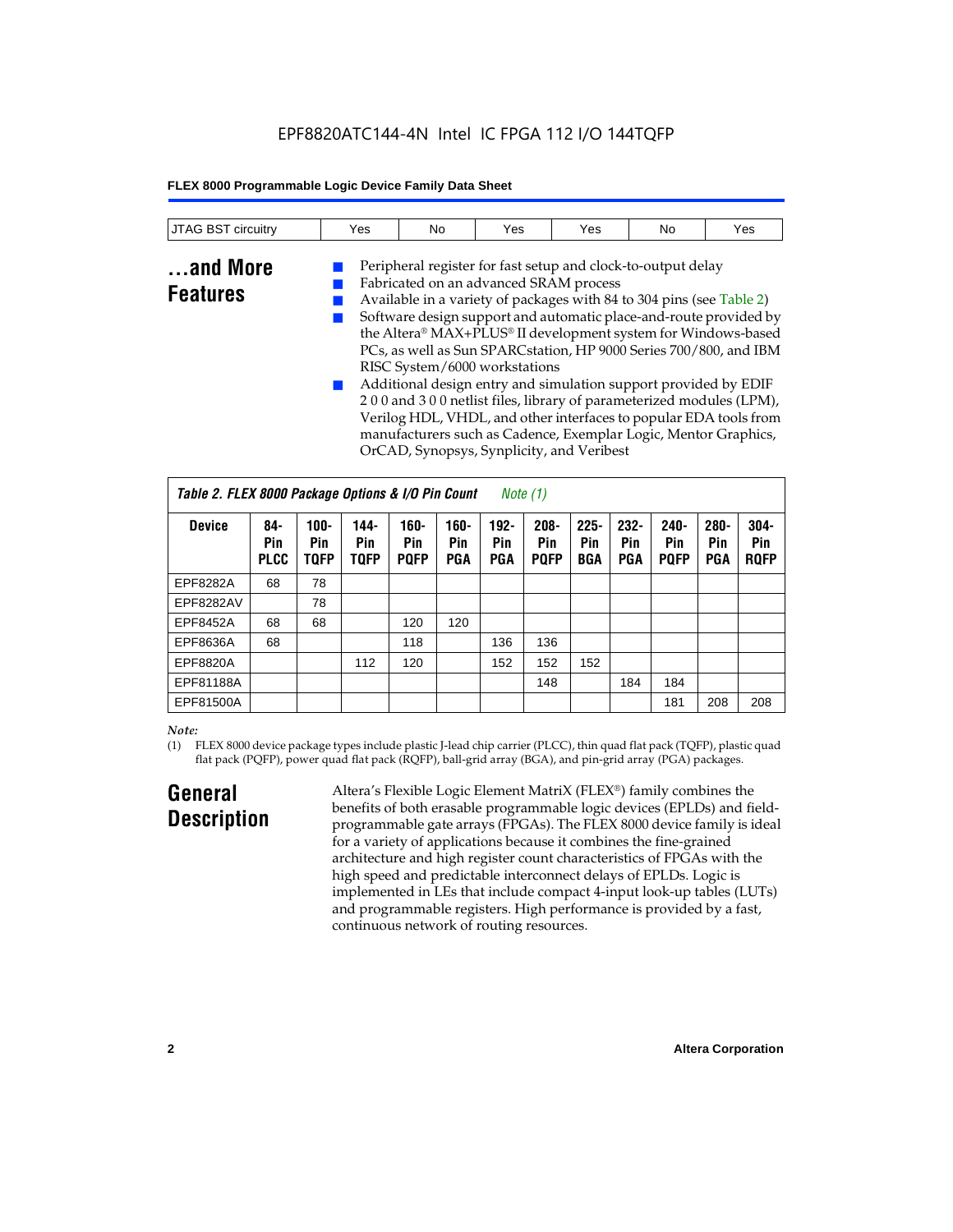EPF8820ATC144-4N Intel IC FPGA 112 I/O 144TQFP

| JTAG BST circuitry | Yes | No | Yes | Yes | No | Yes |
|---|---|---|---|---|---|---|

## ...and More Features

- Peripheral register for fast setup and clock-to-output delay
- Fabricated on an advanced SRAM process
- Available in a variety of packages with 84 to 304 pins (see Table 2)
- Software design support and automatic place-and-route provided by the Altera® MAX+PLUS® II development system for Windows-based PCs, as well as Sun SPARCstation, HP 9000 Series 700/800, and IBM RISC System/6000 workstations
- Additional design entry and simulation support provided by EDIF 2 0 0 and 3 0 0 netlist files, library of parameterized modules (LPM), Verilog HDL, VHDL, and other interfaces to popular EDA tools from manufacturers such as Cadence, Exemplar Logic, Mentor Graphics, OrCAD, Synopsys, Synplicity, and Veribest

*Table 2. FLEX 8000 Package Options & I/O Pin Count Note (1)*

| Device | 84-Pin PLCC | 100-Pin TQFP | 144-Pin TQFP | 160-Pin PQFP | 160-Pin PGA | 192-Pin PGA | 208-Pin PQFP | 225-Pin BGA | 232-Pin PGA | 240-Pin PQFP | 280-Pin PGA | 304-Pin RQFP |
|---|---|---|---|---|---|---|---|---|---|---|---|---|
| EPF8282A | 68 | 78 | | | | | | | | | | |
| EPF8282AV | | 78 | | | | | | | | | | |
| EPF8452A | 68 | 68 | | 120 | 120 | | | | | | | |
| EPF8636A | 68 | | | 118 | | 136 | 136 | | | | | |
| EPF8820A | | | 112 | 120 | | 152 | 152 | 152 | | | | |
| EPF81188A | | | | | | | 148 | | 184 | 184 | | |
| EPF81500A | | | | | | | | | | 181 | 208 | 208 |

*Note:*

(1) FLEX 8000 device package types include plastic J-lead chip carrier (PLCC), thin quad flat pack (TQFP), plastic quad flat pack (PQFP), power quad flat pack (RQFP), ball-grid array (BGA), and pin-grid array (PGA) packages.

## General Description

Altera's Flexible Logic Element MatriX (FLEX®) family combines the benefits of both erasable programmable logic devices (EPLDs) and field-programmable gate arrays (FPGAs). The FLEX 8000 device family is ideal for a variety of applications because it combines the fine-grained architecture and high register count characteristics of FPGAs with the high speed and predictable interconnect delays of EPLDs. Logic is implemented in LEs that include compact 4-input look-up tables (LUTs) and programmable registers. High performance is provided by a fast, continuous network of routing resources.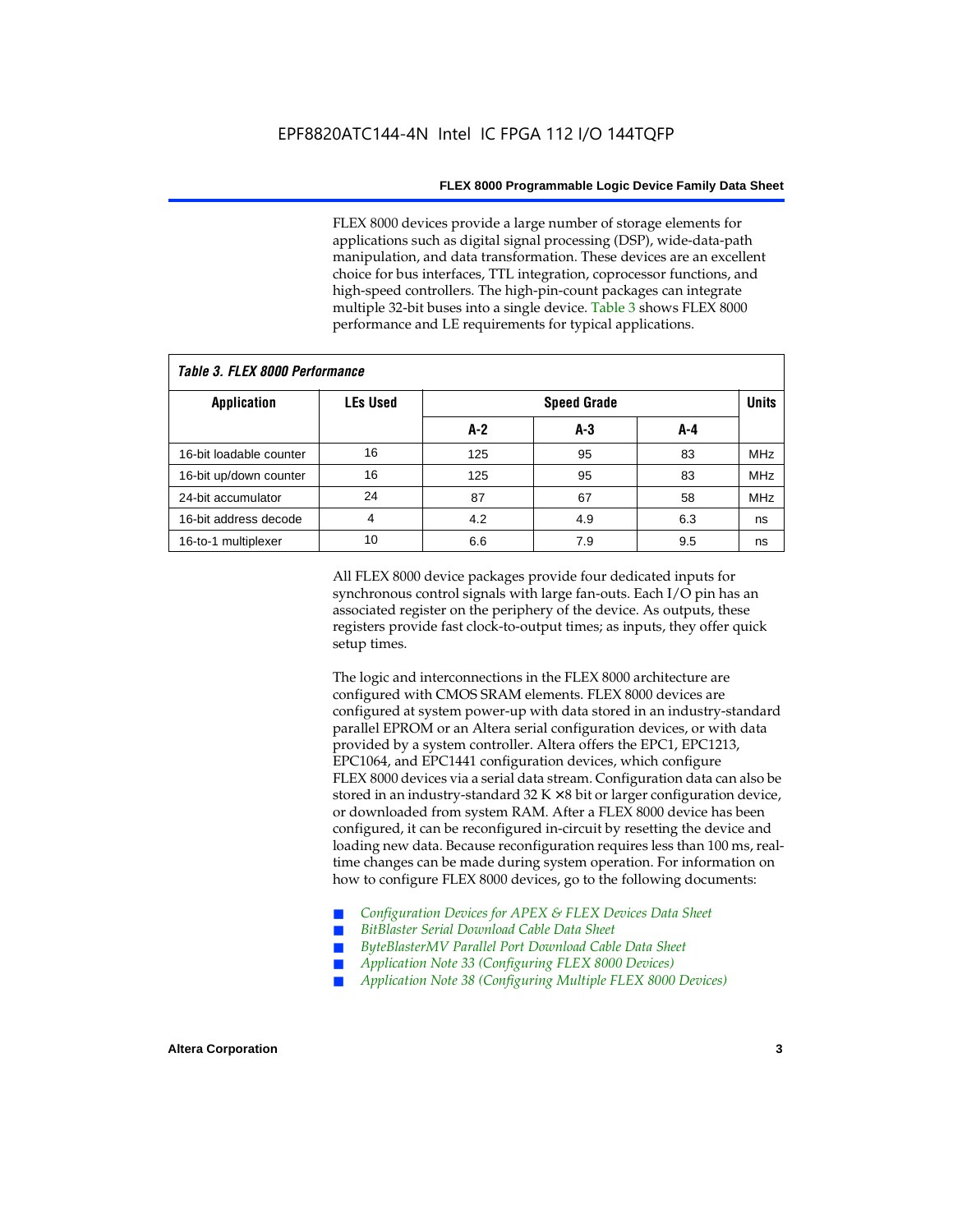FLEX 8000 devices provide a large number of storage elements for applications such as digital signal processing (DSP), wide-data-path manipulation, and data transformation. These devices are an excellent choice for bus interfaces, TTL integration, coprocessor functions, and high-speed controllers. The high-pin-count packages can integrate multiple 32-bit buses into a single device. Table 3 shows FLEX 8000 performance and LE requirements for typical applications.

**Table 3. FLEX 8000 Performance**

| Application | LEs Used | Speed Grade | | | Units |
|---|---|---|---|---|---|
| | | A-2 | A-3 | A-4 | |
| 16-bit loadable counter | 16 | 125 | 95 | 83 | MHz |
| 16-bit up/down counter | 16 | 125 | 95 | 83 | MHz |
| 24-bit accumulator | 24 | 87 | 67 | 58 | MHz |
| 16-bit address decode | 4 | 4.2 | 4.9 | 6.3 | ns |
| 16-to-1 multiplexer | 10 | 6.6 | 7.9 | 9.5 | ns |

All FLEX 8000 device packages provide four dedicated inputs for synchronous control signals with large fan-outs. Each I/O pin has an associated register on the periphery of the device. As outputs, these registers provide fast clock-to-output times; as inputs, they offer quick setup times.

The logic and interconnections in the FLEX 8000 architecture are configured with CMOS SRAM elements. FLEX 8000 devices are configured at system power-up with data stored in an industry-standard parallel EPROM or an Altera serial configuration devices, or with data provided by a system controller. Altera offers the EPC1, EPC1213, EPC1064, and EPC1441 configuration devices, which configure FLEX 8000 devices via a serial data stream. Configuration data can also be stored in an industry-standard 32 K × 8 bit or larger configuration device, or downloaded from system RAM. After a FLEX 8000 device has been configured, it can be reconfigured in-circuit by resetting the device and loading new data. Because reconfiguration requires less than 100 ms, real-time changes can be made during system operation. For information on how to configure FLEX 8000 devices, go to the following documents:

- *Configuration Devices for APEX & FLEX Devices Data Sheet*
- *BitBlaster Serial Download Cable Data Sheet*
- *ByteBlasterMV Parallel Port Download Cable Data Sheet*
- *Application Note 33 (Configuring FLEX 8000 Devices)*
- *Application Note 38 (Configuring Multiple FLEX 8000 Devices)*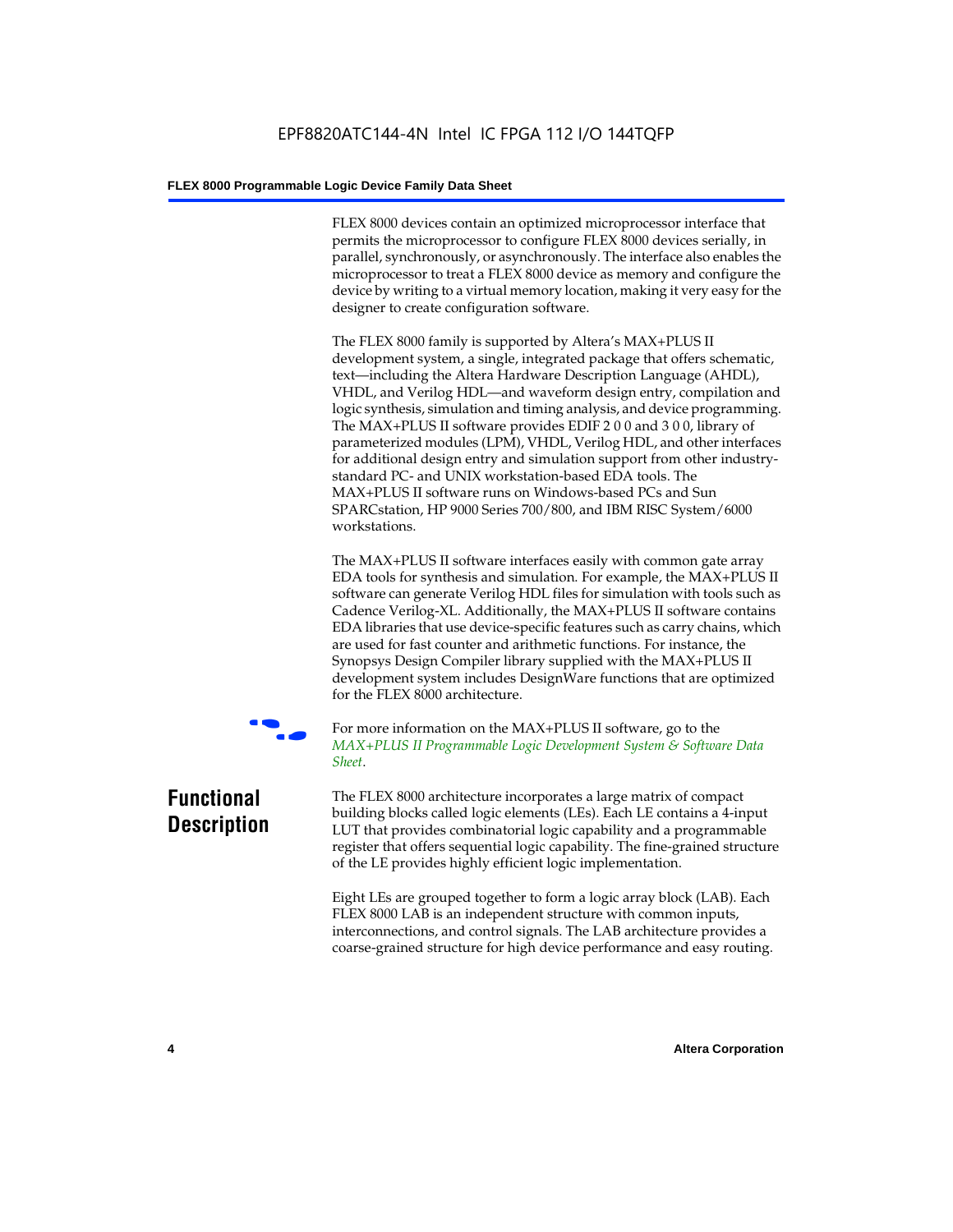FLEX 8000 devices contain an optimized microprocessor interface that permits the microprocessor to configure FLEX 8000 devices serially, in parallel, synchronously, or asynchronously. The interface also enables the microprocessor to treat a FLEX 8000 device as memory and configure the device by writing to a virtual memory location, making it very easy for the designer to create configuration software.

The FLEX 8000 family is supported by Altera's MAX+PLUS II development system, a single, integrated package that offers schematic, text—including the Altera Hardware Description Language (AHDL), VHDL, and Verilog HDL—and waveform design entry, compilation and logic synthesis, simulation and timing analysis, and device programming. The MAX+PLUS II software provides EDIF 2 0 0 and 3 0 0, library of parameterized modules (LPM), VHDL, Verilog HDL, and other interfaces for additional design entry and simulation support from other industry-standard PC- and UNIX workstation-based EDA tools. The MAX+PLUS II software runs on Windows-based PCs and Sun SPARCstation, HP 9000 Series 700/800, and IBM RISC System/6000 workstations.

The MAX+PLUS II software interfaces easily with common gate array EDA tools for synthesis and simulation. For example, the MAX+PLUS II software can generate Verilog HDL files for simulation with tools such as Cadence Verilog-XL. Additionally, the MAX+PLUS II software contains EDA libraries that use device-specific features such as carry chains, which are used for fast counter and arithmetic functions. For instance, the Synopsys Design Compiler library supplied with the MAX+PLUS II development system includes DesignWare functions that are optimized for the FLEX 8000 architecture.

For more information on the MAX+PLUS II software, go to the *MAX+PLUS II Programmable Logic Development System & Software Data Sheet*.

## Functional Description

The FLEX 8000 architecture incorporates a large matrix of compact building blocks called logic elements (LEs). Each LE contains a 4-input LUT that provides combinatorial logic capability and a programmable register that offers sequential logic capability. The fine-grained structure of the LE provides highly efficient logic implementation.

Eight LEs are grouped together to form a logic array block (LAB). Each FLEX 8000 LAB is an independent structure with common inputs, interconnections, and control signals. The LAB architecture provides a coarse-grained structure for high device performance and easy routing.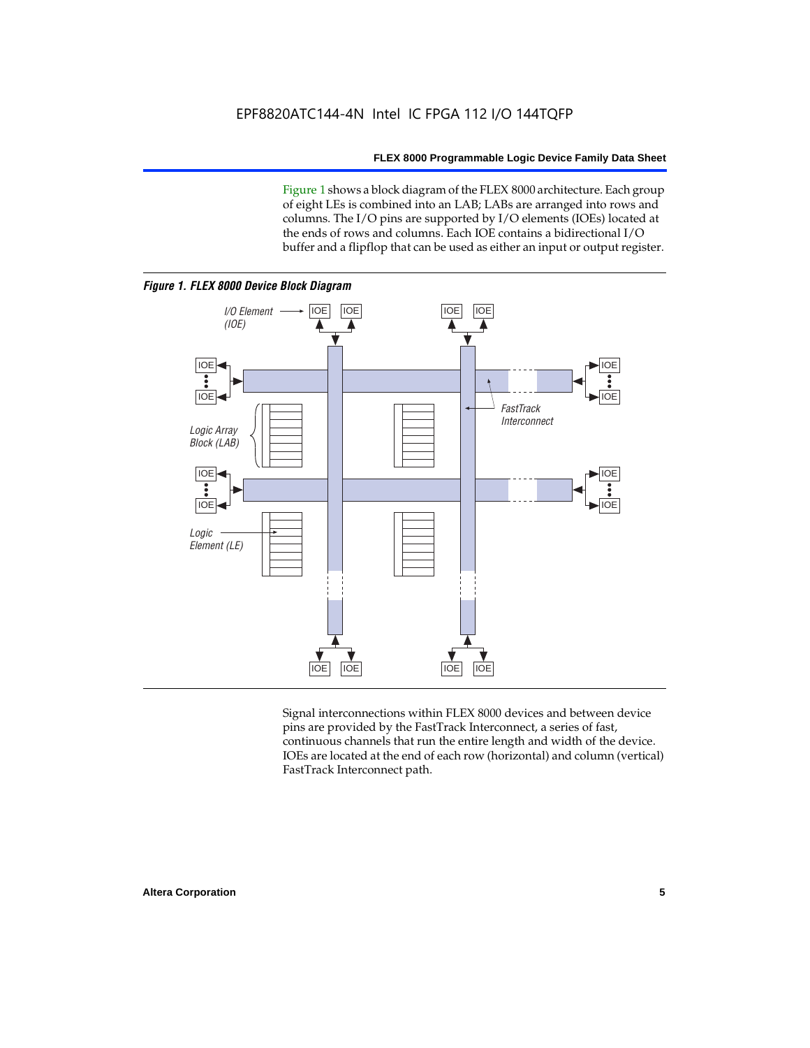Figure 1 shows a block diagram of the FLEX 8000 architecture. Each group of eight LEs is combined into an LAB; LABs are arranged into rows and columns. The I/O pins are supported by I/O elements (IOEs) located at the ends of rows and columns. Each IOE contains a bidirectional I/O buffer and a flipflop that can be used as either an input or output register.

*Figure 1. FLEX 8000 Device Block Diagram*

Signal interconnections within FLEX 8000 devices and between device pins are provided by the FastTrack Interconnect, a series of fast, continuous channels that run the entire length and width of the device. IOEs are located at the end of each row (horizontal) and column (vertical) FastTrack Interconnect path.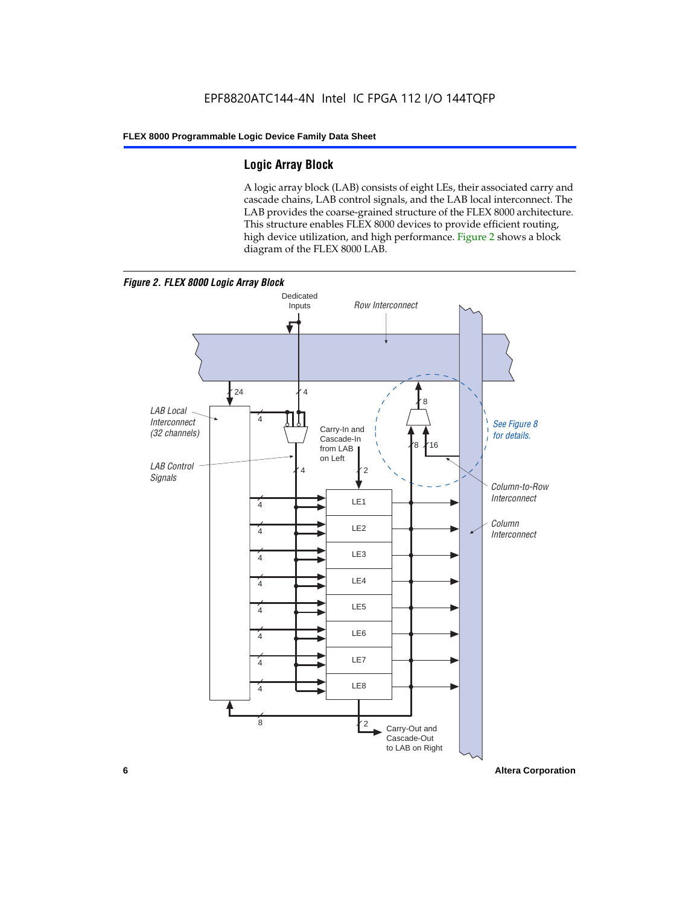## Logic Array Block

A logic array block (LAB) consists of eight LEs, their associated carry and cascade chains, LAB control signals, and the LAB local interconnect. The LAB provides the coarse-grained structure of the FLEX 8000 architecture. This structure enables FLEX 8000 devices to provide efficient routing, high device utilization, and high performance. Figure 2 shows a block diagram of the FLEX 8000 LAB.

*Figure 2. FLEX 8000 Logic Array Block*

Dedicated Inputs

Row Interconnect

LAB Local Interconnect (32 channels)

LAB Control Signals

Carry-In and Cascade-In from LAB on Left

See Figure 8 for details.

Column-to-Row Interconnect

Column Interconnect

LE1

LE2

LE3

LE4

LE5

LE6

LE7

LE8

Carry-Out and Cascade-Out to LAB on Right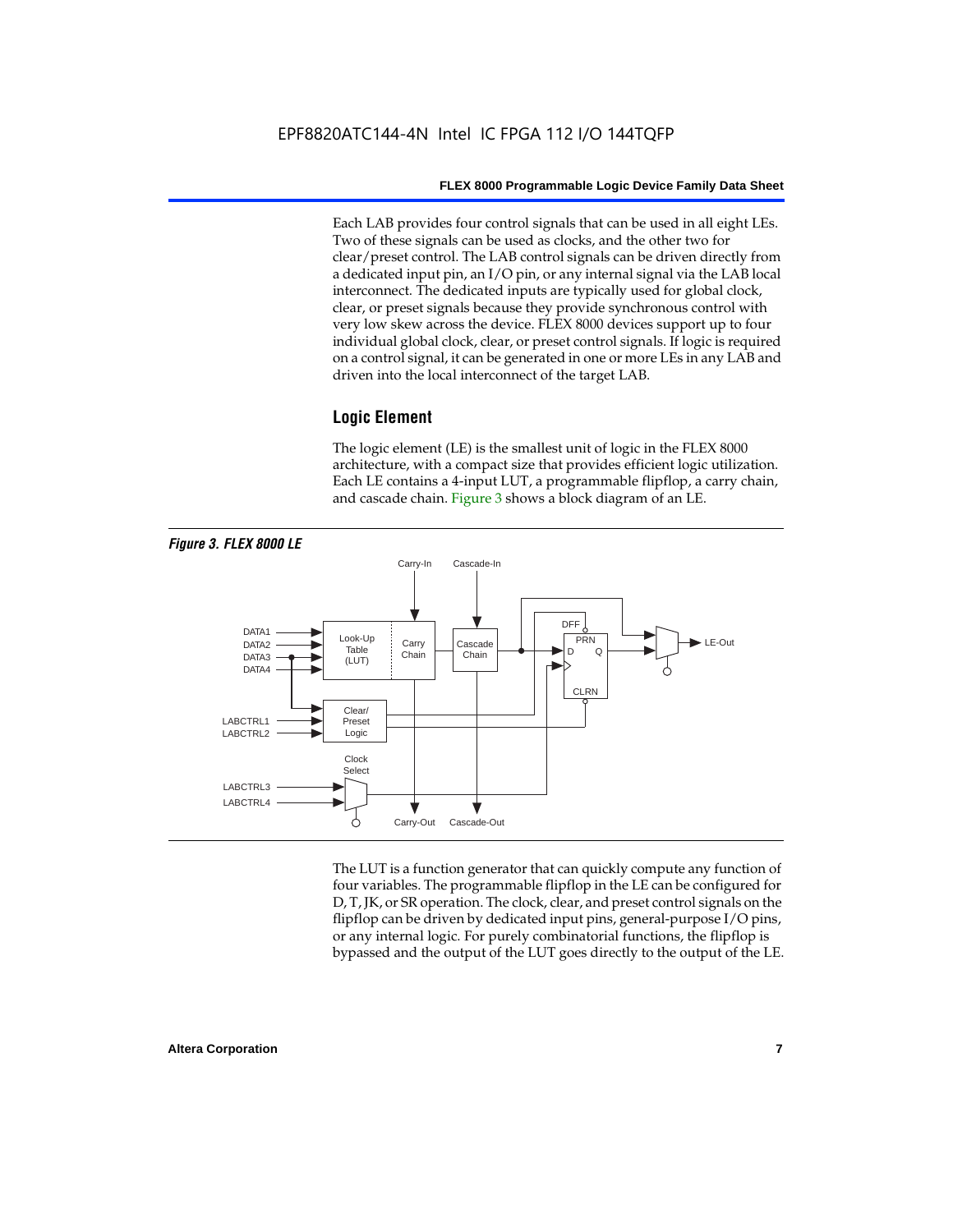Each LAB provides four control signals that can be used in all eight LEs. Two of these signals can be used as clocks, and the other two for clear/preset control. The LAB control signals can be driven directly from a dedicated input pin, an I/O pin, or any internal signal via the LAB local interconnect. The dedicated inputs are typically used for global clock, clear, or preset signals because they provide synchronous control with very low skew across the device. FLEX 8000 devices support up to four individual global clock, clear, or preset control signals. If logic is required on a control signal, it can be generated in one or more LEs in any LAB and driven into the local interconnect of the target LAB.

## Logic Element

The logic element (LE) is the smallest unit of logic in the FLEX 8000 architecture, with a compact size that provides efficient logic utilization. Each LE contains a 4-input LUT, a programmable flipflop, a carry chain, and cascade chain. Figure 3 shows a block diagram of an LE.

*Figure 3. FLEX 8000 LE*

The LUT is a function generator that can quickly compute any function of four variables. The programmable flipflop in the LE can be configured for D, T, JK, or SR operation. The clock, clear, and preset control signals on the flipflop can be driven by dedicated input pins, general-purpose I/O pins, or any internal logic. For purely combinatorial functions, the flipflop is bypassed and the output of the LUT goes directly to the output of the LE.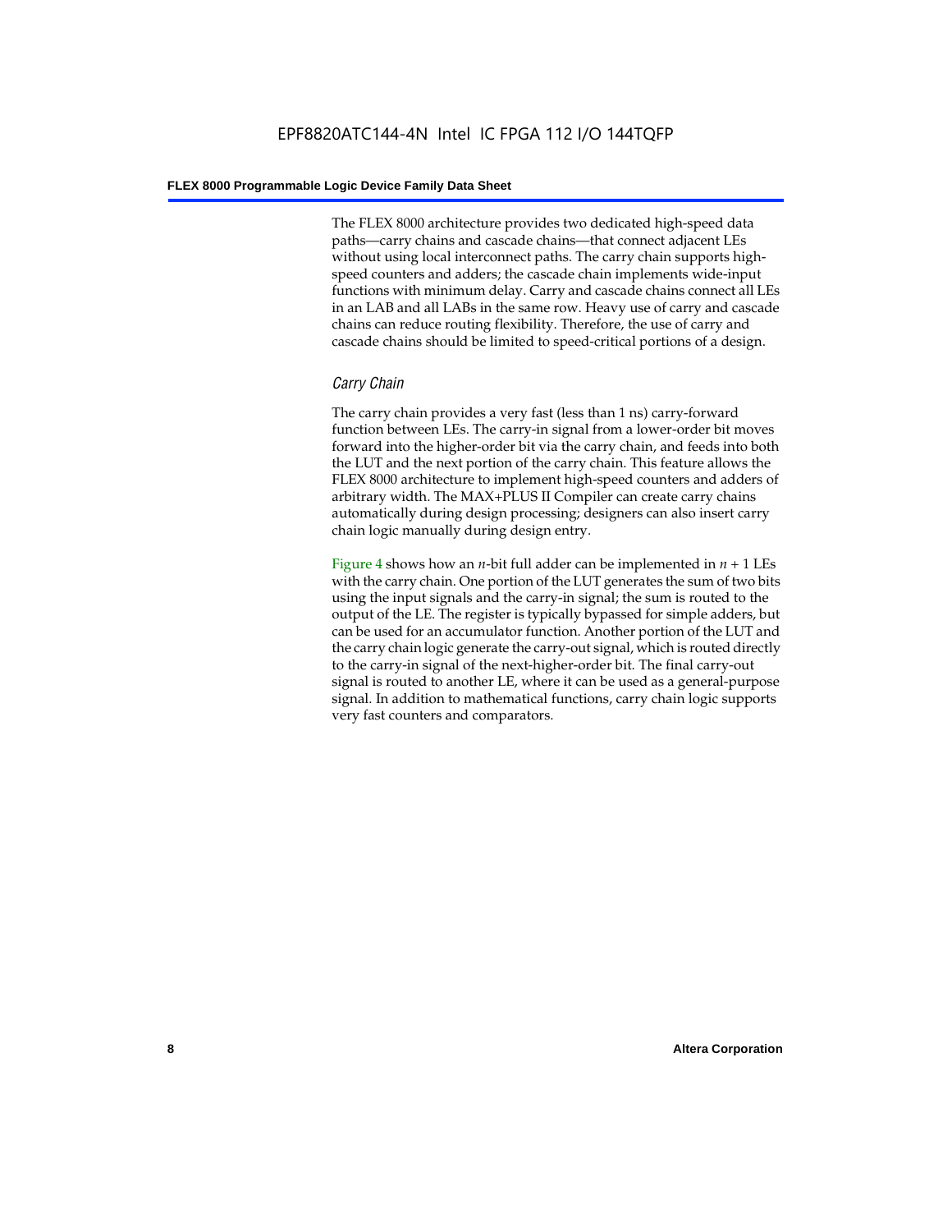The FLEX 8000 architecture provides two dedicated high-speed data paths—carry chains and cascade chains—that connect adjacent LEs without using local interconnect paths. The carry chain supports high-speed counters and adders; the cascade chain implements wide-input functions with minimum delay. Carry and cascade chains connect all LEs in an LAB and all LABs in the same row. Heavy use of carry and cascade chains can reduce routing flexibility. Therefore, the use of carry and cascade chains should be limited to speed-critical portions of a design.

### *Carry Chain*

The carry chain provides a very fast (less than 1 ns) carry-forward function between LEs. The carry-in signal from a lower-order bit moves forward into the higher-order bit via the carry chain, and feeds into both the LUT and the next portion of the carry chain. This feature allows the FLEX 8000 architecture to implement high-speed counters and adders of arbitrary width. The MAX+PLUS II Compiler can create carry chains automatically during design processing; designers can also insert carry chain logic manually during design entry.

Figure 4 shows how an $n$-bit full adder can be implemented in $n + 1$ LEs with the carry chain. One portion of the LUT generates the sum of two bits using the input signals and the carry-in signal; the sum is routed to the output of the LE. The register is typically bypassed for simple adders, but can be used for an accumulator function. Another portion of the LUT and the carry chain logic generate the carry-out signal, which is routed directly to the carry-in signal of the next-higher-order bit. The final carry-out signal is routed to another LE, where it can be used as a general-purpose signal. In addition to mathematical functions, carry chain logic supports very fast counters and comparators.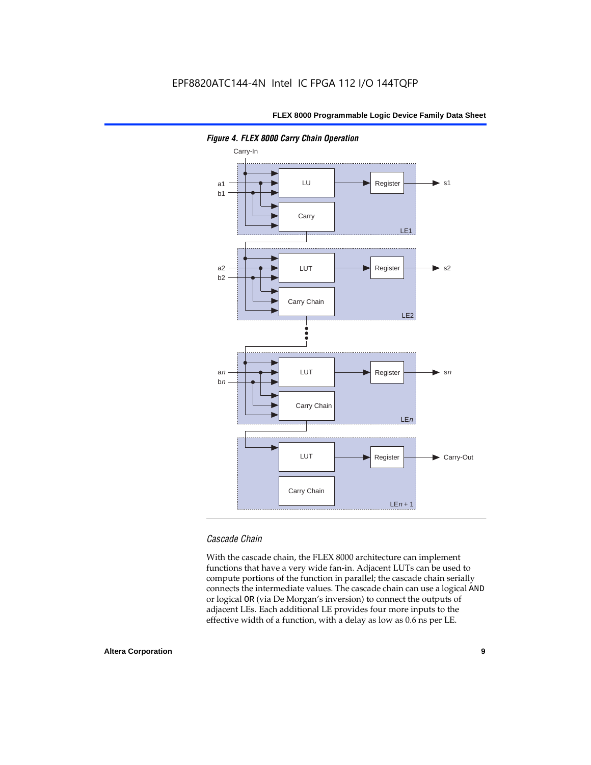*Figure 4. FLEX 8000 Carry Chain Operation*

### Cascade Chain

With the cascade chain, the FLEX 8000 architecture can implement functions that have a very wide fan-in. Adjacent LUTs can be used to compute portions of the function in parallel; the cascade chain serially connects the intermediate values. The cascade chain can use a logical AND or logical OR (via De Morgan's inversion) to connect the outputs of adjacent LEs. Each additional LE provides four more inputs to the effective width of a function, with a delay as low as 0.6 ns per LE.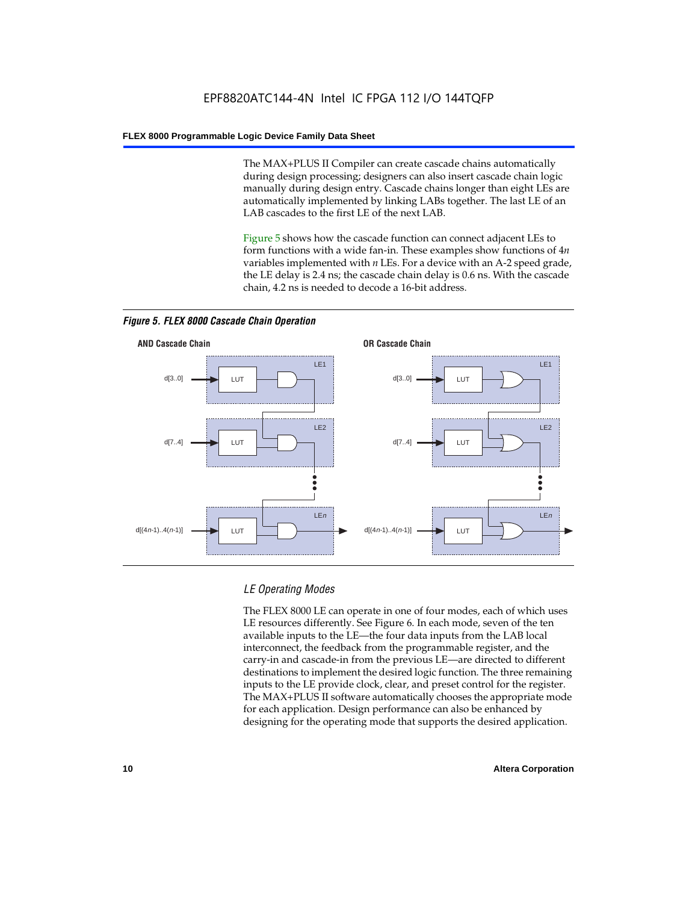The MAX+PLUS II Compiler can create cascade chains automatically during design processing; designers can also insert cascade chain logic manually during design entry. Cascade chains longer than eight LEs are automatically implemented by linking LABs together. The last LE of an LAB cascades to the first LE of the next LAB.

Figure 5 shows how the cascade function can connect adjacent LEs to form functions with a wide fan-in. These examples show functions of 4*n* variables implemented with *n* LEs. For a device with an A-2 speed grade, the LE delay is 2.4 ns; the cascade chain delay is 0.6 ns. With the cascade chain, 4.2 ns is needed to decode a 16-bit address.

***Figure 5. FLEX 8000 Cascade Chain Operation***

**AND Cascade Chain**

d[3..0] → LUT (LE1)
d[7..4] → LUT (LE2)
d[(4n-1)..4(n-1)] → LUT (LEn)

**OR Cascade Chain**

d[3..0] → LUT (LE1)
d[7..4] → LUT (LE2)
d[(4n-1)..4(n-1)] → LUT (LEn)

### *LE Operating Modes*

The FLEX 8000 LE can operate in one of four modes, each of which uses LE resources differently. See Figure 6. In each mode, seven of the ten available inputs to the LE—the four data inputs from the LAB local interconnect, the feedback from the programmable register, and the carry-in and cascade-in from the previous LE—are directed to different destinations to implement the desired logic function. The three remaining inputs to the LE provide clock, clear, and preset control for the register. The MAX+PLUS II software automatically chooses the appropriate mode for each application. Design performance can also be enhanced by designing for the operating mode that supports the desired application.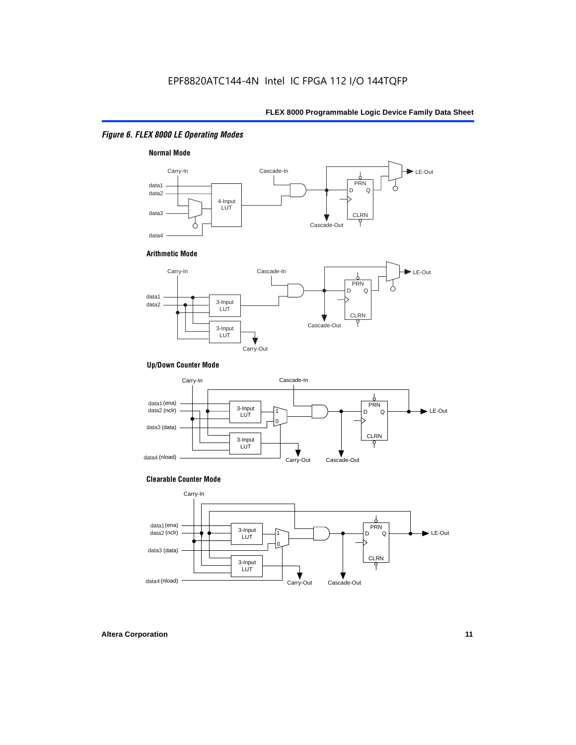EPF8820ATC144-4N Intel IC FPGA 112 I/O 144TQFP

*Figure 6. FLEX 8000 LE Operating Modes*

**Normal Mode**

Carry-In, Cascade-In, data1, data2, data3, data4, 4-Input LUT, PRN, D, Q, CLRN, Cascade-Out, LE-Out

**Arithmetic Mode**

Carry-In, Cascade-In, data1, data2, 3-Input LUT, 3-Input LUT, PRN, D, Q, CLRN, Cascade-Out, Carry-Out, LE-Out

**Up/Down Counter Mode**

Carry-In, Cascade-In, data1 (ena), data2 (nclr), data3 (data), data4 (nload), 3-Input LUT, 3-Input LUT, 1, 0, PRN, D, Q, CLRN, Carry-Out, Cascade-Out, LE-Out

**Clearable Counter Mode**

Carry-In, data1 (ena), data2 (nclr), data3 (data), data4 (nload), 3-Input LUT, 3-Input LUT, 1, 0, PRN, D, Q, CLRN, Carry-Out, Cascade-Out, LE-Out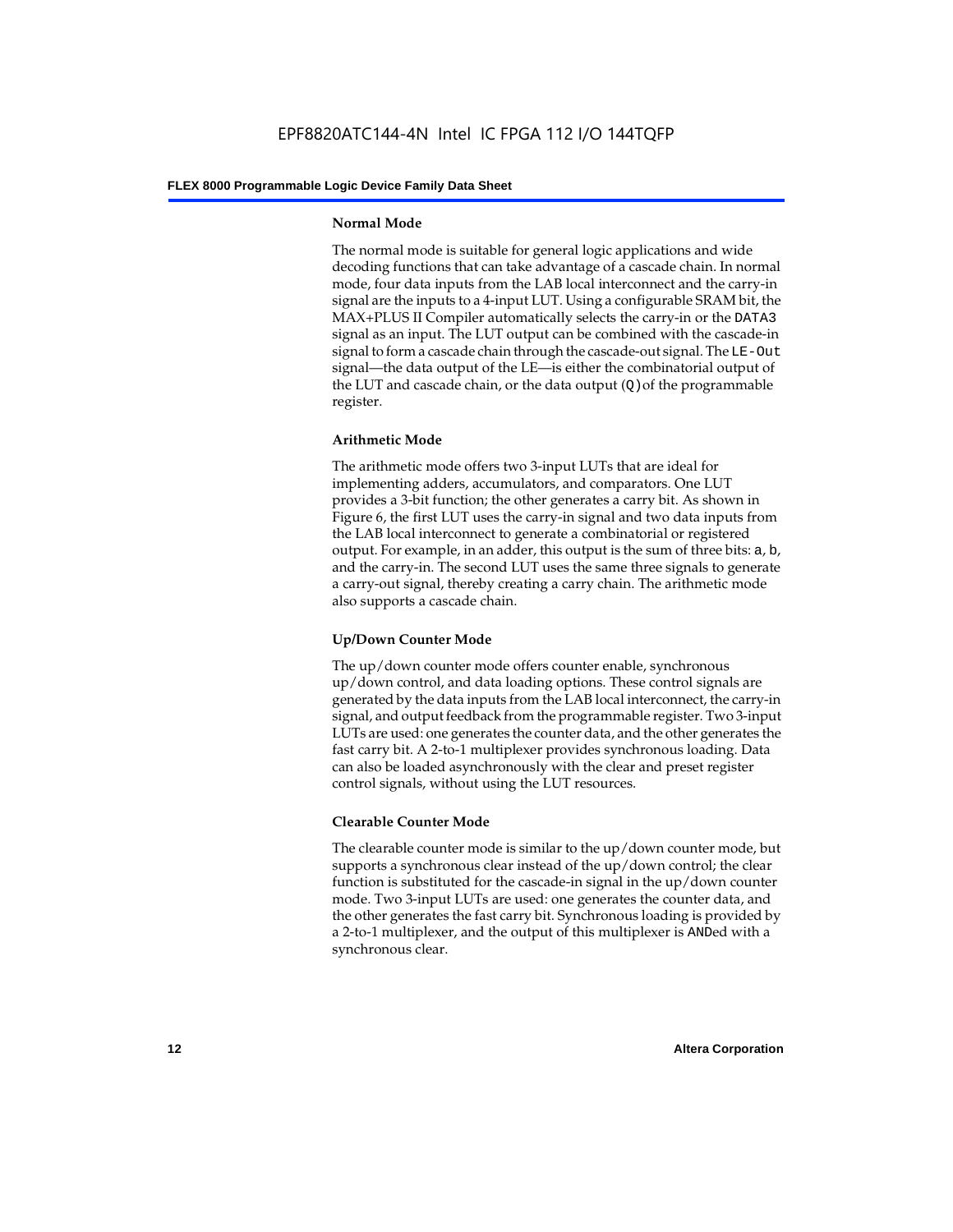### Normal Mode

The normal mode is suitable for general logic applications and wide decoding functions that can take advantage of a cascade chain. In normal mode, four data inputs from the LAB local interconnect and the carry-in signal are the inputs to a 4-input LUT. Using a configurable SRAM bit, the MAX+PLUS II Compiler automatically selects the carry-in or the `DATA3` signal as an input. The LUT output can be combined with the cascade-in signal to form a cascade chain through the cascade-out signal. The `LE-Out` signal—the data output of the LE—is either the combinatorial output of the LUT and cascade chain, or the data output (`Q`) of the programmable register.

### Arithmetic Mode

The arithmetic mode offers two 3-input LUTs that are ideal for implementing adders, accumulators, and comparators. One LUT provides a 3-bit function; the other generates a carry bit. As shown in Figure 6, the first LUT uses the carry-in signal and two data inputs from the LAB local interconnect to generate a combinatorial or registered output. For example, in an adder, this output is the sum of three bits: `a`, `b`, and the carry-in. The second LUT uses the same three signals to generate a carry-out signal, thereby creating a carry chain. The arithmetic mode also supports a cascade chain.

### Up/Down Counter Mode

The up/down counter mode offers counter enable, synchronous up/down control, and data loading options. These control signals are generated by the data inputs from the LAB local interconnect, the carry-in signal, and output feedback from the programmable register. Two 3-input LUTs are used: one generates the counter data, and the other generates the fast carry bit. A 2-to-1 multiplexer provides synchronous loading. Data can also be loaded asynchronously with the clear and preset register control signals, without using the LUT resources.

### Clearable Counter Mode

The clearable counter mode is similar to the up/down counter mode, but supports a synchronous clear instead of the up/down control; the clear function is substituted for the cascade-in signal in the up/down counter mode. Two 3-input LUTs are used: one generates the counter data, and the other generates the fast carry bit. Synchronous loading is provided by a 2-to-1 multiplexer, and the output of this multiplexer is `AND`ed with a synchronous clear.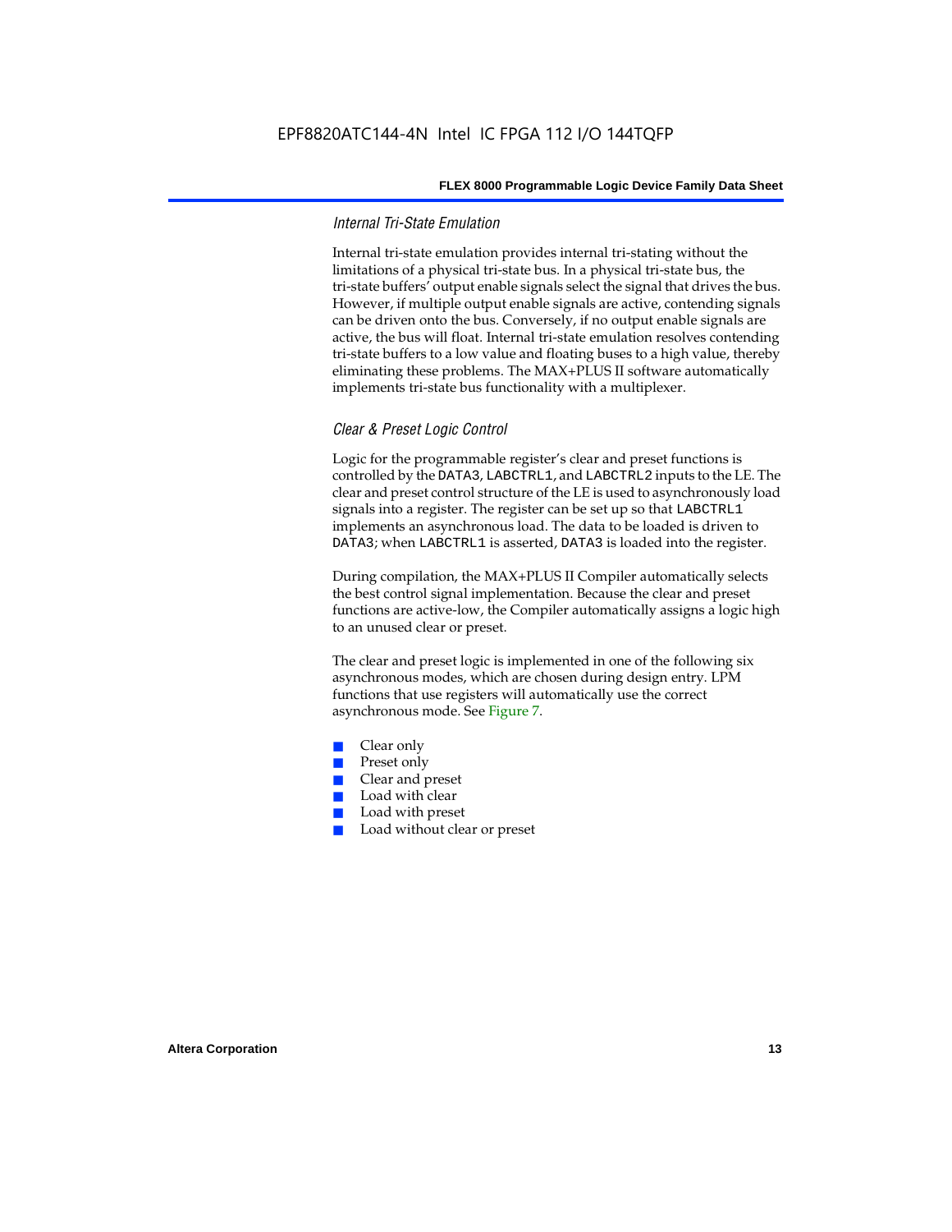### Internal Tri-State Emulation

Internal tri-state emulation provides internal tri-stating without the limitations of a physical tri-state bus. In a physical tri-state bus, the tri-state buffers' output enable signals select the signal that drives the bus. However, if multiple output enable signals are active, contending signals can be driven onto the bus. Conversely, if no output enable signals are active, the bus will float. Internal tri-state emulation resolves contending tri-state buffers to a low value and floating buses to a high value, thereby eliminating these problems. The MAX+PLUS II software automatically implements tri-state bus functionality with a multiplexer.

### Clear & Preset Logic Control

Logic for the programmable register's clear and preset functions is controlled by the DATA3, LABCTRL1, and LABCTRL2 inputs to the LE. The clear and preset control structure of the LE is used to asynchronously load signals into a register. The register can be set up so that LABCTRL1 implements an asynchronous load. The data to be loaded is driven to DATA3; when LABCTRL1 is asserted, DATA3 is loaded into the register.

During compilation, the MAX+PLUS II Compiler automatically selects the best control signal implementation. Because the clear and preset functions are active-low, the Compiler automatically assigns a logic high to an unused clear or preset.

The clear and preset logic is implemented in one of the following six asynchronous modes, which are chosen during design entry. LPM functions that use registers will automatically use the correct asynchronous mode. See Figure 7.

- Clear only
- Preset only
- Clear and preset
- Load with clear
- Load with preset
- Load without clear or preset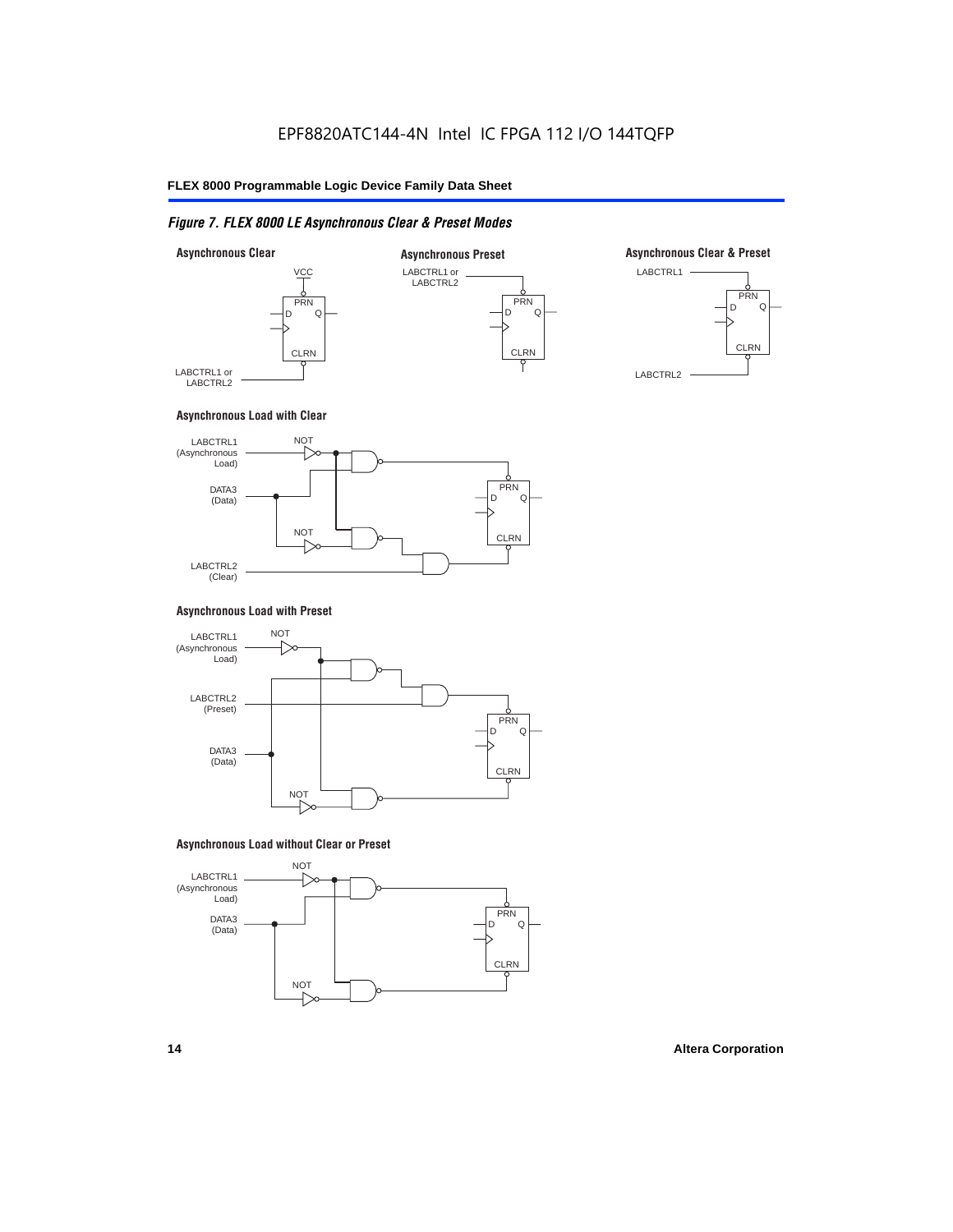EPF8820ATC144-4N Intel IC FPGA 112 I/O 144TQFP

*Figure 7. FLEX 8000 LE Asynchronous Clear & Preset Modes*

**Asynchronous Clear**

VCC
PRN
D Q
CLRN
LABCTRL1 or LABCTRL2

**Asynchronous Preset**

LABCTRL1 or LABCTRL2
PRN
D Q
CLRN

**Asynchronous Clear & Preset**

LABCTRL1
PRN
D Q
CLRN
LABCTRL2

**Asynchronous Load with Clear**

LABCTRL1 (Asynchronous Load)
NOT
DATA3 (Data)
NOT
LABCTRL2 (Clear)
PRN
D Q
CLRN

**Asynchronous Load with Preset**

LABCTRL1 (Asynchronous Load)
NOT
LABCTRL2 (Preset)
DATA3 (Data)
NOT
PRN
D Q
CLRN

**Asynchronous Load without Clear or Preset**

LABCTRL1 (Asynchronous Load)
NOT
DATA3 (Data)
NOT
PRN
D Q
CLRN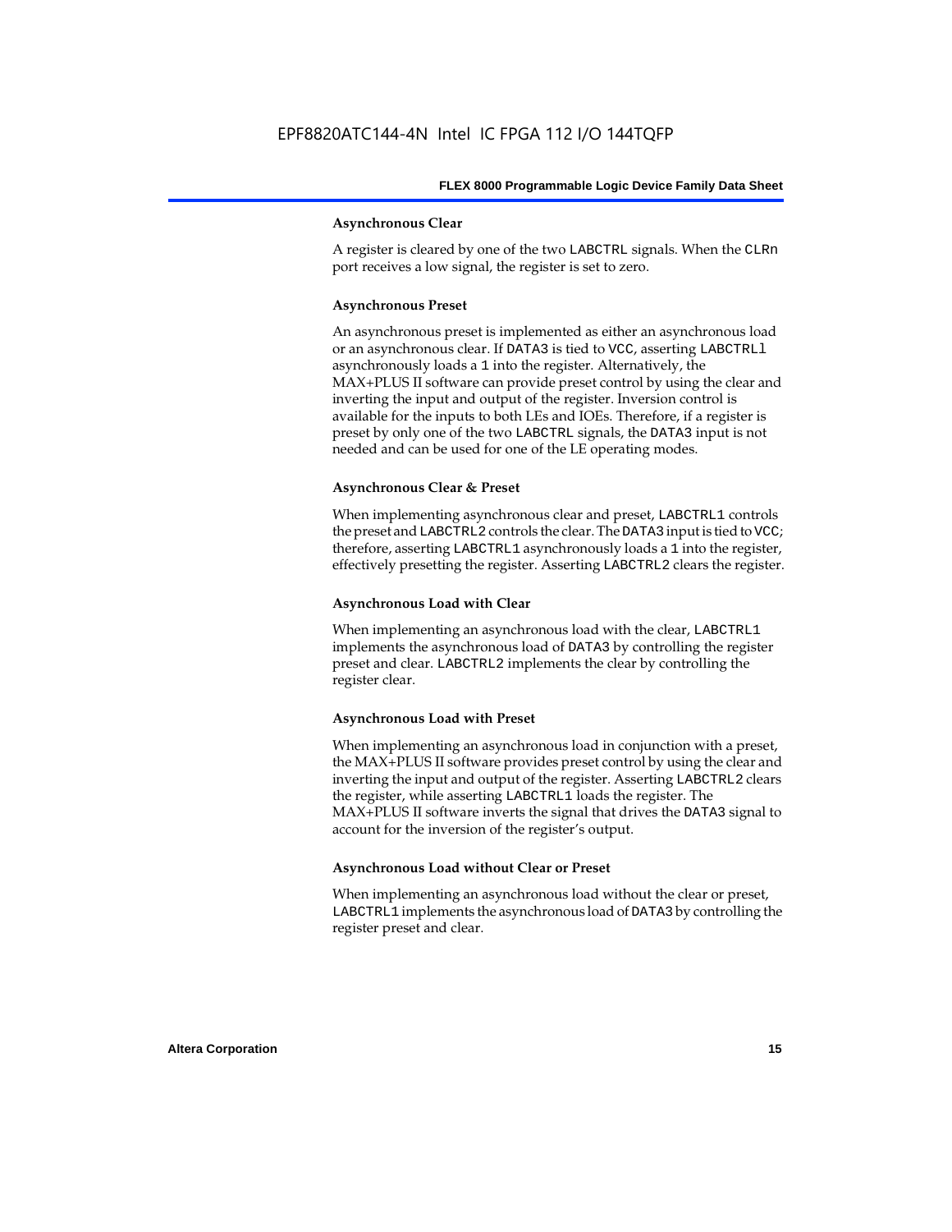### Asynchronous Clear

A register is cleared by one of the two LABCTRL signals. When the CLRn port receives a low signal, the register is set to zero.

### Asynchronous Preset

An asynchronous preset is implemented as either an asynchronous load or an asynchronous clear. If DATA3 is tied to VCC, asserting LABCTRLl asynchronously loads a 1 into the register. Alternatively, the MAX+PLUS II software can provide preset control by using the clear and inverting the input and output of the register. Inversion control is available for the inputs to both LEs and IOEs. Therefore, if a register is preset by only one of the two LABCTRL signals, the DATA3 input is not needed and can be used for one of the LE operating modes.

### Asynchronous Clear & Preset

When implementing asynchronous clear and preset, LABCTRL1 controls the preset and LABCTRL2 controls the clear. The DATA3 input is tied to VCC; therefore, asserting LABCTRL1 asynchronously loads a 1 into the register, effectively presetting the register. Asserting LABCTRL2 clears the register.

### Asynchronous Load with Clear

When implementing an asynchronous load with the clear, LABCTRL1 implements the asynchronous load of DATA3 by controlling the register preset and clear. LABCTRL2 implements the clear by controlling the register clear.

### Asynchronous Load with Preset

When implementing an asynchronous load in conjunction with a preset, the MAX+PLUS II software provides preset control by using the clear and inverting the input and output of the register. Asserting LABCTRL2 clears the register, while asserting LABCTRL1 loads the register. The MAX+PLUS II software inverts the signal that drives the DATA3 signal to account for the inversion of the register's output.

### Asynchronous Load without Clear or Preset

When implementing an asynchronous load without the clear or preset, LABCTRL1 implements the asynchronous load of DATA3 by controlling the register preset and clear.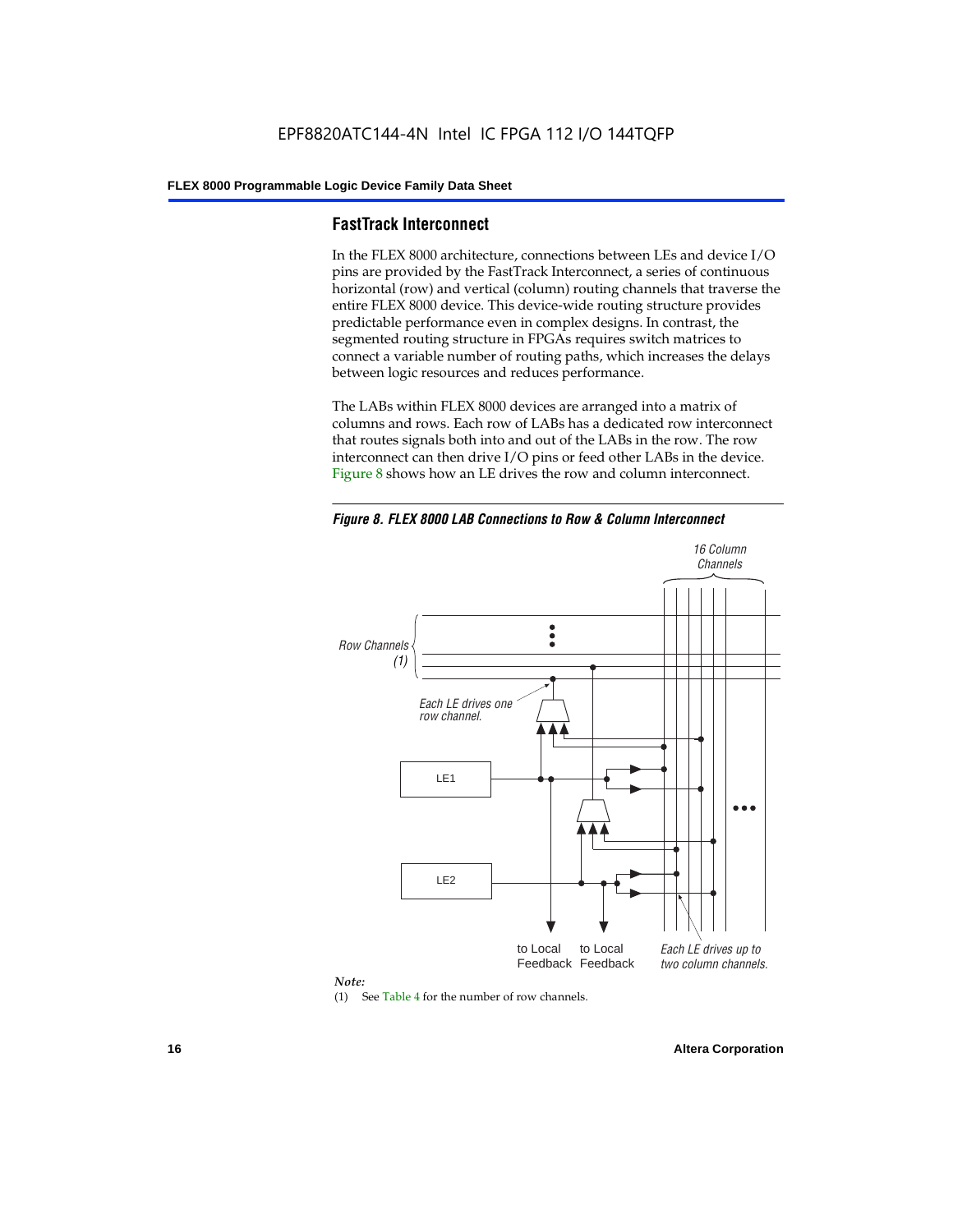## FastTrack Interconnect

In the FLEX 8000 architecture, connections between LEs and device I/O pins are provided by the FastTrack Interconnect, a series of continuous horizontal (row) and vertical (column) routing channels that traverse the entire FLEX 8000 device. This device-wide routing structure provides predictable performance even in complex designs. In contrast, the segmented routing structure in FPGAs requires switch matrices to connect a variable number of routing paths, which increases the delays between logic resources and reduces performance.

The LABs within FLEX 8000 devices are arranged into a matrix of columns and rows. Each row of LABs has a dedicated row interconnect that routes signals both into and out of the LABs in the row. The row interconnect can then drive I/O pins or feed other LABs in the device. Figure 8 shows how an LE drives the row and column interconnect.

*Figure 8. FLEX 8000 LAB Connections to Row & Column Interconnect*

*Note:*

(1) See Table 4 for the number of row channels.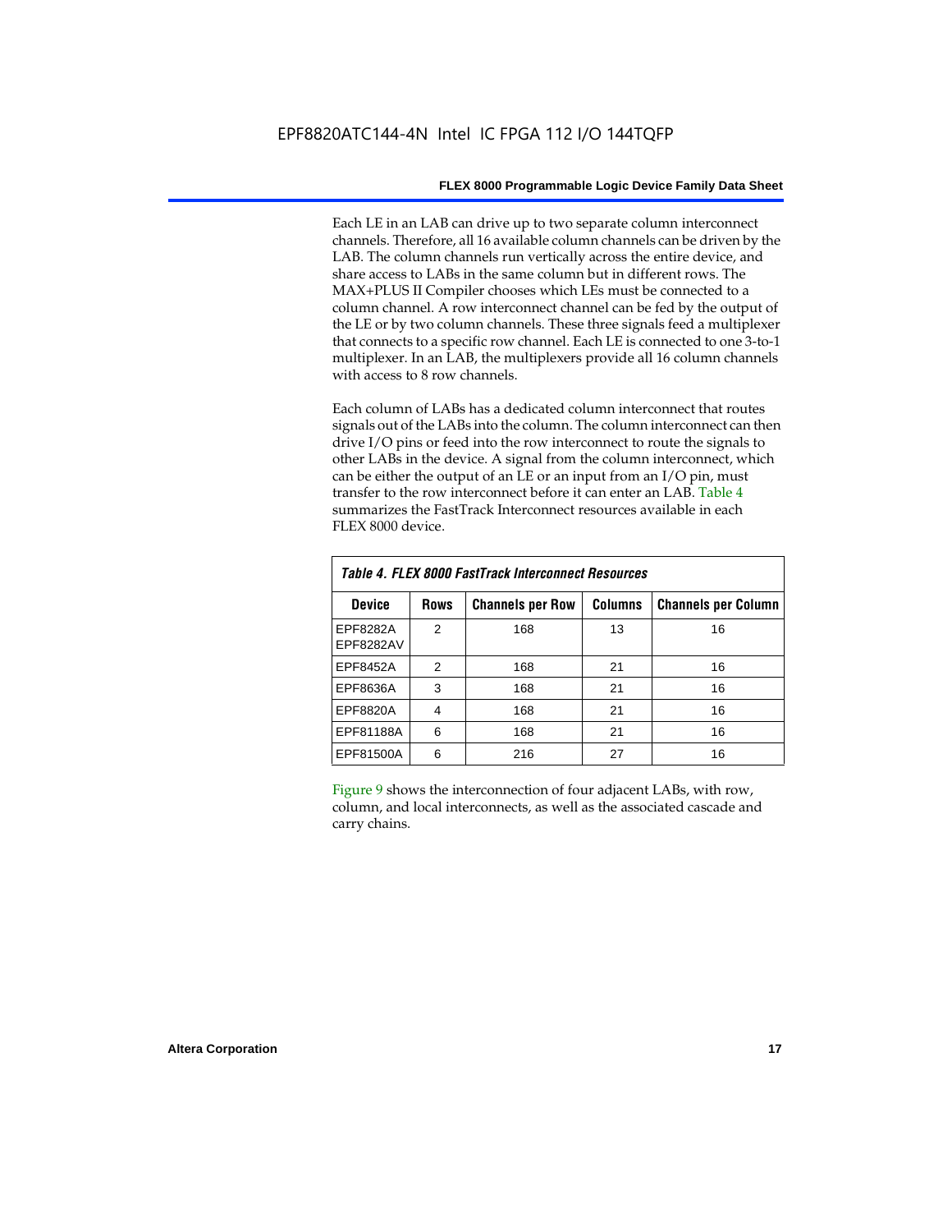Each LE in an LAB can drive up to two separate column interconnect channels. Therefore, all 16 available column channels can be driven by the LAB. The column channels run vertically across the entire device, and share access to LABs in the same column but in different rows. The MAX+PLUS II Compiler chooses which LEs must be connected to a column channel. A row interconnect channel can be fed by the output of the LE or by two column channels. These three signals feed a multiplexer that connects to a specific row channel. Each LE is connected to one 3-to-1 multiplexer. In an LAB, the multiplexers provide all 16 column channels with access to 8 row channels.

Each column of LABs has a dedicated column interconnect that routes signals out of the LABs into the column. The column interconnect can then drive I/O pins or feed into the row interconnect to route the signals to other LABs in the device. A signal from the column interconnect, which can be either the output of an LE or an input from an I/O pin, must transfer to the row interconnect before it can enter an LAB. Table 4 summarizes the FastTrack Interconnect resources available in each FLEX 8000 device.

*Table 4. FLEX 8000 FastTrack Interconnect Resources*

| Device | Rows | Channels per Row | Columns | Channels per Column |
|---|---|---|---|---|
| EPF8282A EPF8282AV | 2 | 168 | 13 | 16 |
| EPF8452A | 2 | 168 | 21 | 16 |
| EPF8636A | 3 | 168 | 21 | 16 |
| EPF8820A | 4 | 168 | 21 | 16 |
| EPF81188A | 6 | 168 | 21 | 16 |
| EPF81500A | 6 | 216 | 27 | 16 |

Figure 9 shows the interconnection of four adjacent LABs, with row, column, and local interconnects, as well as the associated cascade and carry chains.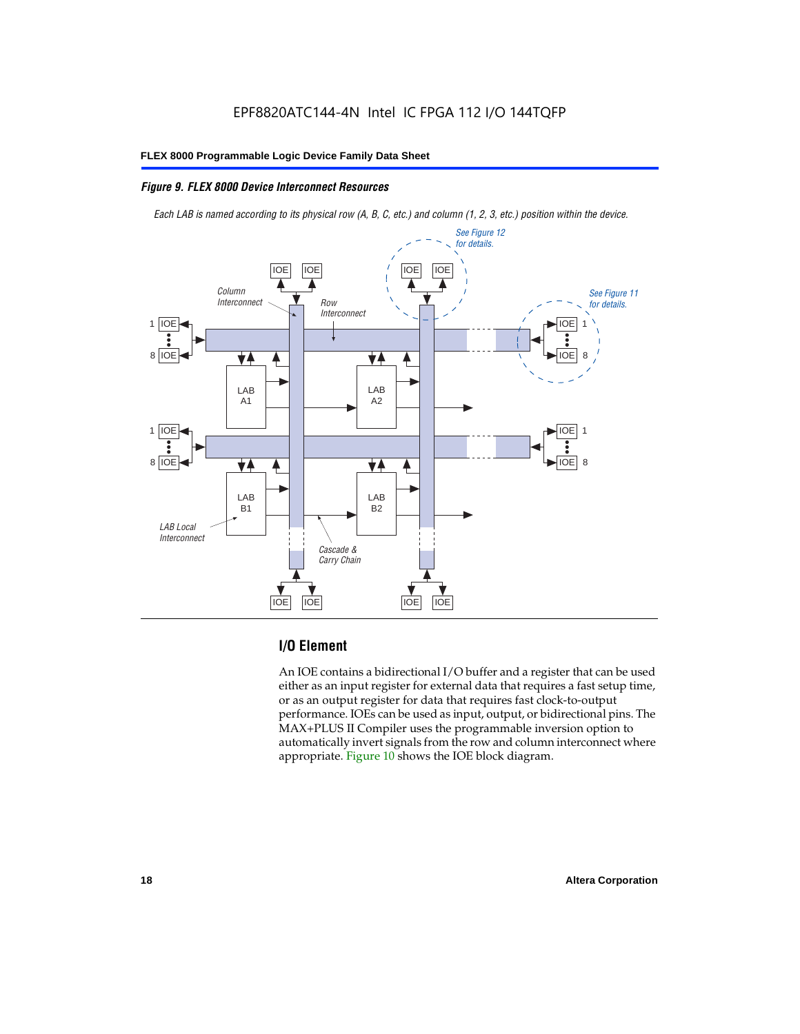*Figure 9. FLEX 8000 Device Interconnect Resources*

*Each LAB is named according to its physical row (A, B, C, etc.) and column (1, 2, 3, etc.) position within the device.*

## I/O Element

An IOE contains a bidirectional I/O buffer and a register that can be used either as an input register for external data that requires a fast setup time, or as an output register for data that requires fast clock-to-output performance. IOEs can be used as input, output, or bidirectional pins. The MAX+PLUS II Compiler uses the programmable inversion option to automatically invert signals from the row and column interconnect where appropriate. Figure 10 shows the IOE block diagram.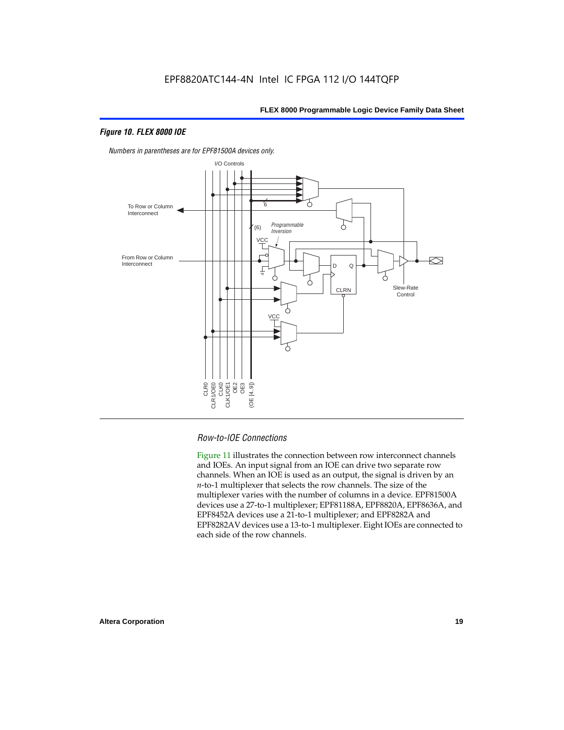### *Figure 10. FLEX 8000 IOE*

*Numbers in parentheses are for EPF81500A devices only.*

### *Row-to-IOE Connections*

Figure 11 illustrates the connection between row interconnect channels and IOEs. An input signal from an IOE can drive two separate row channels. When an IOE is used as an output, the signal is driven by an *n*-to-1 multiplexer that selects the row channels. The size of the multiplexer varies with the number of columns in a device. EPF81500A devices use a 27-to-1 multiplexer; EPF81188A, EPF8820A, EPF8636A, and EPF8452A devices use a 21-to-1 multiplexer; and EPF8282A and EPF8282AV devices use a 13-to-1 multiplexer. Eight IOEs are connected to each side of the row channels.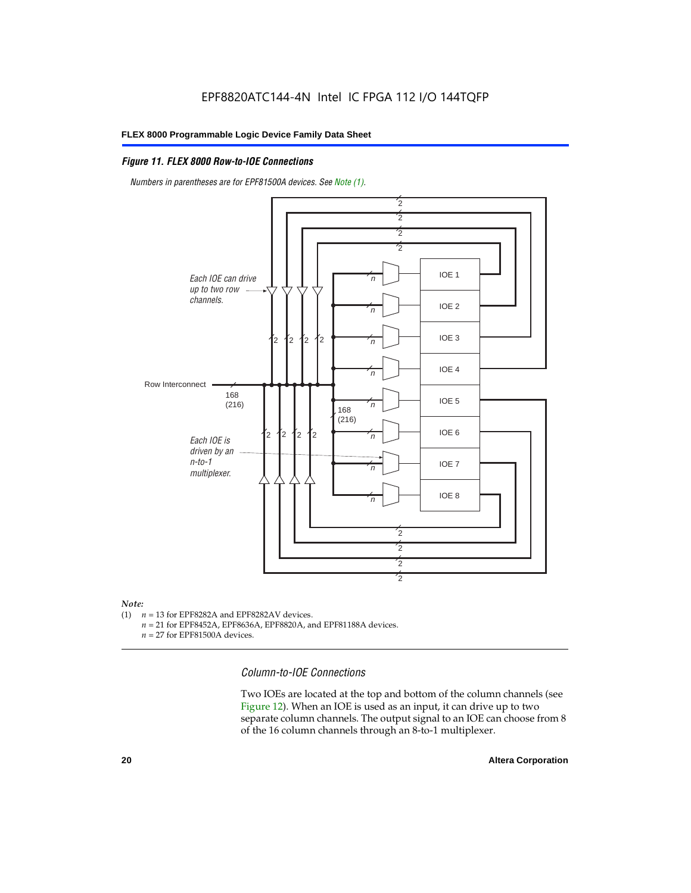### *Figure 11. FLEX 8000 Row-to-IOE Connections*

*Numbers in parentheses are for EPF81500A devices. See Note (1).*

*Note:*

(1) $n$ = 13 for EPF8282A and EPF8282AV devices.
$n$ = 21 for EPF8452A, EPF8636A, EPF8820A, and EPF81188A devices.
$n$ = 27 for EPF81500A devices.

### *Column-to-IOE Connections*

Two IOEs are located at the top and bottom of the column channels (see Figure 12). When an IOE is used as an input, it can drive up to two separate column channels. The output signal to an IOE can choose from 8 of the 16 column channels through an 8-to-1 multiplexer.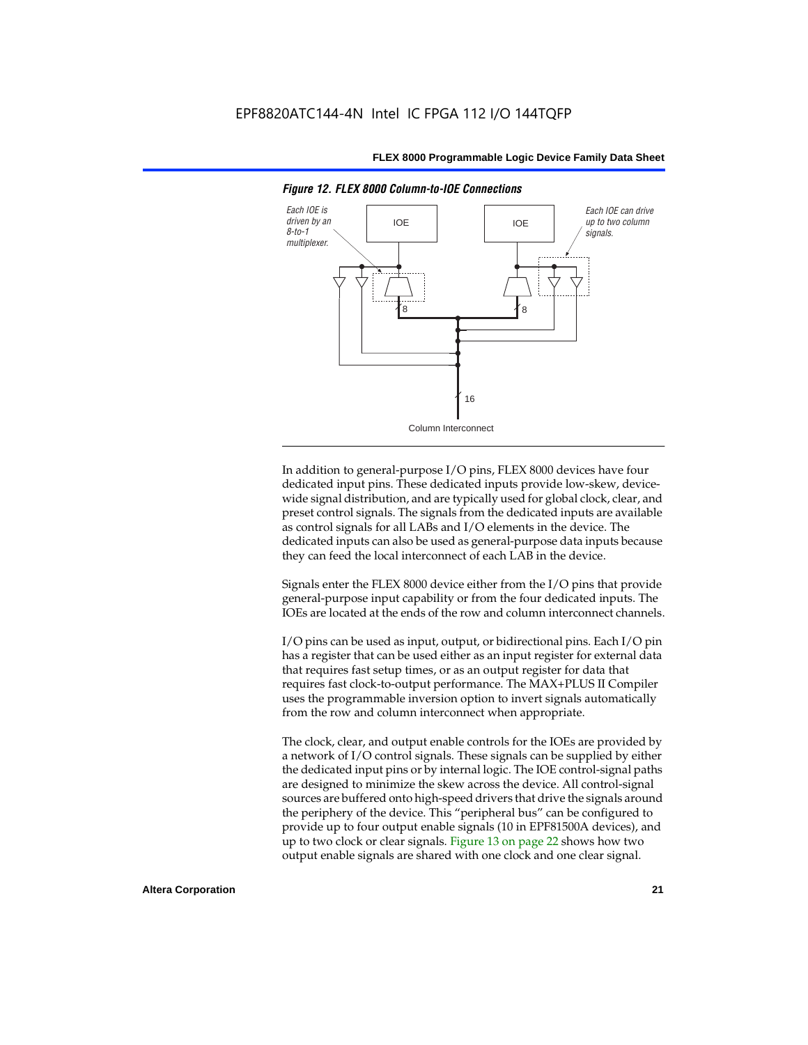*Figure 12. FLEX 8000 Column-to-IOE Connections*

Each IOE is driven by an 8-to-1 multiplexer.

Each IOE can drive up to two column signals.

Column Interconnect

In addition to general-purpose I/O pins, FLEX 8000 devices have four dedicated input pins. These dedicated inputs provide low-skew, device-wide signal distribution, and are typically used for global clock, clear, and preset control signals. The signals from the dedicated inputs are available as control signals for all LABs and I/O elements in the device. The dedicated inputs can also be used as general-purpose data inputs because they can feed the local interconnect of each LAB in the device.

Signals enter the FLEX 8000 device either from the I/O pins that provide general-purpose input capability or from the four dedicated inputs. The IOEs are located at the ends of the row and column interconnect channels.

I/O pins can be used as input, output, or bidirectional pins. Each I/O pin has a register that can be used either as an input register for external data that requires fast setup times, or as an output register for data that requires fast clock-to-output performance. The MAX+PLUS II Compiler uses the programmable inversion option to invert signals automatically from the row and column interconnect when appropriate.

The clock, clear, and output enable controls for the IOEs are provided by a network of I/O control signals. These signals can be supplied by either the dedicated input pins or by internal logic. The IOE control-signal paths are designed to minimize the skew across the device. All control-signal sources are buffered onto high-speed drivers that drive the signals around the periphery of the device. This "peripheral bus" can be configured to provide up to four output enable signals (10 in EPF81500A devices), and up to two clock or clear signals. Figure 13 on page 22 shows how two output enable signals are shared with one clock and one clear signal.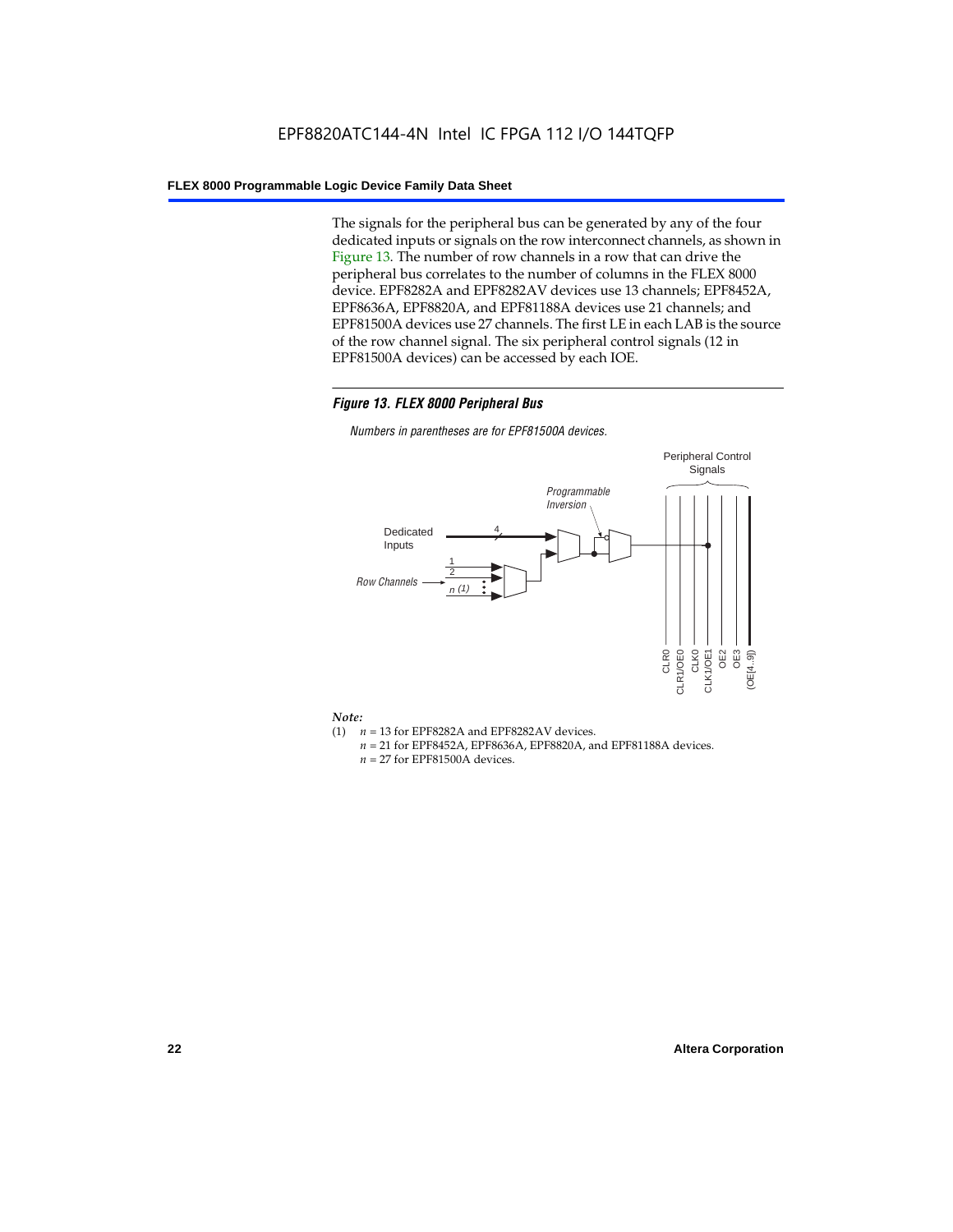The signals for the peripheral bus can be generated by any of the four dedicated inputs or signals on the row interconnect channels, as shown in Figure 13. The number of row channels in a row that can drive the peripheral bus correlates to the number of columns in the FLEX 8000 device. EPF8282A and EPF8282AV devices use 13 channels; EPF8452A, EPF8636A, EPF8820A, and EPF81188A devices use 21 channels; and EPF81500A devices use 27 channels. The first LE in each LAB is the source of the row channel signal. The six peripheral control signals (12 in EPF81500A devices) can be accessed by each IOE.

***Figure 13. FLEX 8000 Peripheral Bus***

*Numbers in parentheses are for EPF81500A devices.*

*Note:*

(1) $n$ = 13 for EPF8282A and EPF8282AV devices.
$n$ = 21 for EPF8452A, EPF8636A, EPF8820A, and EPF81188A devices.
$n$ = 27 for EPF81500A devices.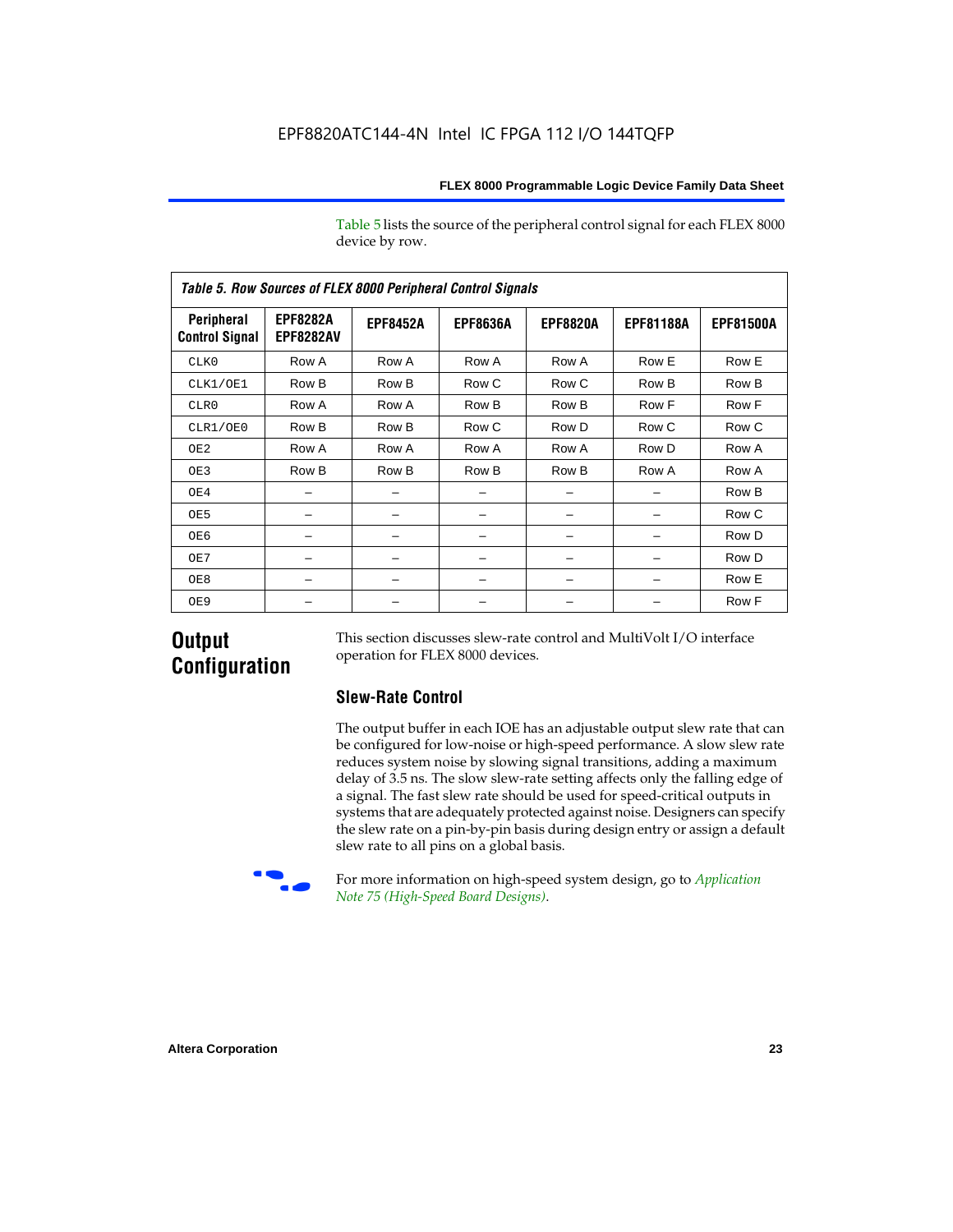Table 5 lists the source of the peripheral control signal for each FLEX 8000 device by row.

*Table 5. Row Sources of FLEX 8000 Peripheral Control Signals*

| Peripheral Control Signal | EPF8282A EPF8282AV | EPF8452A | EPF8636A | EPF8820A | EPF81188A | EPF81500A |
|---|---|---|---|---|---|---|
| CLK0 | Row A | Row A | Row A | Row A | Row E | Row E |
| CLK1/OE1 | Row B | Row B | Row C | Row C | Row B | Row B |
| CLR0 | Row A | Row A | Row B | Row B | Row F | Row F |
| CLR1/OE0 | Row B | Row B | Row C | Row D | Row C | Row C |
| OE2 | Row A | Row A | Row A | Row A | Row D | Row A |
| OE3 | Row B | Row B | Row B | Row B | Row A | Row A |
| OE4 | – | – | – | – | – | Row B |
| OE5 | – | – | – | – | – | Row C |
| OE6 | – | – | – | – | – | Row D |
| OE7 | – | – | – | – | – | Row D |
| OE8 | – | – | – | – | – | Row E |
| OE9 | – | – | – | – | – | Row F |

## Output Configuration

This section discusses slew-rate control and MultiVolt I/O interface operation for FLEX 8000 devices.

### Slew-Rate Control

The output buffer in each IOE has an adjustable output slew rate that can be configured for low-noise or high-speed performance. A slow slew rate reduces system noise by slowing signal transitions, adding a maximum delay of 3.5 ns. The slow slew-rate setting affects only the falling edge of a signal. The fast slew rate should be used for speed-critical outputs in systems that are adequately protected against noise. Designers can specify the slew rate on a pin-by-pin basis during design entry or assign a default slew rate to all pins on a global basis.

For more information on high-speed system design, go to *Application Note 75 (High-Speed Board Designs)*.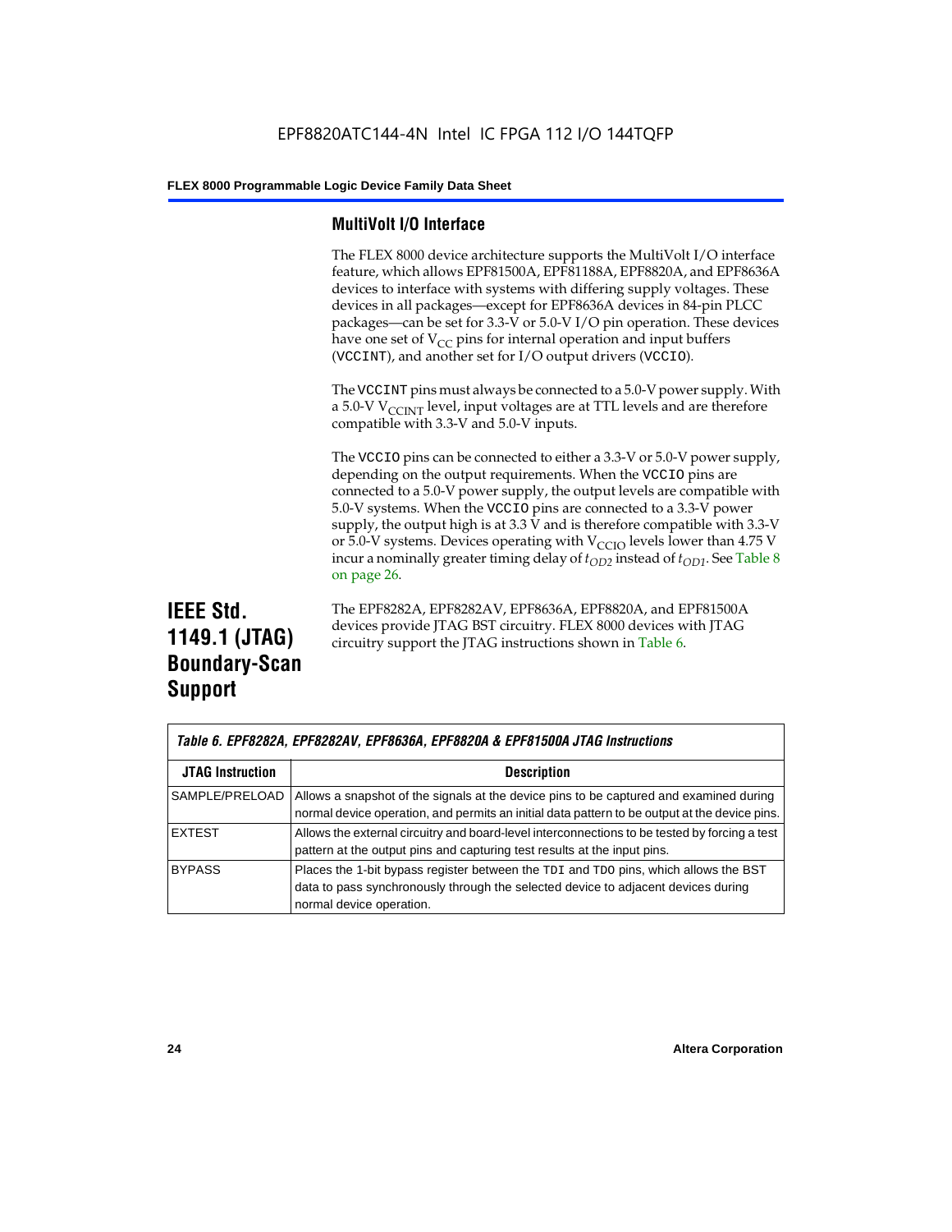## MultiVolt I/O Interface

The FLEX 8000 device architecture supports the MultiVolt I/O interface feature, which allows EPF81500A, EPF81188A, EPF8820A, and EPF8636A devices to interface with systems with differing supply voltages. These devices in all packages—except for EPF8636A devices in 84-pin PLCC packages—can be set for 3.3-V or 5.0-V I/O pin operation. These devices have one set of $V_{CC}$ pins for internal operation and input buffers (`VCCINT`), and another set for I/O output drivers (`VCCIO`).

The `VCCINT` pins must always be connected to a 5.0-V power supply. With a 5.0-V $V_{CCINT}$ level, input voltages are at TTL levels and are therefore compatible with 3.3-V and 5.0-V inputs.

The `VCCIO` pins can be connected to either a 3.3-V or 5.0-V power supply, depending on the output requirements. When the `VCCIO` pins are connected to a 5.0-V power supply, the output levels are compatible with 5.0-V systems. When the `VCCIO` pins are connected to a 3.3-V power supply, the output high is at 3.3 V and is therefore compatible with 3.3-V or 5.0-V systems. Devices operating with $V_{CCIO}$ levels lower than 4.75 V incur a nominally greater timing delay of $t_{OD2}$ instead of $t_{OD1}$. See Table 8 on page 26.

# IEEE Std. 1149.1 (JTAG) Boundary-Scan Support

The EPF8282A, EPF8282AV, EPF8636A, EPF8820A, and EPF81500A devices provide JTAG BST circuitry. FLEX 8000 devices with JTAG circuitry support the JTAG instructions shown in Table 6.

*Table 6. EPF8282A, EPF8282AV, EPF8636A, EPF8820A & EPF81500A JTAG Instructions*

| JTAG Instruction | Description |
|---|---|
| SAMPLE/PRELOAD | Allows a snapshot of the signals at the device pins to be captured and examined during normal device operation, and permits an initial data pattern to be output at the device pins. |
| EXTEST | Allows the external circuitry and board-level interconnections to be tested by forcing a test pattern at the output pins and capturing test results at the input pins. |
| BYPASS | Places the 1-bit bypass register between the `TDI` and `TDO` pins, which allows the BST data to pass synchronously through the selected device to adjacent devices during normal device operation. |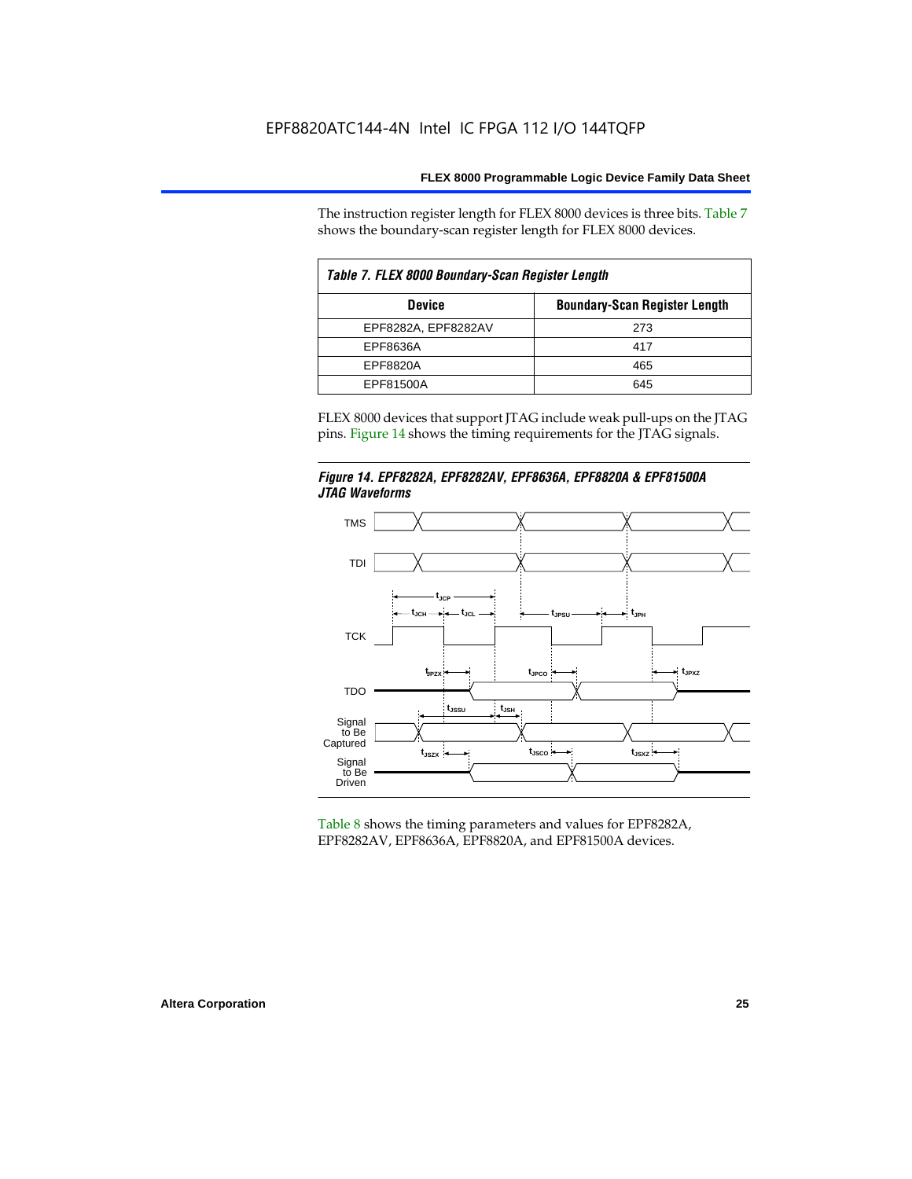The instruction register length for FLEX 8000 devices is three bits. Table 7 shows the boundary-scan register length for FLEX 8000 devices.

| Table 7. FLEX 8000 Boundary-Scan Register Length | |
|---|---|
| **Device** | **Boundary-Scan Register Length** |
| EPF8282A, EPF8282AV | 273 |
| EPF8636A | 417 |
| EPF8820A | 465 |
| EPF81500A | 645 |

FLEX 8000 devices that support JTAG include weak pull-ups on the JTAG pins. Figure 14 shows the timing requirements for the JTAG signals.

*Figure 14. EPF8282A, EPF8282AV, EPF8636A, EPF8820A & EPF81500A JTAG Waveforms*

Table 8 shows the timing parameters and values for EPF8282A, EPF8282AV, EPF8636A, EPF8820A, and EPF81500A devices.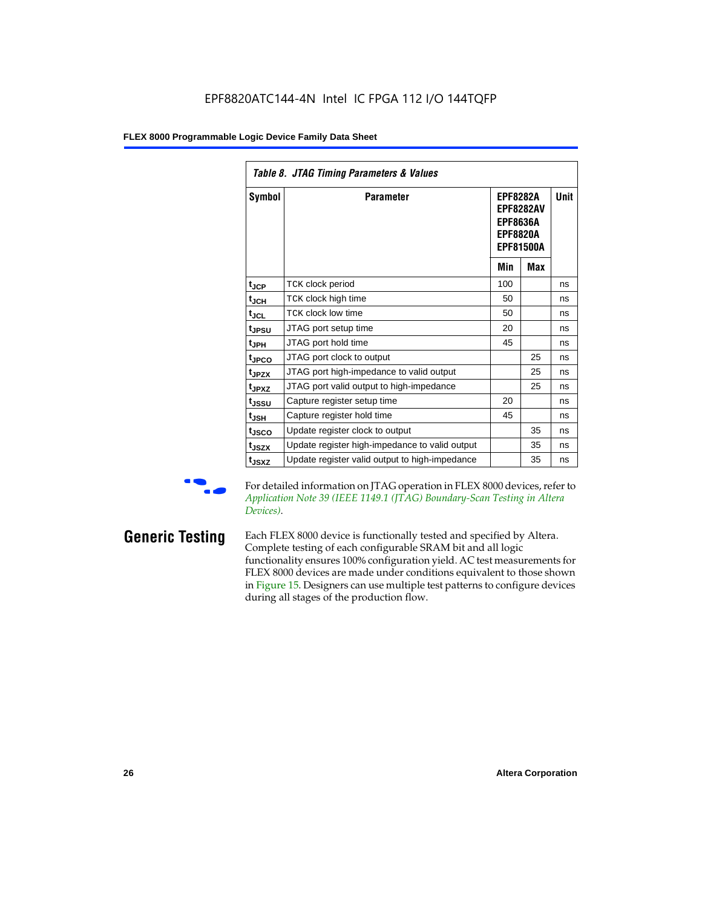Table 8. JTAG Timing Parameters & Values

| Symbol | Parameter | EPF8282A EPF8282AV EPF8636A EPF8820A EPF81500A | | Unit |
|---|---|---|---|---|
| | | Min | Max | |
| $t_{JCP}$ | TCK clock period | 100 | | ns |
| $t_{JCH}$ | TCK clock high time | 50 | | ns |
| $t_{JCL}$ | TCK clock low time | 50 | | ns |
| $t_{JPSU}$ | JTAG port setup time | 20 | | ns |
| $t_{JPH}$ | JTAG port hold time | 45 | | ns |
| $t_{JPCO}$ | JTAG port clock to output | | 25 | ns |
| $t_{JPZX}$ | JTAG port high-impedance to valid output | | 25 | ns |
| $t_{JPXZ}$ | JTAG port valid output to high-impedance | | 25 | ns |
| $t_{JSSU}$ | Capture register setup time | 20 | | ns |
| $t_{JSH}$ | Capture register hold time | 45 | | ns |
| $t_{JSCO}$ | Update register clock to output | | 35 | ns |
| $t_{JSZX}$ | Update register high-impedance to valid output | | 35 | ns |
| $t_{JSXZ}$ | Update register valid output to high-impedance | | 35 | ns |

For detailed information on JTAG operation in FLEX 8000 devices, refer to *Application Note 39 (IEEE 1149.1 (JTAG) Boundary-Scan Testing in Altera Devices)*.

## Generic Testing

Each FLEX 8000 device is functionally tested and specified by Altera. Complete testing of each configurable SRAM bit and all logic functionality ensures 100% configuration yield. AC test measurements for FLEX 8000 devices are made under conditions equivalent to those shown in Figure 15. Designers can use multiple test patterns to configure devices during all stages of the production flow.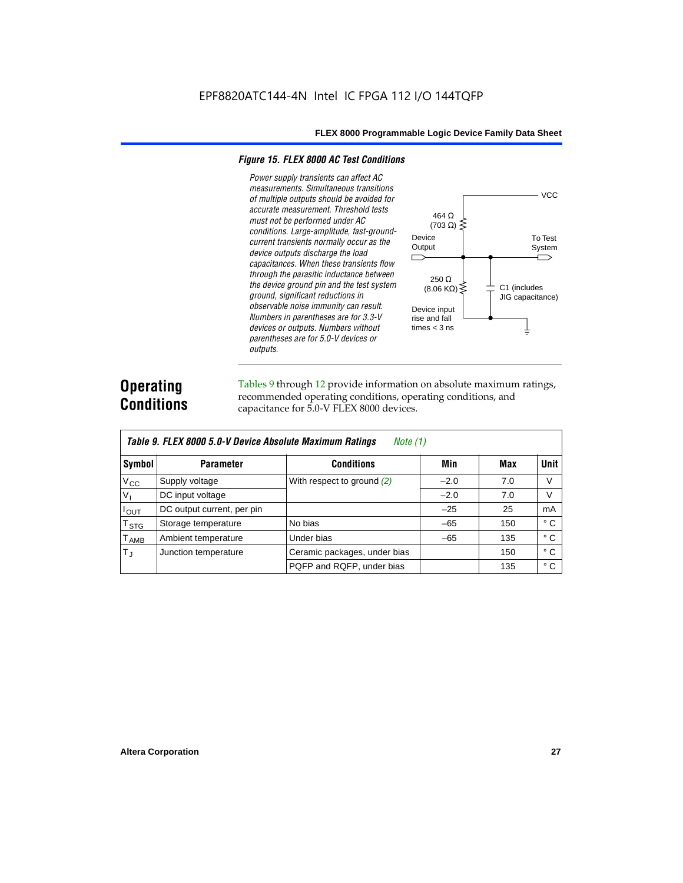EPF8820ATC144-4N Intel IC FPGA 112 I/O 144TQFP

*Figure 15. FLEX 8000 AC Test Conditions*

*Power supply transients can affect AC measurements. Simultaneous transitions of multiple outputs should be avoided for accurate measurement. Threshold tests must not be performed under AC conditions. Large-amplitude, fast-ground-current transients normally occur as the device outputs discharge the load capacitances. When these transients flow through the parasitic inductance between the device ground pin and the test system ground, significant reductions in observable noise immunity can result. Numbers in parentheses are for 3.3-V devices or outputs. Numbers without parentheses are for 5.0-V devices or outputs.*

VCC

464 Ω (703 Ω)

Device Output

To Test System

250 Ω (8.06 KΩ)

C1 (includes JIG capacitance)

Device input rise and fall times < 3 ns

## Operating Conditions

Tables 9 through 12 provide information on absolute maximum ratings, recommended operating conditions, operating conditions, and capacitance for 5.0-V FLEX 8000 devices.

| *Table 9. FLEX 8000 5.0-V Device Absolute Maximum Ratings* *Note (1)* | | | | | |
|---|---|---|---|---|---|
| **Symbol** | **Parameter** | **Conditions** | **Min** | **Max** | **Unit** |
| $V_{CC}$ | Supply voltage | With respect to ground *(2)* | –2.0 | 7.0 | V |
| $V_I$ | DC input voltage | | –2.0 | 7.0 | V |
| $I_{OUT}$ | DC output current, per pin | | –25 | 25 | mA |
| $T_{STG}$ | Storage temperature | No bias | –65 | 150 | ° C |
| $T_{AMB}$ | Ambient temperature | Under bias | –65 | 135 | ° C |
| $T_J$ | Junction temperature | Ceramic packages, under bias | | 150 | ° C |
| | | PQFP and RQFP, under bias | | 135 | ° C |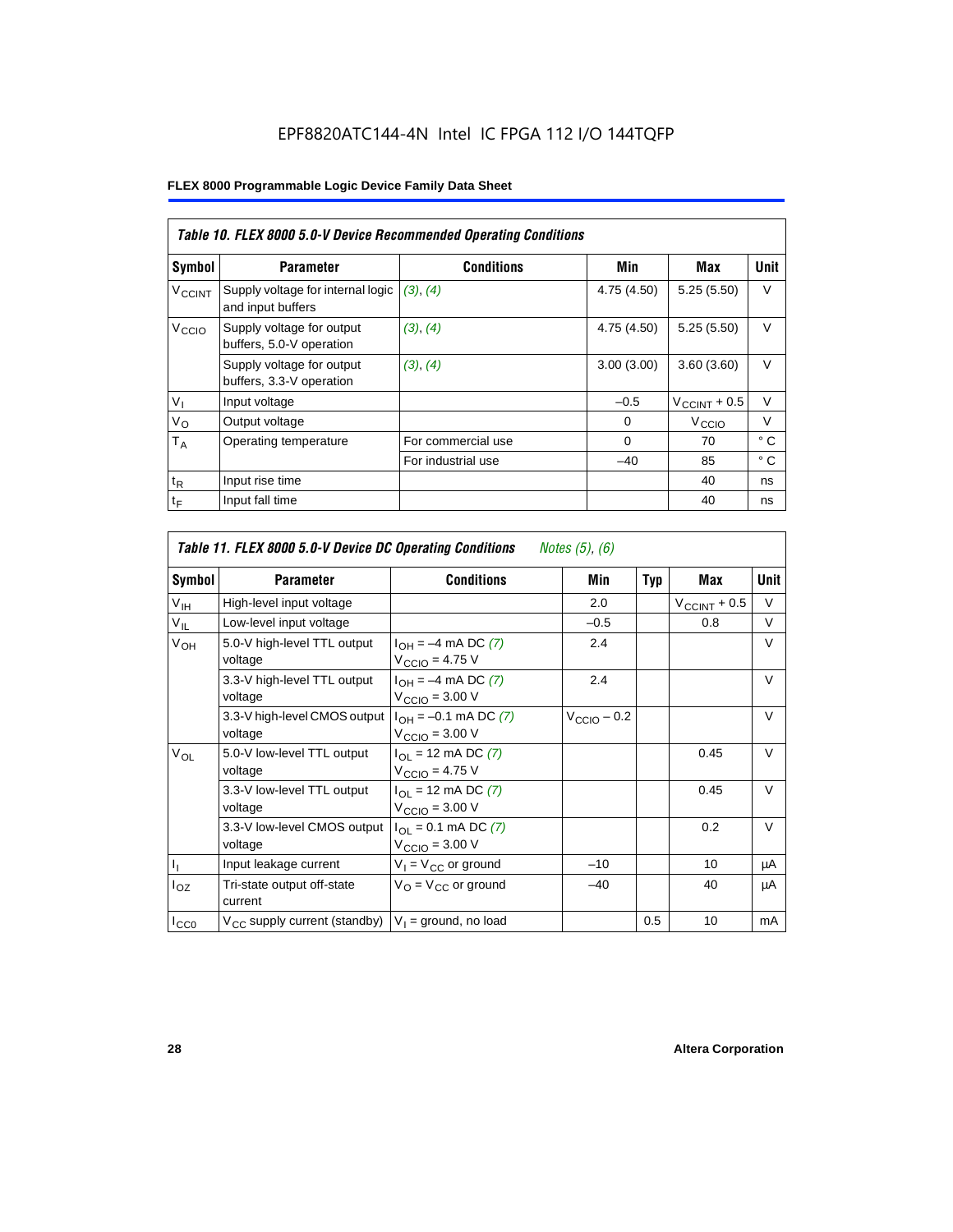EPF8820ATC144-4N Intel IC FPGA 112 I/O 144TQFP

**FLEX 8000 Programmable Logic Device Family Data Sheet**

| *Table 10. FLEX 8000 5.0-V Device Recommended Operating Conditions* | | | | | |
|---|---|---|---|---|---|
| **Symbol** | **Parameter** | **Conditions** | **Min** | **Max** | **Unit** |
| $V_{CCINT}$ | Supply voltage for internal logic and input buffers | *(3), (4)* | 4.75 (4.50) | 5.25 (5.50) | V |
| $V_{CCIO}$ | Supply voltage for output buffers, 5.0-V operation | *(3), (4)* | 4.75 (4.50) | 5.25 (5.50) | V |
| | Supply voltage for output buffers, 3.3-V operation | *(3), (4)* | 3.00 (3.00) | 3.60 (3.60) | V |
| $V_I$ | Input voltage | | –0.5 | $V_{CCINT}$ + 0.5 | V |
| $V_O$ | Output voltage | | 0 | $V_{CCIO}$ | V |
| $T_A$ | Operating temperature | For commercial use | 0 | 70 | ° C |
| | | For industrial use | –40 | 85 | ° C |
| $t_R$ | Input rise time | | | 40 | ns |
| $t_F$ | Input fall time | | | 40 | ns |

| *Table 11. FLEX 8000 5.0-V Device DC Operating Conditions* *Notes (5), (6)* | | | | | | |
|---|---|---|---|---|---|---|
| **Symbol** | **Parameter** | **Conditions** | **Min** | **Typ** | **Max** | **Unit** |
| $V_{IH}$ | High-level input voltage | | 2.0 | | $V_{CCINT}$ + 0.5 | V |
| $V_{IL}$ | Low-level input voltage | | –0.5 | | 0.8 | V |
| $V_{OH}$ | 5.0-V high-level TTL output voltage | $I_{OH}$ = –4 mA DC *(7)* $V_{CCIO}$ = 4.75 V | 2.4 | | | V |
| | 3.3-V high-level TTL output voltage | $I_{OH}$ = –4 mA DC *(7)* $V_{CCIO}$ = 3.00 V | 2.4 | | | V |
| | 3.3-V high-level CMOS output voltage | $I_{OH}$ = –0.1 mA DC *(7)* $V_{CCIO}$ = 3.00 V | $V_{CCIO}$ – 0.2 | | | V |
| $V_{OL}$ | 5.0-V low-level TTL output voltage | $I_{OL}$ = 12 mA DC *(7)* $V_{CCIO}$ = 4.75 V | | | 0.45 | V |
| | 3.3-V low-level TTL output voltage | $I_{OL}$ = 12 mA DC *(7)* $V_{CCIO}$ = 3.00 V | | | 0.45 | V |
| | 3.3-V low-level CMOS output voltage | $I_{OL}$ = 0.1 mA DC *(7)* $V_{CCIO}$ = 3.00 V | | | 0.2 | V |
| $I_I$ | Input leakage current | $V_I$ = $V_{CC}$ or ground | –10 | | 10 | µA |
| $I_{OZ}$ | Tri-state output off-state current | $V_O$ = $V_{CC}$ or ground | –40 | | 40 | µA |
| $I_{CC0}$ | $V_{CC}$ supply current (standby) | $V_I$ = ground, no load | | 0.5 | 10 | mA |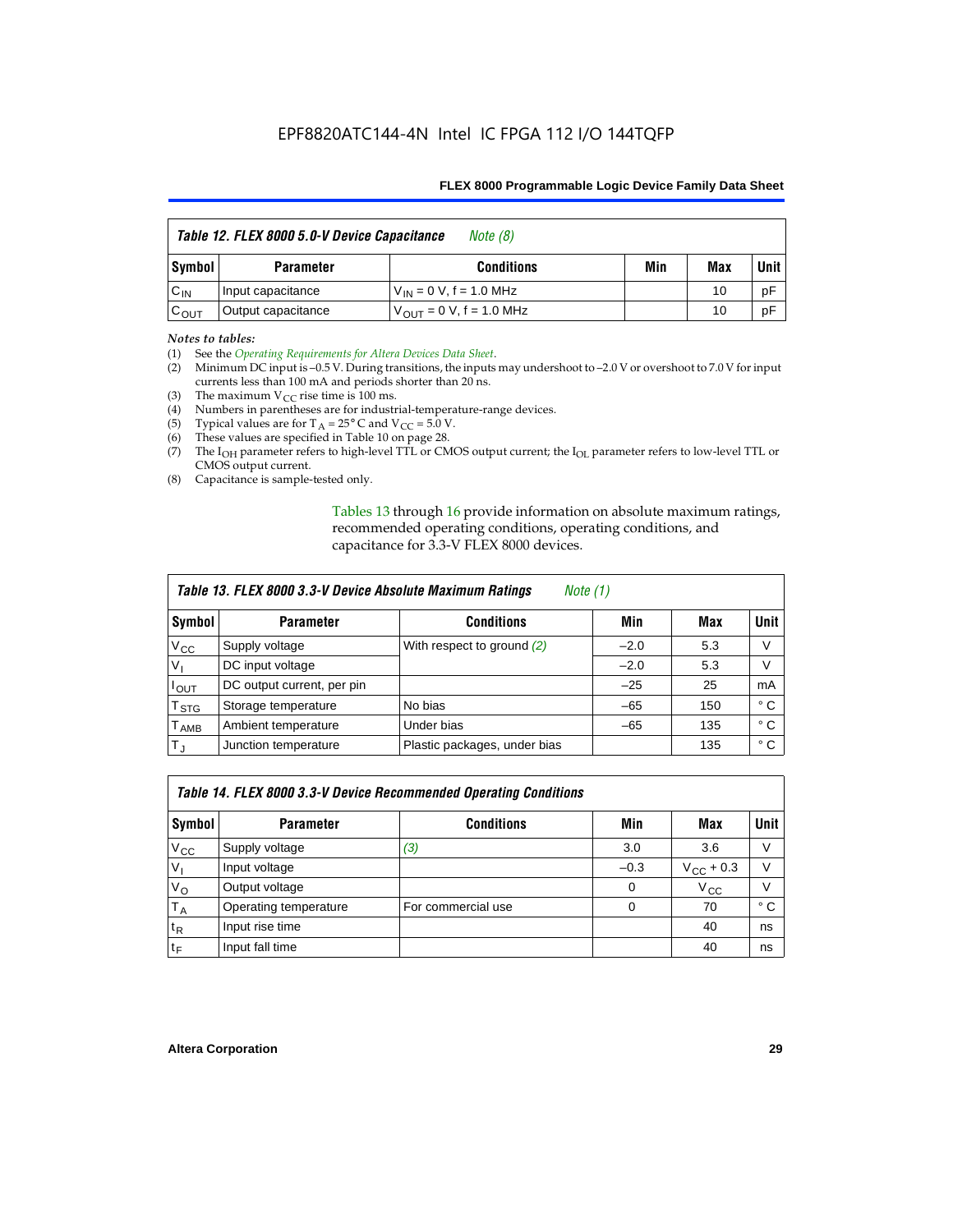| *Table 12. FLEX 8000 5.0-V Device Capacitance* *Note (8)* | | | | | |
|---|---|---|---|---|---|
| **Symbol** | **Parameter** | **Conditions** | **Min** | **Max** | **Unit** |
| $C_{IN}$ | Input capacitance | $V_{IN}$ = 0 V, f = 1.0 MHz | | 10 | pF |
| $C_{OUT}$ | Output capacitance | $V_{OUT}$ = 0 V, f = 1.0 MHz | | 10 | pF |

*Notes to tables:*

(1) See the *Operating Requirements for Altera Devices Data Sheet*.
(2) Minimum DC input is –0.5 V. During transitions, the inputs may undershoot to –2.0 V or overshoot to 7.0 V for input currents less than 100 mA and periods shorter than 20 ns.
(3) The maximum $V_{CC}$ rise time is 100 ms.
(4) Numbers in parentheses are for industrial-temperature-range devices.
(5) Typical values are for $T_A$ = 25° C and $V_{CC}$ = 5.0 V.
(6) These values are specified in Table 10 on page 28.
(7) The $I_{OH}$ parameter refers to high-level TTL or CMOS output current; the $I_{OL}$ parameter refers to low-level TTL or CMOS output current.
(8) Capacitance is sample-tested only.

Tables 13 through 16 provide information on absolute maximum ratings, recommended operating conditions, operating conditions, and capacitance for 3.3-V FLEX 8000 devices.

| *Table 13. FLEX 8000 3.3-V Device Absolute Maximum Ratings* *Note (1)* | | | | | |
|---|---|---|---|---|---|
| **Symbol** | **Parameter** | **Conditions** | **Min** | **Max** | **Unit** |
| $V_{CC}$ | Supply voltage | With respect to ground *(2)* | –2.0 | 5.3 | V |
| $V_I$ | DC input voltage | | –2.0 | 5.3 | V |
| $I_{OUT}$ | DC output current, per pin | | –25 | 25 | mA |
| $T_{STG}$ | Storage temperature | No bias | –65 | 150 | ° C |
| $T_{AMB}$ | Ambient temperature | Under bias | –65 | 135 | ° C |
| $T_J$ | Junction temperature | Plastic packages, under bias | | 135 | ° C |

| *Table 14. FLEX 8000 3.3-V Device Recommended Operating Conditions* | | | | | |
|---|---|---|---|---|---|
| **Symbol** | **Parameter** | **Conditions** | **Min** | **Max** | **Unit** |
| $V_{CC}$ | Supply voltage | *(3)* | 3.0 | 3.6 | V |
| $V_I$ | Input voltage | | –0.3 | $V_{CC}$ + 0.3 | V |
| $V_O$ | Output voltage | | 0 | $V_{CC}$ | V |
| $T_A$ | Operating temperature | For commercial use | 0 | 70 | ° C |
| $t_R$ | Input rise time | | | 40 | ns |
| $t_F$ | Input fall time | | | 40 | ns |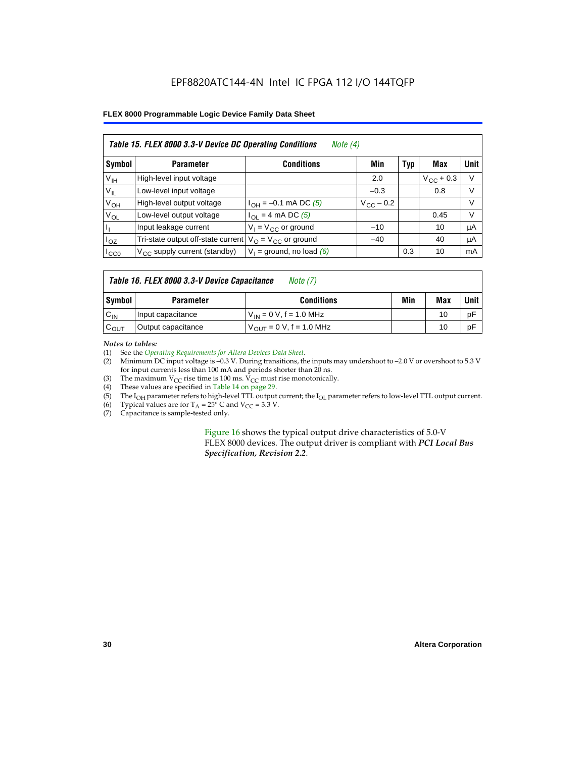| Table 15. FLEX 8000 3.3-V Device DC Operating Conditions *Note (4)* | | | | | | |
|---|---|---|---|---|---|---|
| **Symbol** | **Parameter** | **Conditions** | **Min** | **Typ** | **Max** | **Unit** |
| $V_{IH}$ | High-level input voltage | | 2.0 | | $V_{CC}$ + 0.3 | V |
| $V_{IL}$ | Low-level input voltage | | –0.3 | | 0.8 | V |
| $V_{OH}$ | High-level output voltage | $I_{OH}$ = –0.1 mA DC *(5)* | $V_{CC}$ – 0.2 | | | V |
| $V_{OL}$ | Low-level output voltage | $I_{OL}$ = 4 mA DC *(5)* | | | 0.45 | V |
| $I_I$ | Input leakage current | $V_I$ = $V_{CC}$ or ground | –10 | | 10 | µA |
| $I_{OZ}$ | Tri-state output off-state current | $V_O$ = $V_{CC}$ or ground | –40 | | 40 | µA |
| $I_{CC0}$ | $V_{CC}$ supply current (standby) | $V_I$ = ground, no load *(6)* | | 0.3 | 10 | mA |

| Table 16. FLEX 8000 3.3-V Device Capacitance *Note (7)* | | | | | |
|---|---|---|---|---|---|
| **Symbol** | **Parameter** | **Conditions** | **Min** | **Max** | **Unit** |
| $C_{IN}$ | Input capacitance | $V_{IN}$ = 0 V, f = 1.0 MHz | | 10 | pF |
| $C_{OUT}$ | Output capacitance | $V_{OUT}$ = 0 V, f = 1.0 MHz | | 10 | pF |

*Notes to tables:*

(1) See the *Operating Requirements for Altera Devices Data Sheet*.
(2) Minimum DC input voltage is –0.3 V. During transitions, the inputs may undershoot to –2.0 V or overshoot to 5.3 V for input currents less than 100 mA and periods shorter than 20 ns.
(3) The maximum $V_{CC}$ rise time is 100 ms. $V_{CC}$ must rise monotonically.
(4) These values are specified in Table 14 on page 29.
(5) The $I_{OH}$ parameter refers to high-level TTL output current; the $I_{OL}$ parameter refers to low-level TTL output current.
(6) Typical values are for $T_A$ = 25° C and $V_{CC}$ = 3.3 V.
(7) Capacitance is sample-tested only.

Figure 16 shows the typical output drive characteristics of 5.0-V FLEX 8000 devices. The output driver is compliant with ***PCI Local Bus Specification, Revision 2.2***.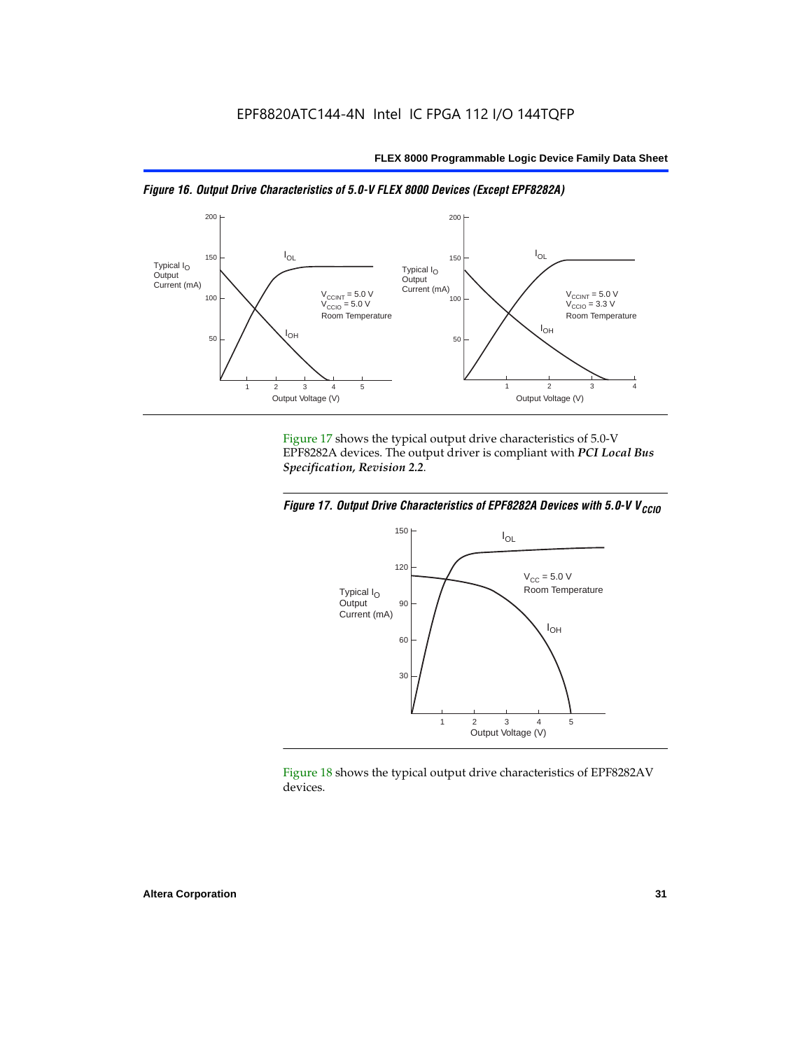*Figure 16. Output Drive Characteristics of 5.0-V FLEX 8000 Devices (Except EPF8282A)*

Figure 17 shows the typical output drive characteristics of 5.0-V EPF8282A devices. The output driver is compliant with ***PCI Local Bus Specification, Revision 2.2***.

*Figure 17. Output Drive Characteristics of EPF8282A Devices with 5.0-V $V_{CCIO}$*

Figure 18 shows the typical output drive characteristics of EPF8282AV devices.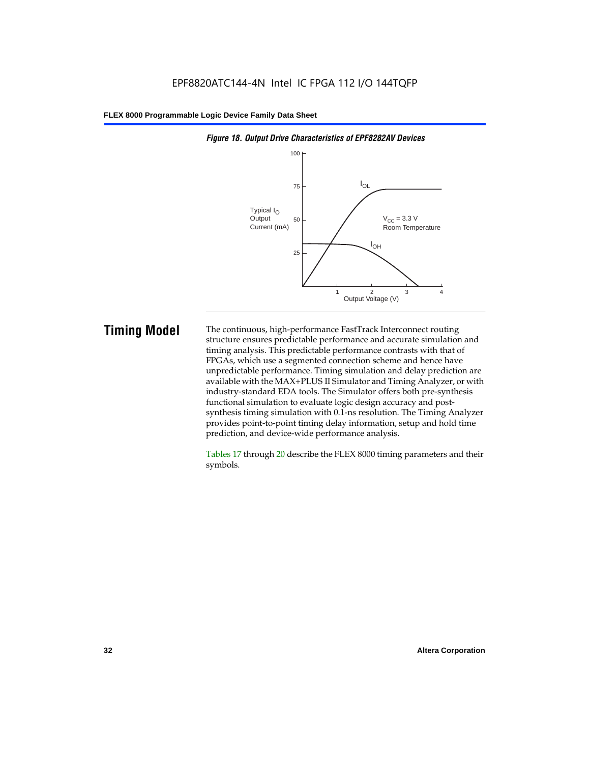*Figure 18. Output Drive Characteristics of EPF8282AV Devices*

## Timing Model

The continuous, high-performance FastTrack Interconnect routing structure ensures predictable performance and accurate simulation and timing analysis. This predictable performance contrasts with that of FPGAs, which use a segmented connection scheme and hence have unpredictable performance. Timing simulation and delay prediction are available with the MAX+PLUS II Simulator and Timing Analyzer, or with industry-standard EDA tools. The Simulator offers both pre-synthesis functional simulation to evaluate logic design accuracy and post-synthesis timing simulation with 0.1-ns resolution. The Timing Analyzer provides point-to-point timing delay information, setup and hold time prediction, and device-wide performance analysis.

Tables 17 through 20 describe the FLEX 8000 timing parameters and their symbols.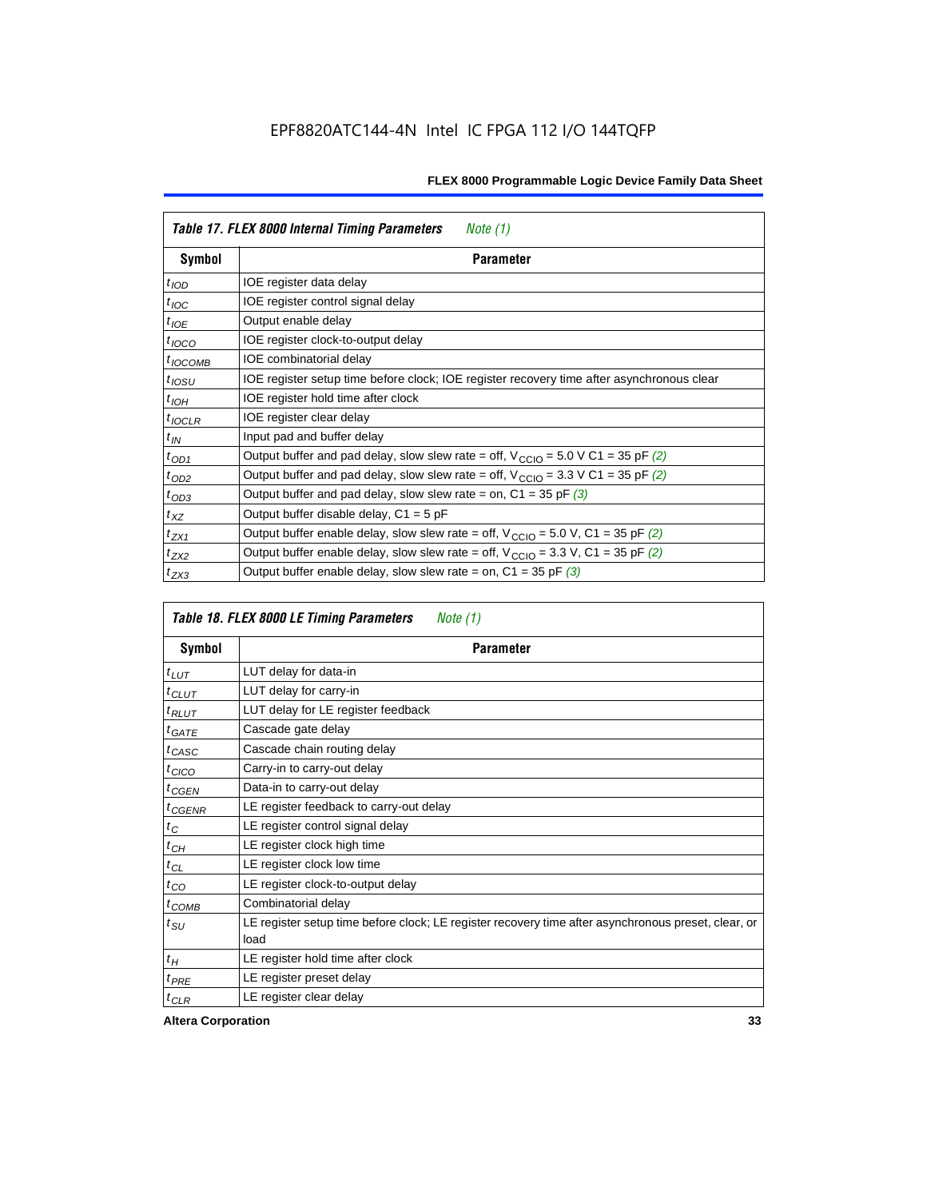**Table 17. FLEX 8000 Internal Timing Parameters** *Note (1)*

| Symbol | Parameter |
|---|---|
| $t_{IOD}$ | IOE register data delay |
| $t_{IOC}$ | IOE register control signal delay |
| $t_{IOE}$ | Output enable delay |
| $t_{IOCO}$ | IOE register clock-to-output delay |
| $t_{IOCOMB}$ | IOE combinatorial delay |
| $t_{IOSU}$ | IOE register setup time before clock; IOE register recovery time after asynchronous clear |
| $t_{IOH}$ | IOE register hold time after clock |
| $t_{IOCLR}$ | IOE register clear delay |
| $t_{IN}$ | Input pad and buffer delay |
| $t_{OD1}$ | Output buffer and pad delay, slow slew rate = off, $V_{CCIO}$ = 5.0 V C1 = 35 pF *(2)* |
| $t_{OD2}$ | Output buffer and pad delay, slow slew rate = off, $V_{CCIO}$ = 3.3 V C1 = 35 pF *(2)* |
| $t_{OD3}$ | Output buffer and pad delay, slow slew rate = on, C1 = 35 pF *(3)* |
| $t_{XZ}$ | Output buffer disable delay, C1 = 5 pF |
| $t_{ZX1}$ | Output buffer enable delay, slow slew rate = off, $V_{CCIO}$ = 5.0 V, C1 = 35 pF *(2)* |
| $t_{ZX2}$ | Output buffer enable delay, slow slew rate = off, $V_{CCIO}$ = 3.3 V, C1 = 35 pF *(2)* |
| $t_{ZX3}$ | Output buffer enable delay, slow slew rate = on, C1 = 35 pF *(3)* |

**Table 18. FLEX 8000 LE Timing Parameters** *Note (1)*

| Symbol | Parameter |
|---|---|
| $t_{LUT}$ | LUT delay for data-in |
| $t_{CLUT}$ | LUT delay for carry-in |
| $t_{RLUT}$ | LUT delay for LE register feedback |
| $t_{GATE}$ | Cascade gate delay |
| $t_{CASC}$ | Cascade chain routing delay |
| $t_{CICO}$ | Carry-in to carry-out delay |
| $t_{CGEN}$ | Data-in to carry-out delay |
| $t_{CGENR}$ | LE register feedback to carry-out delay |
| $t_{C}$ | LE register control signal delay |
| $t_{CH}$ | LE register clock high time |
| $t_{CL}$ | LE register clock low time |
| $t_{CO}$ | LE register clock-to-output delay |
| $t_{COMB}$ | Combinatorial delay |
| $t_{SU}$ | LE register setup time before clock; LE register recovery time after asynchronous preset, clear, or load |
| $t_{H}$ | LE register hold time after clock |
| $t_{PRE}$ | LE register preset delay |
| $t_{CLR}$ | LE register clear delay |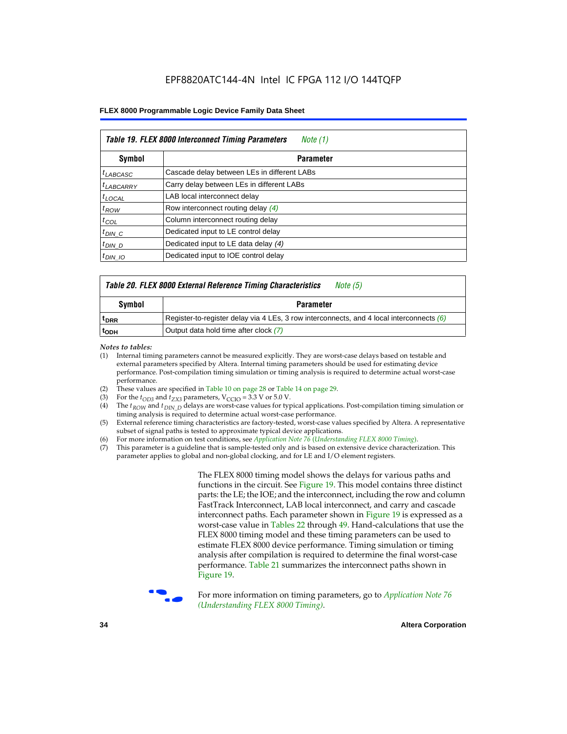**Table 19. FLEX 8000 Interconnect Timing Parameters** *Note (1)*

| Symbol | Parameter |
|---|---|
| $t_{LABCASC}$ | Cascade delay between LEs in different LABs |
| $t_{LABCARRY}$ | Carry delay between LEs in different LABs |
| $t_{LOCAL}$ | LAB local interconnect delay |
| $t_{ROW}$ | Row interconnect routing delay *(4)* |
| $t_{COL}$ | Column interconnect routing delay |
| $t_{DIN\_C}$ | Dedicated input to LE control delay |
| $t_{DIN\_D}$ | Dedicated input to LE data delay *(4)* |
| $t_{DIN\_IO}$ | Dedicated input to IOE control delay |

**Table 20. FLEX 8000 External Reference Timing Characteristics** *Note (5)*

| Symbol | Parameter |
|---|---|
| $t_{DRR}$ | Register-to-register delay via 4 LEs, 3 row interconnects, and 4 local interconnects *(6)* |
| $t_{ODH}$ | Output data hold time after clock *(7)* |

*Notes to tables:*

(1) Internal timing parameters cannot be measured explicitly. They are worst-case delays based on testable and external parameters specified by Altera. Internal timing parameters should be used for estimating device performance. Post-compilation timing simulation or timing analysis is required to determine actual worst-case performance.

(2) These values are specified in Table 10 on page 28 or Table 14 on page 29.

(3) For the $t_{OD3}$ and $t_{ZX3}$ parameters, $V_{CCIO}$ = 3.3 V or 5.0 V.

(4) The $t_{ROW}$ and $t_{DIN\_D}$ delays are worst-case values for typical applications. Post-compilation timing simulation or timing analysis is required to determine actual worst-case performance.

(5) External reference timing characteristics are factory-tested, worst-case values specified by Altera. A representative subset of signal paths is tested to approximate typical device applications.

(6) For more information on test conditions, see *Application Note 76 (Understanding FLEX 8000 Timing)*.

(7) This parameter is a guideline that is sample-tested only and is based on extensive device characterization. This parameter applies to global and non-global clocking, and for LE and I/O element registers.

The FLEX 8000 timing model shows the delays for various paths and functions in the circuit. See Figure 19. This model contains three distinct parts: the LE; the IOE; and the interconnect, including the row and column FastTrack Interconnect, LAB local interconnect, and carry and cascade interconnect paths. Each parameter shown in Figure 19 is expressed as a worst-case value in Tables 22 through 49. Hand-calculations that use the FLEX 8000 timing model and these timing parameters can be used to estimate FLEX 8000 device performance. Timing simulation or timing analysis after compilation is required to determine the final worst-case performance. Table 21 summarizes the interconnect paths shown in Figure 19.

For more information on timing parameters, go to *Application Note 76 (Understanding FLEX 8000 Timing)*.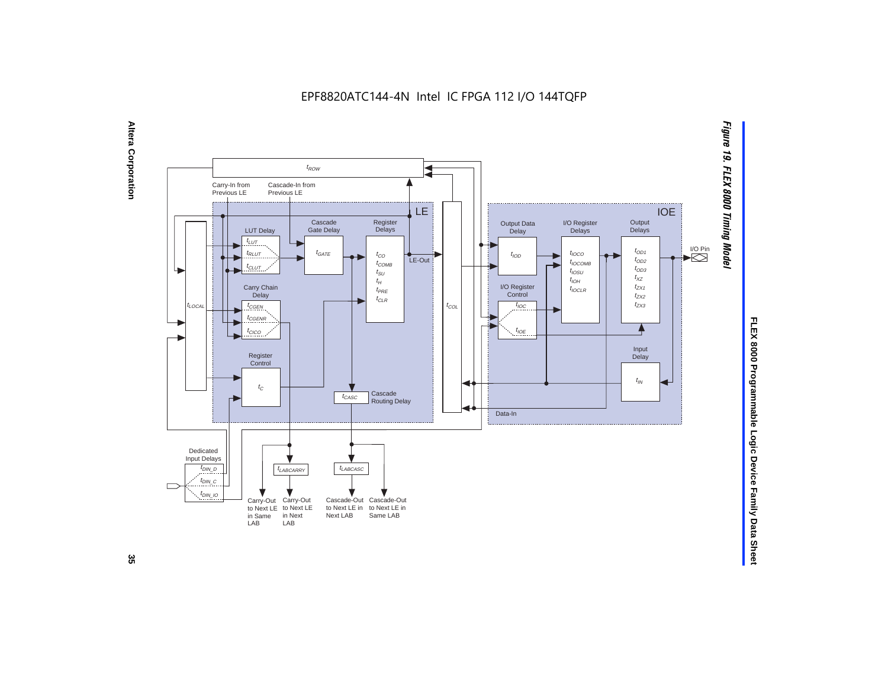EPF8820ATC144-4N Intel IC FPGA 112 I/O 144TQFP

**Figure 19. FLEX 8000 Timing Model**

$t_{ROW}$

Carry-In from Previous LE

Cascade-In from Previous LE

LE

LUT Delay: $t_{LUT}$, $t_{RLUT}$, $t_{CLUT}$

Cascade Gate Delay: $t_{GATE}$

Register Delays: $t_{CO}$, $t_{COMB}$, $t_{SU}$, $t_{H}$, $t_{PRE}$, $t_{CLR}$

LE-Out

$t_{LOCAL}$

Carry Chain Delay: $t_{CGEN}$, $t_{CGENR}$, $t_{CICO}$

Register Control: $t_{C}$

$t_{CASC}$ Cascade Routing Delay

$t_{COL}$

IOE

Output Data Delay: $t_{IOD}$

I/O Register Delays: $t_{IOCO}$, $t_{IOCOMB}$, $t_{IOSU}$, $t_{IOH}$, $t_{IOCLR}$

Output Delays: $t_{OD1}$, $t_{OD2}$, $t_{OD3}$, $t_{XZ}$, $t_{ZX1}$, $t_{ZX2}$, $t_{ZX3}$

I/O Pin

I/O Register Control: $t_{IOC}$, $t_{IOE}$

Input Delay: $t_{IN}$

Data-In

Dedicated Input Delays: $t_{DIN\_D}$, $t_{DIN\_C}$, $t_{DIN\_IO}$

$t_{LABCARRY}$

$t_{LABCASC}$

Carry-Out to Next LE in Same LAB

Carry-Out to Next LE in Next LAB

Cascade-Out to Next LE in Next LAB

Cascade-Out to Next LE in Same LAB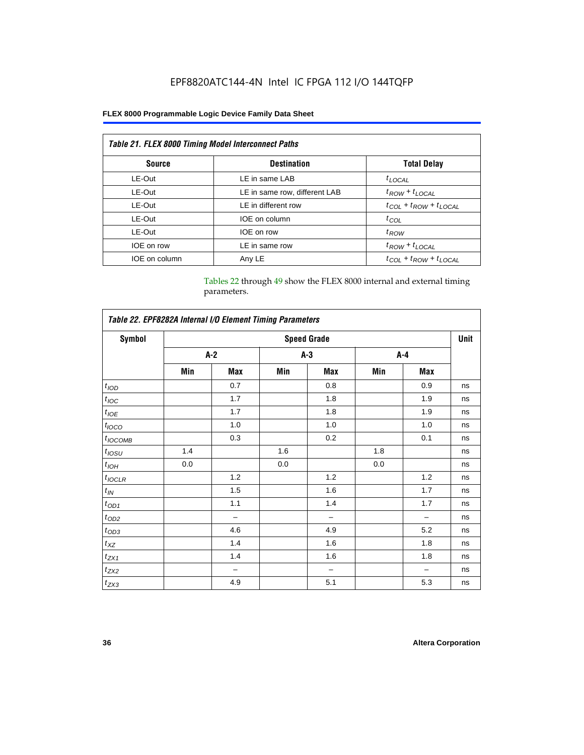EPF8820ATC144-4N Intel IC FPGA 112 I/O 144TQFP

**FLEX 8000 Programmable Logic Device Family Data Sheet**

| *Table 21. FLEX 8000 Timing Model Interconnect Paths* | | |
|---|---|---|
| **Source** | **Destination** | **Total Delay** |
| LE-Out | LE in same LAB | $t_{LOCAL}$ |
| LE-Out | LE in same row, different LAB | $t_{ROW} + t_{LOCAL}$ |
| LE-Out | LE in different row | $t_{COL} + t_{ROW} + t_{LOCAL}$ |
| LE-Out | IOE on column | $t_{COL}$ |
| LE-Out | IOE on row | $t_{ROW}$ |
| IOE on row | LE in same row | $t_{ROW} + t_{LOCAL}$ |
| IOE on column | Any LE | $t_{COL} + t_{ROW} + t_{LOCAL}$ |

Tables 22 through 49 show the FLEX 8000 internal and external timing parameters.

| *Table 22. EPF8282A Internal I/O Element Timing Parameters* | | | | | | | |
|---|---|---|---|---|---|---|---|
| **Symbol** | **Speed Grade** | | | | | | **Unit** |
| | **A-2** | | **A-3** | | **A-4** | | |
| | **Min** | **Max** | **Min** | **Max** | **Min** | **Max** | |
| $t_{IOD}$ | | 0.7 | | 0.8 | | 0.9 | ns |
| $t_{IOC}$ | | 1.7 | | 1.8 | | 1.9 | ns |
| $t_{IOE}$ | | 1.7 | | 1.8 | | 1.9 | ns |
| $t_{IOCO}$ | | 1.0 | | 1.0 | | 1.0 | ns |
| $t_{IOCOMB}$ | | 0.3 | | 0.2 | | 0.1 | ns |
| $t_{IOSU}$ | 1.4 | | 1.6 | | 1.8 | | ns |
| $t_{IOH}$ | 0.0 | | 0.0 | | 0.0 | | ns |
| $t_{IOCLR}$ | | 1.2 | | 1.2 | | 1.2 | ns |
| $t_{IN}$ | | 1.5 | | 1.6 | | 1.7 | ns |
| $t_{OD1}$ | | 1.1 | | 1.4 | | 1.7 | ns |
| $t_{OD2}$ | | – | | – | | – | ns |
| $t_{OD3}$ | | 4.6 | | 4.9 | | 5.2 | ns |
| $t_{XZ}$ | | 1.4 | | 1.6 | | 1.8 | ns |
| $t_{ZX1}$ | | 1.4 | | 1.6 | | 1.8 | ns |
| $t_{ZX2}$ | | – | | – | | – | ns |
| $t_{ZX3}$ | | 4.9 | | 5.1 | | 5.3 | ns |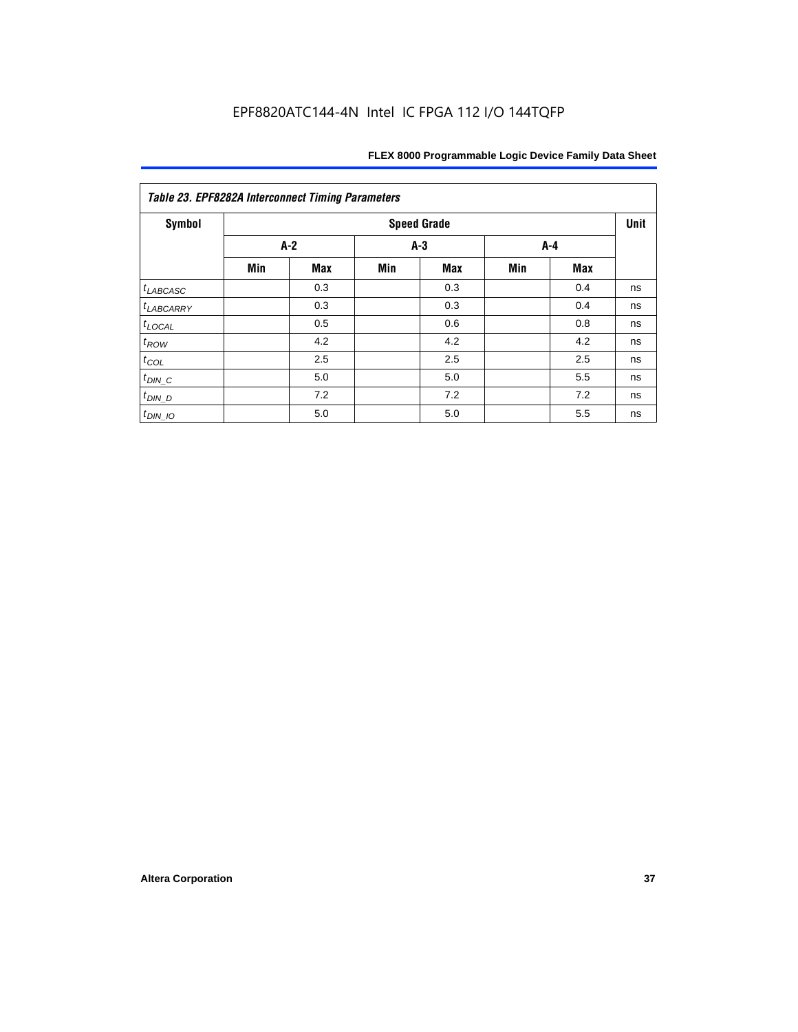*Table 23. EPF8282A Interconnect Timing Parameters*

| Symbol | Speed Grade | | | | | | Unit |
|---|---|---|---|---|---|---|---|
| | A-2 | | A-3 | | A-4 | | |
| | Min | Max | Min | Max | Min | Max | |
| $t_{LABCASC}$ | | 0.3 | | 0.3 | | 0.4 | ns |
| $t_{LABCARRY}$ | | 0.3 | | 0.3 | | 0.4 | ns |
| $t_{LOCAL}$ | | 0.5 | | 0.6 | | 0.8 | ns |
| $t_{ROW}$ | | 4.2 | | 4.2 | | 4.2 | ns |
| $t_{COL}$ | | 2.5 | | 2.5 | | 2.5 | ns |
| $t_{DIN\_C}$ | | 5.0 | | 5.0 | | 5.5 | ns |
| $t_{DIN\_D}$ | | 7.2 | | 7.2 | | 7.2 | ns |
| $t_{DIN\_IO}$ | | 5.0 | | 5.0 | | 5.5 | ns |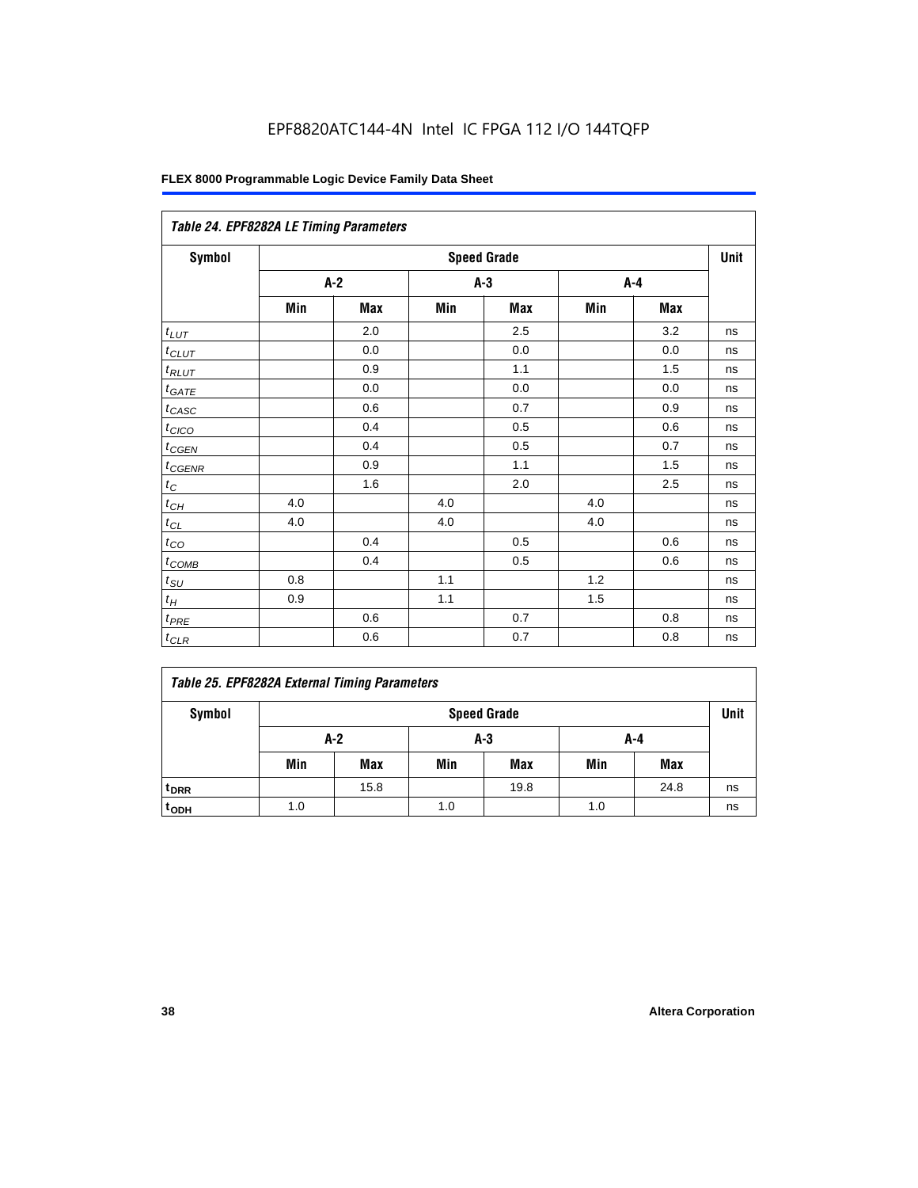**Table 24. EPF8282A LE Timing Parameters**

| Symbol | Speed Grade | | | | | | Unit |
|---|---|---|---|---|---|---|---|
| | A-2 | | A-3 | | A-4 | | |
| | Min | Max | Min | Max | Min | Max | |
| $t_{LUT}$ | | 2.0 | | 2.5 | | 3.2 | ns |
| $t_{CLUT}$ | | 0.0 | | 0.0 | | 0.0 | ns |
| $t_{RLUT}$ | | 0.9 | | 1.1 | | 1.5 | ns |
| $t_{GATE}$ | | 0.0 | | 0.0 | | 0.0 | ns |
| $t_{CASC}$ | | 0.6 | | 0.7 | | 0.9 | ns |
| $t_{CICO}$ | | 0.4 | | 0.5 | | 0.6 | ns |
| $t_{CGEN}$ | | 0.4 | | 0.5 | | 0.7 | ns |
| $t_{CGENR}$ | | 0.9 | | 1.1 | | 1.5 | ns |
| $t_{C}$ | | 1.6 | | 2.0 | | 2.5 | ns |
| $t_{CH}$ | 4.0 | | 4.0 | | 4.0 | | ns |
| $t_{CL}$ | 4.0 | | 4.0 | | 4.0 | | ns |
| $t_{CO}$ | | 0.4 | | 0.5 | | 0.6 | ns |
| $t_{COMB}$ | | 0.4 | | 0.5 | | 0.6 | ns |
| $t_{SU}$ | 0.8 | | 1.1 | | 1.2 | | ns |
| $t_{H}$ | 0.9 | | 1.1 | | 1.5 | | ns |
| $t_{PRE}$ | | 0.6 | | 0.7 | | 0.8 | ns |
| $t_{CLR}$ | | 0.6 | | 0.7 | | 0.8 | ns |

**Table 25. EPF8282A External Timing Parameters**

| Symbol | Speed Grade | | | | | | Unit |
|---|---|---|---|---|---|---|---|
| | A-2 | | A-3 | | A-4 | | |
| | Min | Max | Min | Max | Min | Max | |
| $t_{DRR}$ | | 15.8 | | 19.8 | | 24.8 | ns |
| $t_{ODH}$ | 1.0 | | 1.0 | | 1.0 | | ns |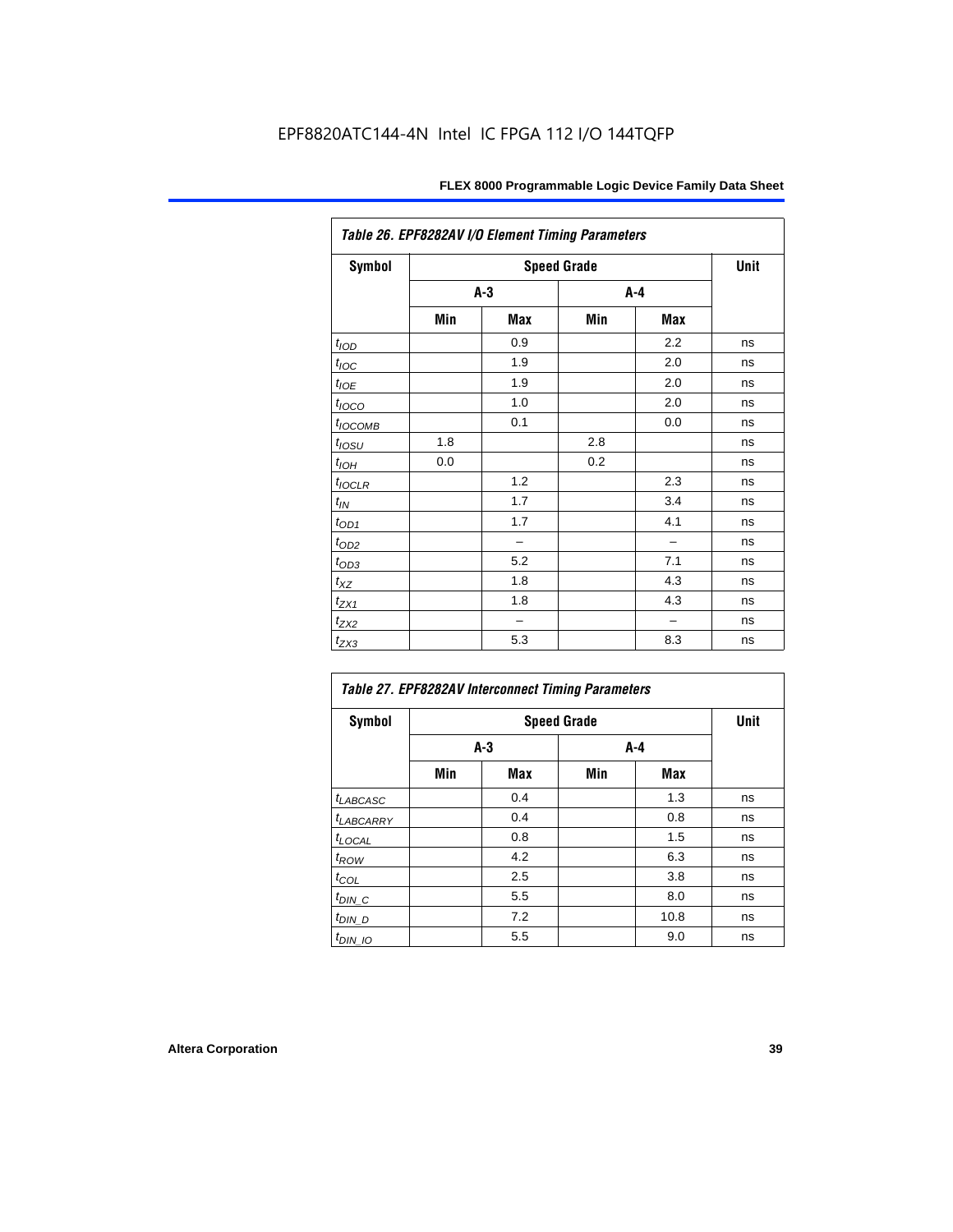EPF8820ATC144-4N Intel IC FPGA 112 I/O 144TQFP

| Table 26. EPF8282AV I/O Element Timing Parameters | | | | | |
|---|---|---|---|---|---|
| Symbol | Speed Grade | | | | Unit |
| | A-3 | | A-4 | | |
| | Min | Max | Min | Max | |
| $t_{IOD}$ | | 0.9 | | 2.2 | ns |
| $t_{IOC}$ | | 1.9 | | 2.0 | ns |
| $t_{IOE}$ | | 1.9 | | 2.0 | ns |
| $t_{IOCO}$ | | 1.0 | | 2.0 | ns |
| $t_{IOCOMB}$ | | 0.1 | | 0.0 | ns |
| $t_{IOSU}$ | 1.8 | | 2.8 | | ns |
| $t_{IOH}$ | 0.0 | | 0.2 | | ns |
| $t_{IOCLR}$ | | 1.2 | | 2.3 | ns |
| $t_{IN}$ | | 1.7 | | 3.4 | ns |
| $t_{OD1}$ | | 1.7 | | 4.1 | ns |
| $t_{OD2}$ | | – | | – | ns |
| $t_{OD3}$ | | 5.2 | | 7.1 | ns |
| $t_{XZ}$ | | 1.8 | | 4.3 | ns |
| $t_{ZX1}$ | | 1.8 | | 4.3 | ns |
| $t_{ZX2}$ | | – | | – | ns |
| $t_{ZX3}$ | | 5.3 | | 8.3 | ns |

| Table 27. EPF8282AV Interconnect Timing Parameters | | | | | |
|---|---|---|---|---|---|
| Symbol | Speed Grade | | | | Unit |
| | A-3 | | A-4 | | |
| | Min | Max | Min | Max | |
| $t_{LABCASC}$ | | 0.4 | | 1.3 | ns |
| $t_{LABCARRY}$ | | 0.4 | | 0.8 | ns |
| $t_{LOCAL}$ | | 0.8 | | 1.5 | ns |
| $t_{ROW}$ | | 4.2 | | 6.3 | ns |
| $t_{COL}$ | | 2.5 | | 3.8 | ns |
| $t_{DIN\_C}$ | | 5.5 | | 8.0 | ns |
| $t_{DIN\_D}$ | | 7.2 | | 10.8 | ns |
| $t_{DIN\_IO}$ | | 5.5 | | 9.0 | ns |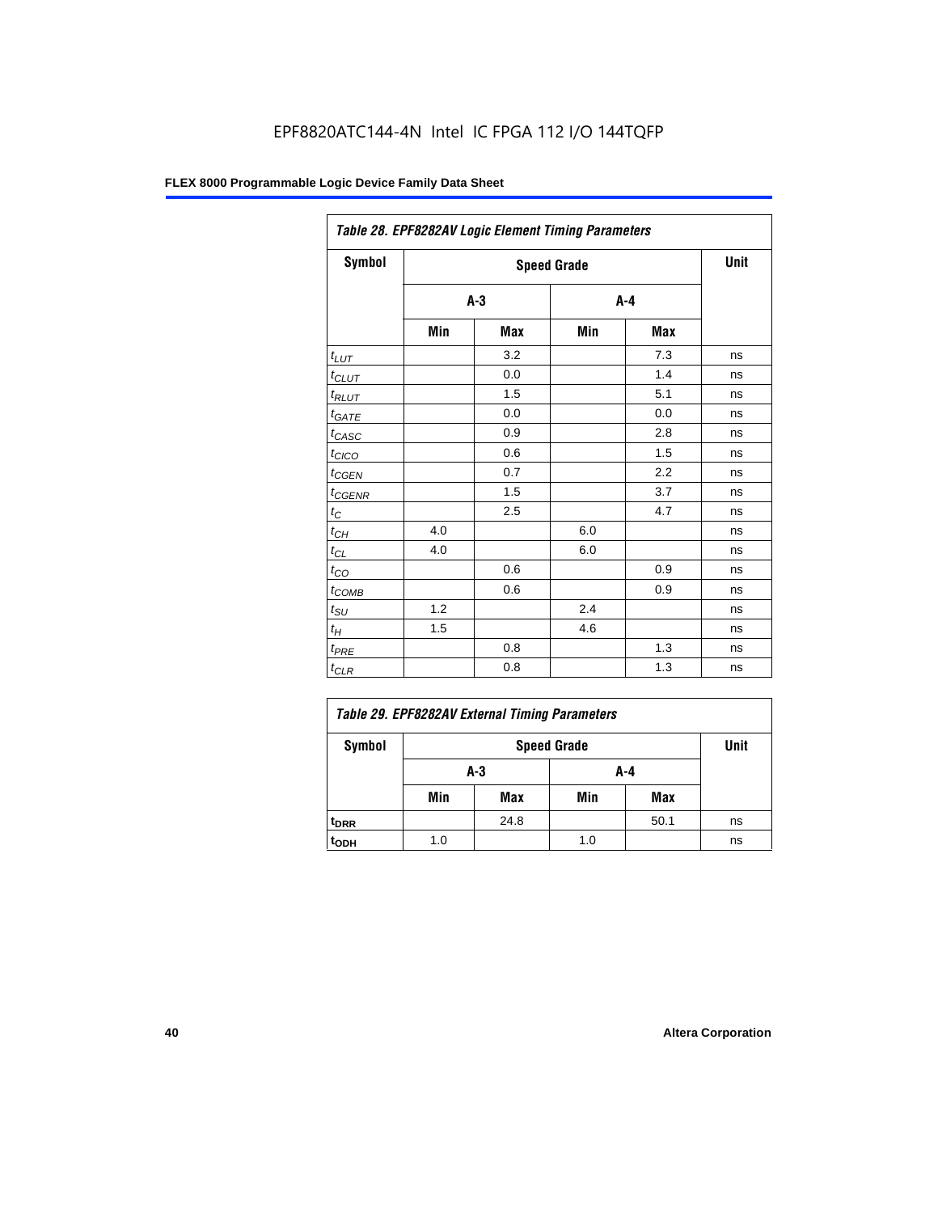EPF8820ATC144-4N Intel IC FPGA 112 I/O 144TQFP

| Table 28. EPF8282AV Logic Element Timing Parameters | | | | | |
|---|---|---|---|---|---|
| Symbol | Speed Grade | | | | Unit |
| | A-3 | | A-4 | | |
| | Min | Max | Min | Max | |
| $t_{LUT}$ | | 3.2 | | 7.3 | ns |
| $t_{CLUT}$ | | 0.0 | | 1.4 | ns |
| $t_{RLUT}$ | | 1.5 | | 5.1 | ns |
| $t_{GATE}$ | | 0.0 | | 0.0 | ns |
| $t_{CASC}$ | | 0.9 | | 2.8 | ns |
| $t_{CICO}$ | | 0.6 | | 1.5 | ns |
| $t_{CGEN}$ | | 0.7 | | 2.2 | ns |
| $t_{CGENR}$ | | 1.5 | | 3.7 | ns |
| $t_{C}$ | | 2.5 | | 4.7 | ns |
| $t_{CH}$ | 4.0 | | 6.0 | | ns |
| $t_{CL}$ | 4.0 | | 6.0 | | ns |
| $t_{CO}$ | | 0.6 | | 0.9 | ns |
| $t_{COMB}$ | | 0.6 | | 0.9 | ns |
| $t_{SU}$ | 1.2 | | 2.4 | | ns |
| $t_{H}$ | 1.5 | | 4.6 | | ns |
| $t_{PRE}$ | | 0.8 | | 1.3 | ns |
| $t_{CLR}$ | | 0.8 | | 1.3 | ns |

| Table 29. EPF8282AV External Timing Parameters | | | | | |
|---|---|---|---|---|---|
| Symbol | Speed Grade | | | | Unit |
| | A-3 | | A-4 | | |
| | Min | Max | Min | Max | |
| $t_{DRR}$ | | 24.8 | | 50.1 | ns |
| $t_{ODH}$ | 1.0 | | 1.0 | | ns |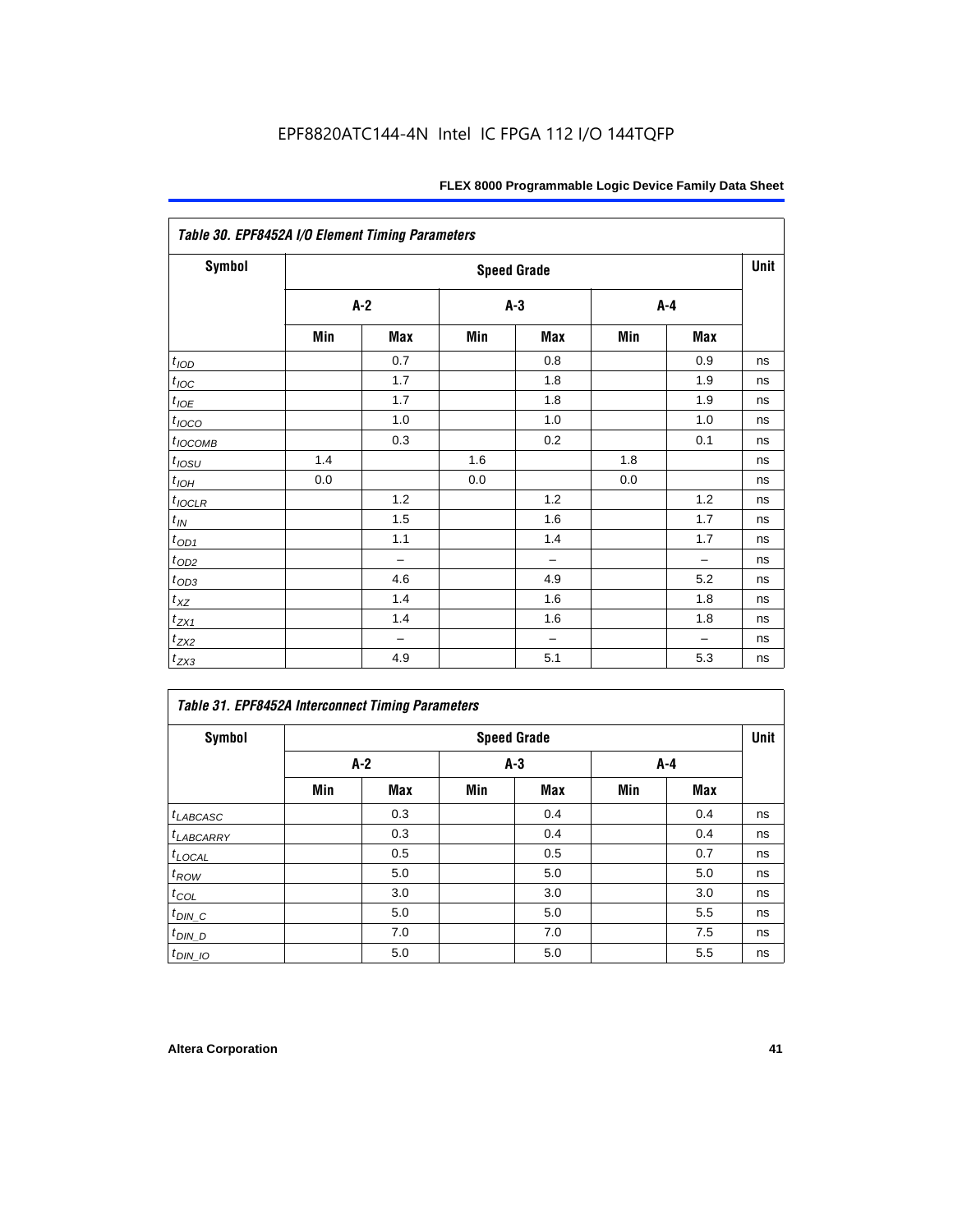## Table 30. EPF8452A I/O Element Timing Parameters

| Symbol | Speed Grade | | | | | | Unit |
|---|---|---|---|---|---|---|---|
| | A-2 | | A-3 | | A-4 | | |
| | Min | Max | Min | Max | Min | Max | |
| $t_{IOD}$ | | 0.7 | | 0.8 | | 0.9 | ns |
| $t_{IOC}$ | | 1.7 | | 1.8 | | 1.9 | ns |
| $t_{IOE}$ | | 1.7 | | 1.8 | | 1.9 | ns |
| $t_{IOCO}$ | | 1.0 | | 1.0 | | 1.0 | ns |
| $t_{IOCOMB}$ | | 0.3 | | 0.2 | | 0.1 | ns |
| $t_{IOSU}$ | 1.4 | | 1.6 | | 1.8 | | ns |
| $t_{IOH}$ | 0.0 | | 0.0 | | 0.0 | | ns |
| $t_{IOCLR}$ | | 1.2 | | 1.2 | | 1.2 | ns |
| $t_{IN}$ | | 1.5 | | 1.6 | | 1.7 | ns |
| $t_{OD1}$ | | 1.1 | | 1.4 | | 1.7 | ns |
| $t_{OD2}$ | | – | | – | | – | ns |
| $t_{OD3}$ | | 4.6 | | 4.9 | | 5.2 | ns |
| $t_{XZ}$ | | 1.4 | | 1.6 | | 1.8 | ns |
| $t_{ZX1}$ | | 1.4 | | 1.6 | | 1.8 | ns |
| $t_{ZX2}$ | | – | | – | | – | ns |
| $t_{ZX3}$ | | 4.9 | | 5.1 | | 5.3 | ns |

## Table 31. EPF8452A Interconnect Timing Parameters

| Symbol | Speed Grade | | | | | | Unit |
|---|---|---|---|---|---|---|---|
| | A-2 | | A-3 | | A-4 | | |
| | Min | Max | Min | Max | Min | Max | |
| $t_{LABCASC}$ | | 0.3 | | 0.4 | | 0.4 | ns |
| $t_{LABCARRY}$ | | 0.3 | | 0.4 | | 0.4 | ns |
| $t_{LOCAL}$ | | 0.5 | | 0.5 | | 0.7 | ns |
| $t_{ROW}$ | | 5.0 | | 5.0 | | 5.0 | ns |
| $t_{COL}$ | | 3.0 | | 3.0 | | 3.0 | ns |
| $t_{DIN\_C}$ | | 5.0 | | 5.0 | | 5.5 | ns |
| $t_{DIN\_D}$ | | 7.0 | | 7.0 | | 7.5 | ns |
| $t_{DIN\_IO}$ | | 5.0 | | 5.0 | | 5.5 | ns |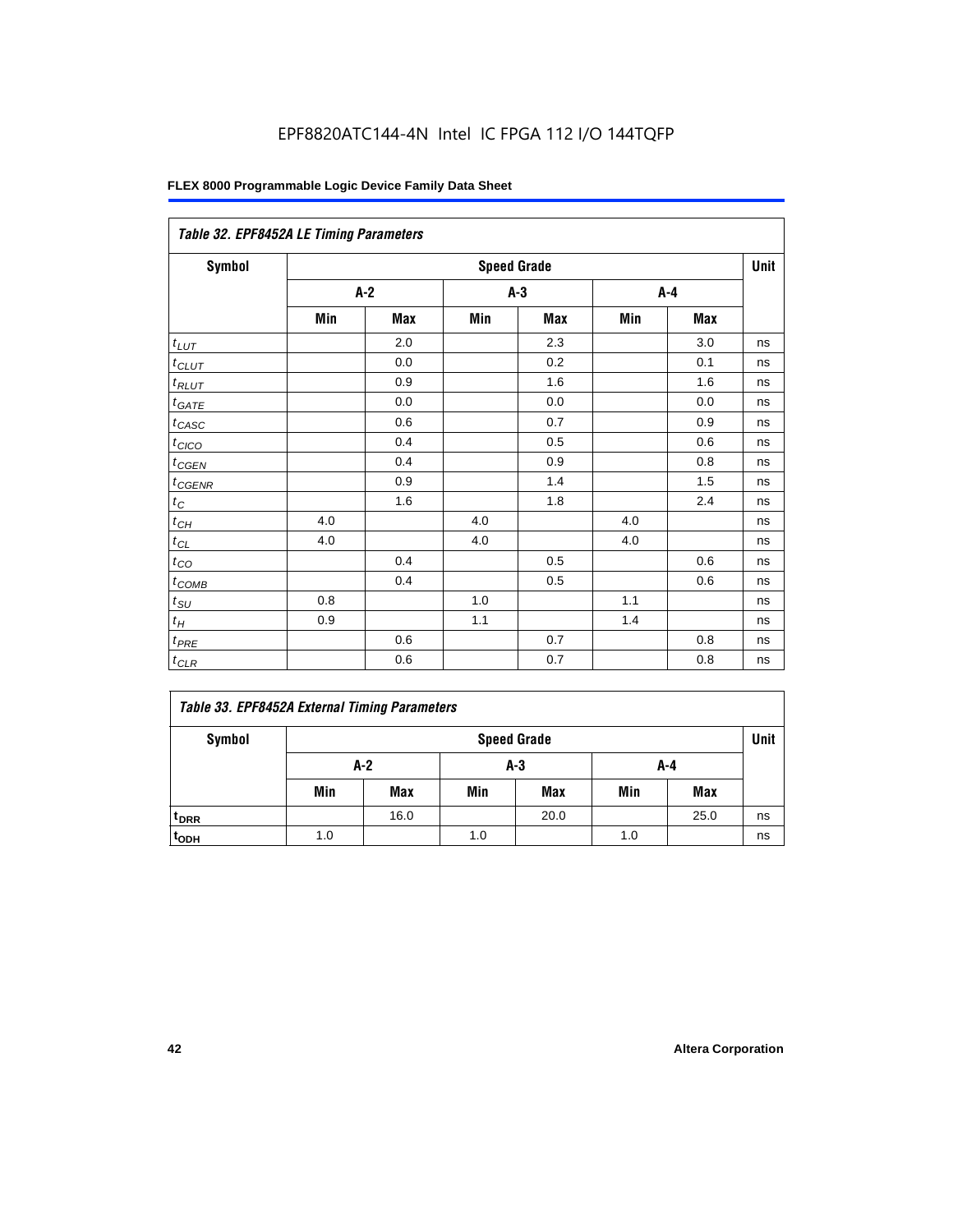EPF8820ATC144-4N Intel IC FPGA 112 I/O 144TQFP

| *Table 32. EPF8452A LE Timing Parameters* | | | | | | | |
|---|---|---|---|---|---|---|---|
| **Symbol** | **Speed Grade** | | | | | | **Unit** |
| | **A-2** | | **A-3** | | **A-4** | | |
| | **Min** | **Max** | **Min** | **Max** | **Min** | **Max** | |
| $t_{LUT}$ | | 2.0 | | 2.3 | | 3.0 | ns |
| $t_{CLUT}$ | | 0.0 | | 0.2 | | 0.1 | ns |
| $t_{RLUT}$ | | 0.9 | | 1.6 | | 1.6 | ns |
| $t_{GATE}$ | | 0.0 | | 0.0 | | 0.0 | ns |
| $t_{CASC}$ | | 0.6 | | 0.7 | | 0.9 | ns |
| $t_{CICO}$ | | 0.4 | | 0.5 | | 0.6 | ns |
| $t_{CGEN}$ | | 0.4 | | 0.9 | | 0.8 | ns |
| $t_{CGENR}$ | | 0.9 | | 1.4 | | 1.5 | ns |
| $t_C$ | | 1.6 | | 1.8 | | 2.4 | ns |
| $t_{CH}$ | 4.0 | | 4.0 | | 4.0 | | ns |
| $t_{CL}$ | 4.0 | | 4.0 | | 4.0 | | ns |
| $t_{CO}$ | | 0.4 | | 0.5 | | 0.6 | ns |
| $t_{COMB}$ | | 0.4 | | 0.5 | | 0.6 | ns |
| $t_{SU}$ | 0.8 | | 1.0 | | 1.1 | | ns |
| $t_H$ | 0.9 | | 1.1 | | 1.4 | | ns |
| $t_{PRE}$ | | 0.6 | | 0.7 | | 0.8 | ns |
| $t_{CLR}$ | | 0.6 | | 0.7 | | 0.8 | ns |

| *Table 33. EPF8452A External Timing Parameters* | | | | | | | |
|---|---|---|---|---|---|---|---|
| **Symbol** | **Speed Grade** | | | | | | **Unit** |
| | **A-2** | | **A-3** | | **A-4** | | |
| | **Min** | **Max** | **Min** | **Max** | **Min** | **Max** | |
| $t_{DRR}$ | | 16.0 | | 20.0 | | 25.0 | ns |
| $t_{ODH}$ | 1.0 | | 1.0 | | 1.0 | | ns |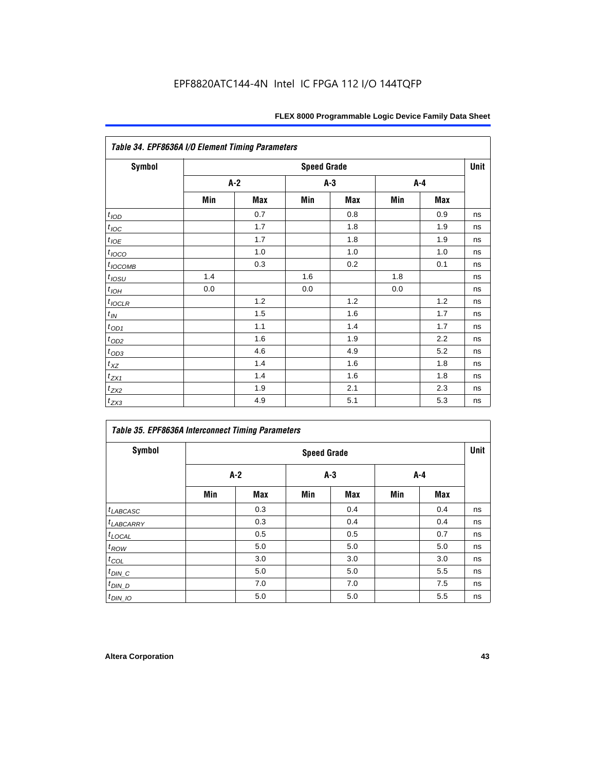**Table 34. EPF8636A I/O Element Timing Parameters**

| Symbol | Speed Grade | | | | | | Unit |
|---|---|---|---|---|---|---|---|
| | A-2 | | A-3 | | A-4 | | |
| | Min | Max | Min | Max | Min | Max | |
| $t_{IOD}$ | | 0.7 | | 0.8 | | 0.9 | ns |
| $t_{IOC}$ | | 1.7 | | 1.8 | | 1.9 | ns |
| $t_{IOE}$ | | 1.7 | | 1.8 | | 1.9 | ns |
| $t_{IOCO}$ | | 1.0 | | 1.0 | | 1.0 | ns |
| $t_{IOCOMB}$ | | 0.3 | | 0.2 | | 0.1 | ns |
| $t_{IOSU}$ | 1.4 | | 1.6 | | 1.8 | | ns |
| $t_{IOH}$ | 0.0 | | 0.0 | | 0.0 | | ns |
| $t_{IOCLR}$ | | 1.2 | | 1.2 | | 1.2 | ns |
| $t_{IN}$ | | 1.5 | | 1.6 | | 1.7 | ns |
| $t_{OD1}$ | | 1.1 | | 1.4 | | 1.7 | ns |
| $t_{OD2}$ | | 1.6 | | 1.9 | | 2.2 | ns |
| $t_{OD3}$ | | 4.6 | | 4.9 | | 5.2 | ns |
| $t_{XZ}$ | | 1.4 | | 1.6 | | 1.8 | ns |
| $t_{ZX1}$ | | 1.4 | | 1.6 | | 1.8 | ns |
| $t_{ZX2}$ | | 1.9 | | 2.1 | | 2.3 | ns |
| $t_{ZX3}$ | | 4.9 | | 5.1 | | 5.3 | ns |

**Table 35. EPF8636A Interconnect Timing Parameters**

| Symbol | Speed Grade | | | | | | Unit |
|---|---|---|---|---|---|---|---|
| | A-2 | | A-3 | | A-4 | | |
| | Min | Max | Min | Max | Min | Max | |
| $t_{LABCASC}$ | | 0.3 | | 0.4 | | 0.4 | ns |
| $t_{LABCARRY}$ | | 0.3 | | 0.4 | | 0.4 | ns |
| $t_{LOCAL}$ | | 0.5 | | 0.5 | | 0.7 | ns |
| $t_{ROW}$ | | 5.0 | | 5.0 | | 5.0 | ns |
| $t_{COL}$ | | 3.0 | | 3.0 | | 3.0 | ns |
| $t_{DIN\_C}$ | | 5.0 | | 5.0 | | 5.5 | ns |
| $t_{DIN\_D}$ | | 7.0 | | 7.0 | | 7.5 | ns |
| $t_{DIN\_IO}$ | | 5.0 | | 5.0 | | 5.5 | ns |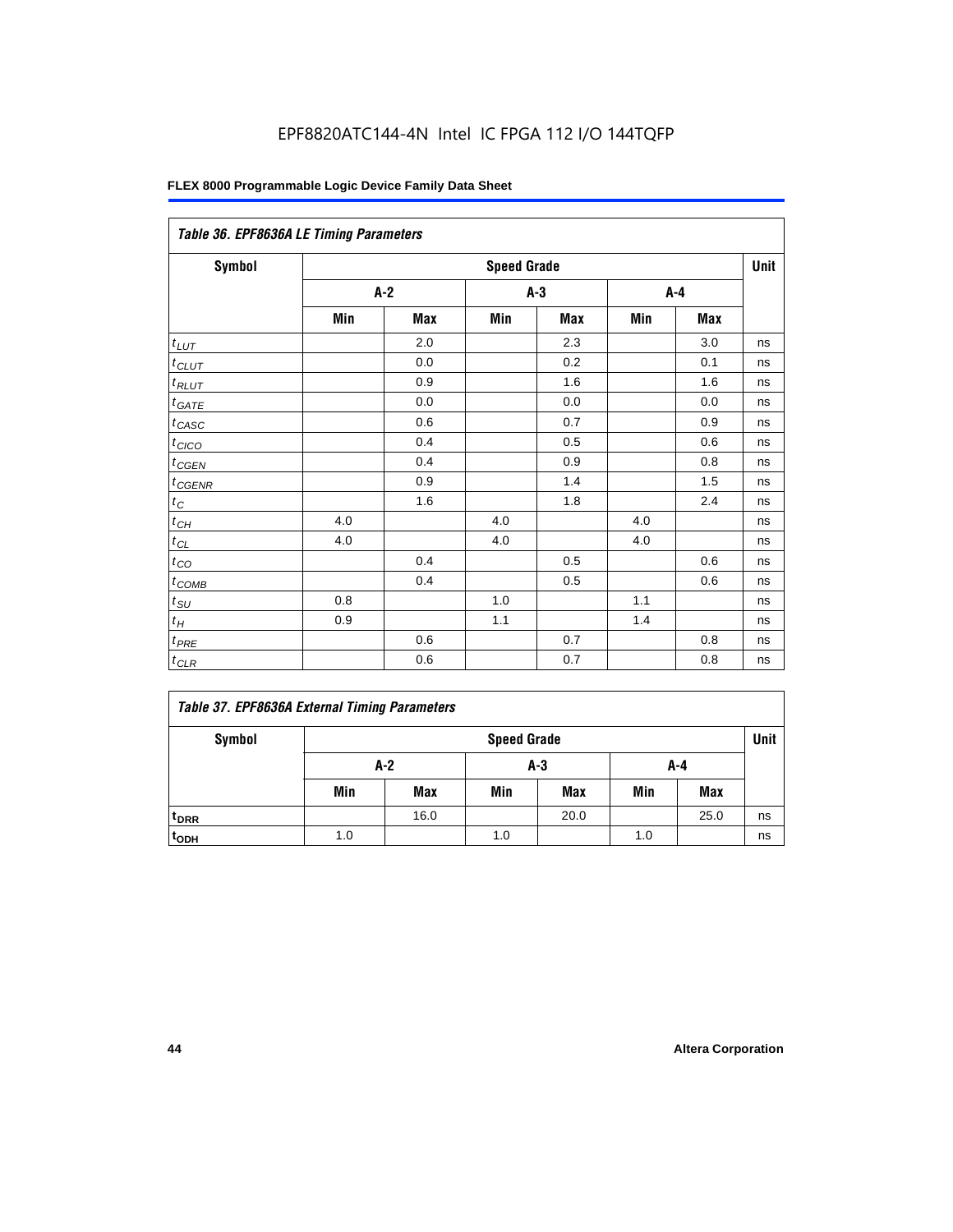EPF8820ATC144-4N Intel IC FPGA 112 I/O 144TQFP

| *Table 36. EPF8636A LE Timing Parameters* | | | | | | | |
|---|---|---|---|---|---|---|---|
| **Symbol** | **Speed Grade** | | | | | | **Unit** |
| | **A-2** | | **A-3** | | **A-4** | | |
| | **Min** | **Max** | **Min** | **Max** | **Min** | **Max** | |
| $t_{LUT}$ | | 2.0 | | 2.3 | | 3.0 | ns |
| $t_{CLUT}$ | | 0.0 | | 0.2 | | 0.1 | ns |
| $t_{RLUT}$ | | 0.9 | | 1.6 | | 1.6 | ns |
| $t_{GATE}$ | | 0.0 | | 0.0 | | 0.0 | ns |
| $t_{CASC}$ | | 0.6 | | 0.7 | | 0.9 | ns |
| $t_{CICO}$ | | 0.4 | | 0.5 | | 0.6 | ns |
| $t_{CGEN}$ | | 0.4 | | 0.9 | | 0.8 | ns |
| $t_{CGENR}$ | | 0.9 | | 1.4 | | 1.5 | ns |
| $t_{C}$ | | 1.6 | | 1.8 | | 2.4 | ns |
| $t_{CH}$ | 4.0 | | 4.0 | | 4.0 | | ns |
| $t_{CL}$ | 4.0 | | 4.0 | | 4.0 | | ns |
| $t_{CO}$ | | 0.4 | | 0.5 | | 0.6 | ns |
| $t_{COMB}$ | | 0.4 | | 0.5 | | 0.6 | ns |
| $t_{SU}$ | 0.8 | | 1.0 | | 1.1 | | ns |
| $t_{H}$ | 0.9 | | 1.1 | | 1.4 | | ns |
| $t_{PRE}$ | | 0.6 | | 0.7 | | 0.8 | ns |
| $t_{CLR}$ | | 0.6 | | 0.7 | | 0.8 | ns |

| *Table 37. EPF8636A External Timing Parameters* | | | | | | | |
|---|---|---|---|---|---|---|---|
| **Symbol** | **Speed Grade** | | | | | | **Unit** |
| | **A-2** | | **A-3** | | **A-4** | | |
| | **Min** | **Max** | **Min** | **Max** | **Min** | **Max** | |
| $t_{DRR}$ | | 16.0 | | 20.0 | | 25.0 | ns |
| $t_{ODH}$ | 1.0 | | 1.0 | | 1.0 | | ns |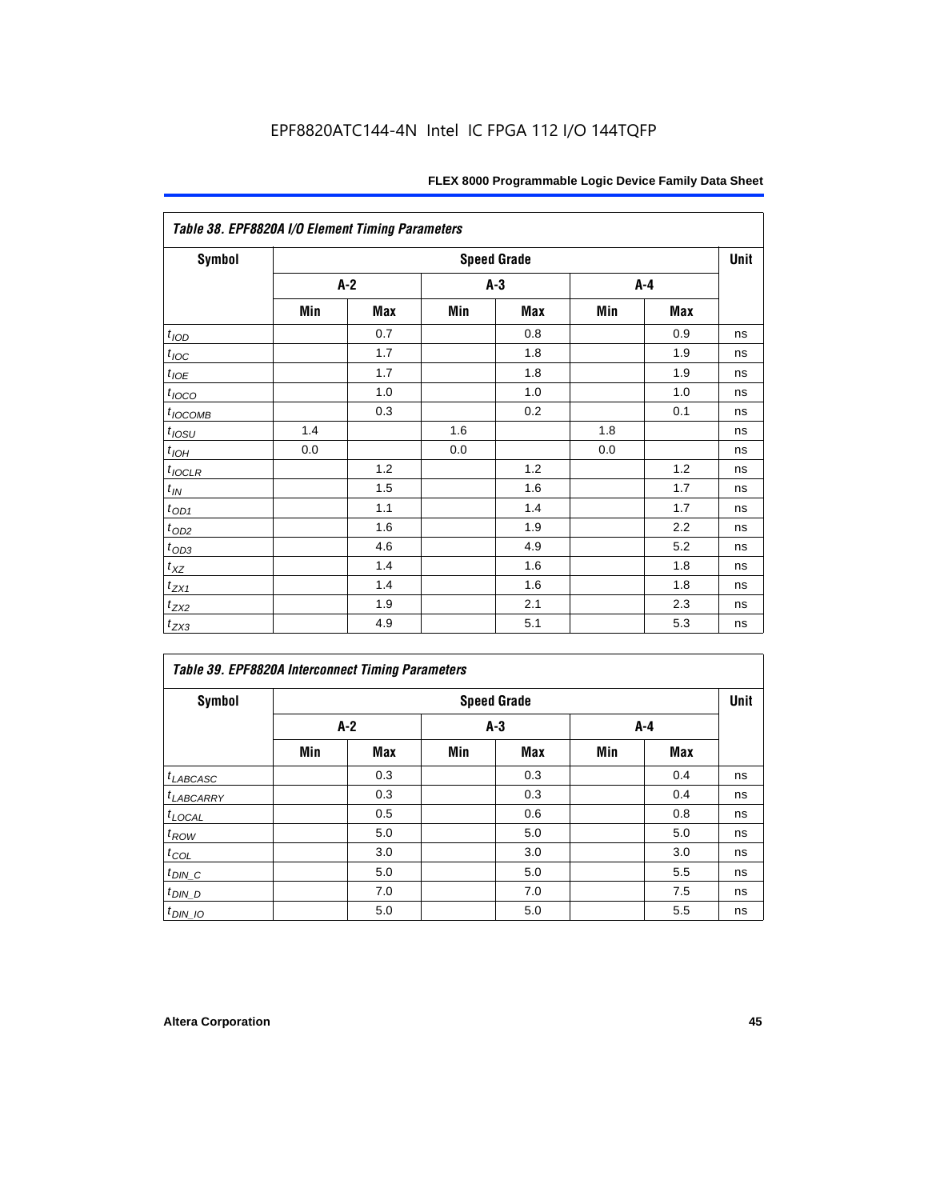**Table 38. EPF8820A I/O Element Timing Parameters**

| Symbol | Speed Grade | | | | | | Unit |
|---|---|---|---|---|---|---|---|
| | A-2 | | A-3 | | A-4 | | |
| | Min | Max | Min | Max | Min | Max | |
| $t_{IOD}$ | | 0.7 | | 0.8 | | 0.9 | ns |
| $t_{IOC}$ | | 1.7 | | 1.8 | | 1.9 | ns |
| $t_{IOE}$ | | 1.7 | | 1.8 | | 1.9 | ns |
| $t_{IOCO}$ | | 1.0 | | 1.0 | | 1.0 | ns |
| $t_{IOCOMB}$ | | 0.3 | | 0.2 | | 0.1 | ns |
| $t_{IOSU}$ | 1.4 | | 1.6 | | 1.8 | | ns |
| $t_{IOH}$ | 0.0 | | 0.0 | | 0.0 | | ns |
| $t_{IOCLR}$ | | 1.2 | | 1.2 | | 1.2 | ns |
| $t_{IN}$ | | 1.5 | | 1.6 | | 1.7 | ns |
| $t_{OD1}$ | | 1.1 | | 1.4 | | 1.7 | ns |
| $t_{OD2}$ | | 1.6 | | 1.9 | | 2.2 | ns |
| $t_{OD3}$ | | 4.6 | | 4.9 | | 5.2 | ns |
| $t_{XZ}$ | | 1.4 | | 1.6 | | 1.8 | ns |
| $t_{ZX1}$ | | 1.4 | | 1.6 | | 1.8 | ns |
| $t_{ZX2}$ | | 1.9 | | 2.1 | | 2.3 | ns |
| $t_{ZX3}$ | | 4.9 | | 5.1 | | 5.3 | ns |

**Table 39. EPF8820A Interconnect Timing Parameters**

| Symbol | Speed Grade | | | | | | Unit |
|---|---|---|---|---|---|---|---|
| | A-2 | | A-3 | | A-4 | | |
| | Min | Max | Min | Max | Min | Max | |
| $t_{LABCASC}$ | | 0.3 | | 0.3 | | 0.4 | ns |
| $t_{LABCARRY}$ | | 0.3 | | 0.3 | | 0.4 | ns |
| $t_{LOCAL}$ | | 0.5 | | 0.6 | | 0.8 | ns |
| $t_{ROW}$ | | 5.0 | | 5.0 | | 5.0 | ns |
| $t_{COL}$ | | 3.0 | | 3.0 | | 3.0 | ns |
| $t_{DIN\_C}$ | | 5.0 | | 5.0 | | 5.5 | ns |
| $t_{DIN\_D}$ | | 7.0 | | 7.0 | | 7.5 | ns |
| $t_{DIN\_IO}$ | | 5.0 | | 5.0 | | 5.5 | ns |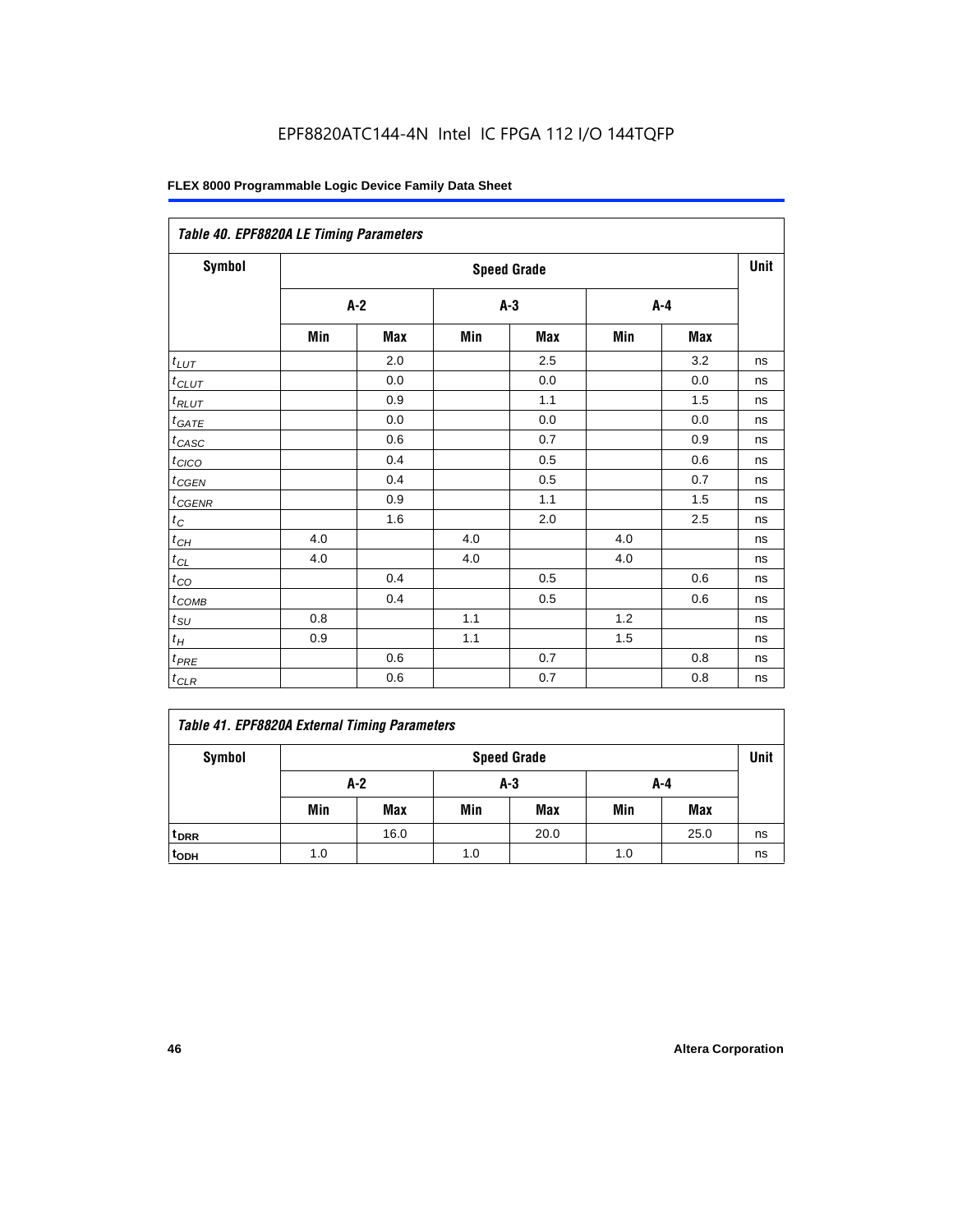EPF8820ATC144-4N Intel IC FPGA 112 I/O 144TQFP

| Table 40. EPF8820A LE Timing Parameters | | | | | | | |
|---|---|---|---|---|---|---|---|
| Symbol | Speed Grade | | | | | | Unit |
| | A-2 | | A-3 | | A-4 | | |
| | Min | Max | Min | Max | Min | Max | |
| $t_{LUT}$ | | 2.0 | | 2.5 | | 3.2 | ns |
| $t_{CLUT}$ | | 0.0 | | 0.0 | | 0.0 | ns |
| $t_{RLUT}$ | | 0.9 | | 1.1 | | 1.5 | ns |
| $t_{GATE}$ | | 0.0 | | 0.0 | | 0.0 | ns |
| $t_{CASC}$ | | 0.6 | | 0.7 | | 0.9 | ns |
| $t_{CICO}$ | | 0.4 | | 0.5 | | 0.6 | ns |
| $t_{CGEN}$ | | 0.4 | | 0.5 | | 0.7 | ns |
| $t_{CGENR}$ | | 0.9 | | 1.1 | | 1.5 | ns |
| $t_{C}$ | | 1.6 | | 2.0 | | 2.5 | ns |
| $t_{CH}$ | 4.0 | | 4.0 | | 4.0 | | ns |
| $t_{CL}$ | 4.0 | | 4.0 | | 4.0 | | ns |
| $t_{CO}$ | | 0.4 | | 0.5 | | 0.6 | ns |
| $t_{COMB}$ | | 0.4 | | 0.5 | | 0.6 | ns |
| $t_{SU}$ | 0.8 | | 1.1 | | 1.2 | | ns |
| $t_{H}$ | 0.9 | | 1.1 | | 1.5 | | ns |
| $t_{PRE}$ | | 0.6 | | 0.7 | | 0.8 | ns |
| $t_{CLR}$ | | 0.6 | | 0.7 | | 0.8 | ns |

| Table 41. EPF8820A External Timing Parameters | | | | | | | |
|---|---|---|---|---|---|---|---|
| Symbol | Speed Grade | | | | | | Unit |
| | A-2 | | A-3 | | A-4 | | |
| | Min | Max | Min | Max | Min | Max | |
| $t_{DRR}$ | | 16.0 | | 20.0 | | 25.0 | ns |
| $t_{ODH}$ | 1.0 | | 1.0 | | 1.0 | | ns |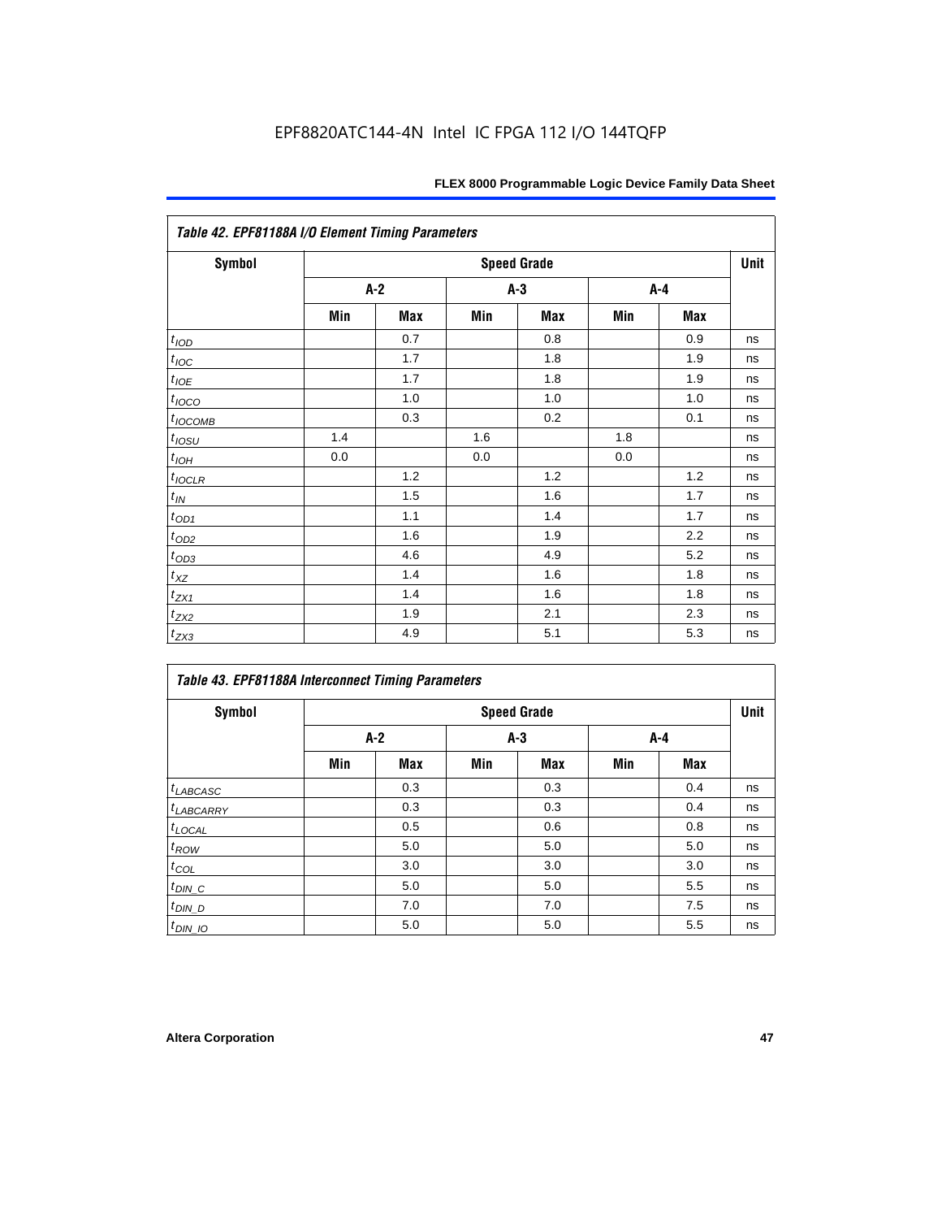EPF8820ATC144-4N Intel IC FPGA 112 I/O 144TQFP

| Table 42. EPF81188A I/O Element Timing Parameters | | | | | | | |
|---|---|---|---|---|---|---|---|
| Symbol | Speed Grade | | | | | | Unit |
| | A-2 | | A-3 | | A-4 | | |
| | Min | Max | Min | Max | Min | Max | |
| $t_{IOD}$ | | 0.7 | | 0.8 | | 0.9 | ns |
| $t_{IOC}$ | | 1.7 | | 1.8 | | 1.9 | ns |
| $t_{IOE}$ | | 1.7 | | 1.8 | | 1.9 | ns |
| $t_{IOCO}$ | | 1.0 | | 1.0 | | 1.0 | ns |
| $t_{IOCOMB}$ | | 0.3 | | 0.2 | | 0.1 | ns |
| $t_{IOSU}$ | 1.4 | | 1.6 | | 1.8 | | ns |
| $t_{IOH}$ | 0.0 | | 0.0 | | 0.0 | | ns |
| $t_{IOCLR}$ | | 1.2 | | 1.2 | | 1.2 | ns |
| $t_{IN}$ | | 1.5 | | 1.6 | | 1.7 | ns |
| $t_{OD1}$ | | 1.1 | | 1.4 | | 1.7 | ns |
| $t_{OD2}$ | | 1.6 | | 1.9 | | 2.2 | ns |
| $t_{OD3}$ | | 4.6 | | 4.9 | | 5.2 | ns |
| $t_{XZ}$ | | 1.4 | | 1.6 | | 1.8 | ns |
| $t_{ZX1}$ | | 1.4 | | 1.6 | | 1.8 | ns |
| $t_{ZX2}$ | | 1.9 | | 2.1 | | 2.3 | ns |
| $t_{ZX3}$ | | 4.9 | | 5.1 | | 5.3 | ns |

| Table 43. EPF81188A Interconnect Timing Parameters | | | | | | | |
|---|---|---|---|---|---|---|---|
| Symbol | Speed Grade | | | | | | Unit |
| | A-2 | | A-3 | | A-4 | | |
| | Min | Max | Min | Max | Min | Max | |
| $t_{LABCASC}$ | | 0.3 | | 0.3 | | 0.4 | ns |
| $t_{LABCARRY}$ | | 0.3 | | 0.3 | | 0.4 | ns |
| $t_{LOCAL}$ | | 0.5 | | 0.6 | | 0.8 | ns |
| $t_{ROW}$ | | 5.0 | | 5.0 | | 5.0 | ns |
| $t_{COL}$ | | 3.0 | | 3.0 | | 3.0 | ns |
| $t_{DIN\_C}$ | | 5.0 | | 5.0 | | 5.5 | ns |
| $t_{DIN\_D}$ | | 7.0 | | 7.0 | | 7.5 | ns |
| $t_{DIN\_IO}$ | | 5.0 | | 5.0 | | 5.5 | ns |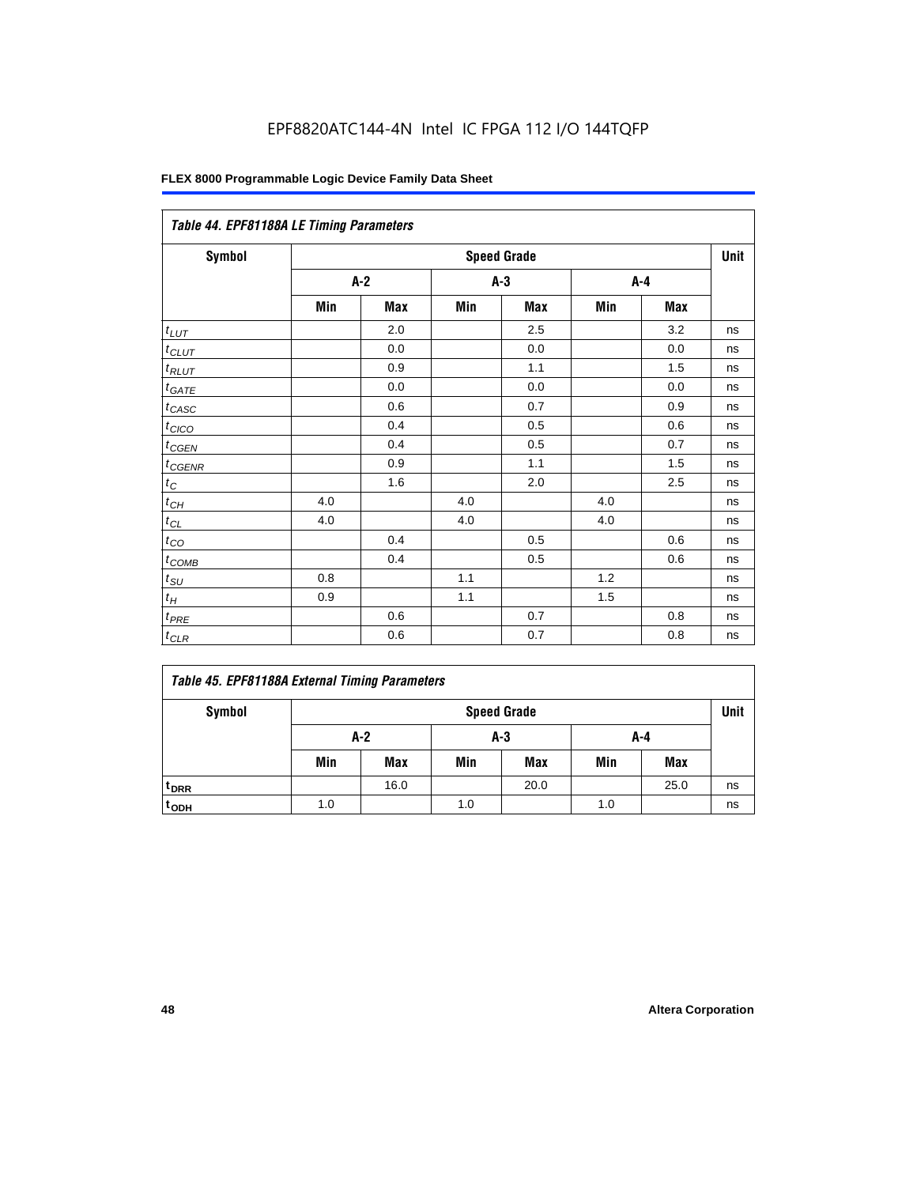Table 44. EPF81188A LE Timing Parameters

| Symbol | Speed Grade | | | | | | Unit |
|---|---|---|---|---|---|---|---|
| | A-2 | | A-3 | | A-4 | | |
| | Min | Max | Min | Max | Min | Max | |
| $t_{LUT}$ | | 2.0 | | 2.5 | | 3.2 | ns |
| $t_{CLUT}$ | | 0.0 | | 0.0 | | 0.0 | ns |
| $t_{RLUT}$ | | 0.9 | | 1.1 | | 1.5 | ns |
| $t_{GATE}$ | | 0.0 | | 0.0 | | 0.0 | ns |
| $t_{CASC}$ | | 0.6 | | 0.7 | | 0.9 | ns |
| $t_{CICO}$ | | 0.4 | | 0.5 | | 0.6 | ns |
| $t_{CGEN}$ | | 0.4 | | 0.5 | | 0.7 | ns |
| $t_{CGENR}$ | | 0.9 | | 1.1 | | 1.5 | ns |
| $t_C$ | | 1.6 | | 2.0 | | 2.5 | ns |
| $t_{CH}$ | 4.0 | | 4.0 | | 4.0 | | ns |
| $t_{CL}$ | 4.0 | | 4.0 | | 4.0 | | ns |
| $t_{CO}$ | | 0.4 | | 0.5 | | 0.6 | ns |
| $t_{COMB}$ | | 0.4 | | 0.5 | | 0.6 | ns |
| $t_{SU}$ | 0.8 | | 1.1 | | 1.2 | | ns |
| $t_H$ | 0.9 | | 1.1 | | 1.5 | | ns |
| $t_{PRE}$ | | 0.6 | | 0.7 | | 0.8 | ns |
| $t_{CLR}$ | | 0.6 | | 0.7 | | 0.8 | ns |

Table 45. EPF81188A External Timing Parameters

| Symbol | Speed Grade | | | | | | Unit |
|---|---|---|---|---|---|---|---|
| | A-2 | | A-3 | | A-4 | | |
| | Min | Max | Min | Max | Min | Max | |
| $t_{DRR}$ | | 16.0 | | 20.0 | | 25.0 | ns |
| $t_{ODH}$ | 1.0 | | 1.0 | | 1.0 | | ns |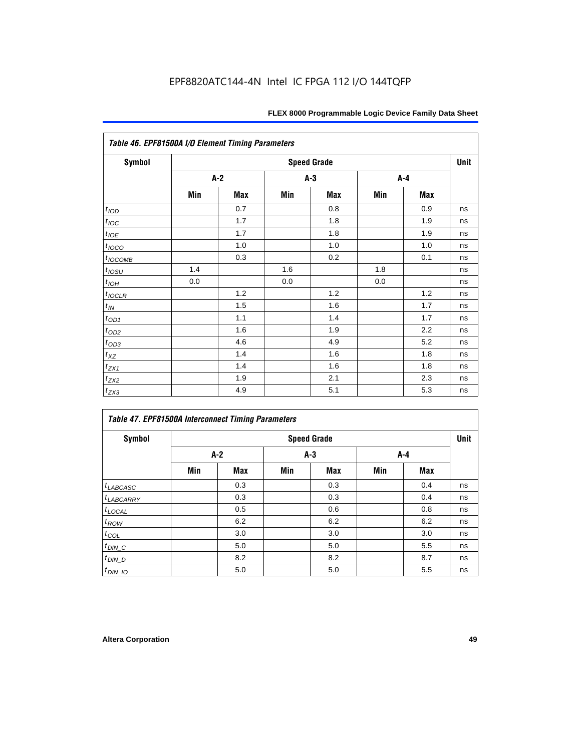| Table 46. EPF81500A I/O Element Timing Parameters | | | | | | | |
|---|---|---|---|---|---|---|---|
| Symbol | Speed Grade | | | | | | Unit |
| | A-2 | | A-3 | | A-4 | | |
| | Min | Max | Min | Max | Min | Max | |
| $t_{IOD}$ | | 0.7 | | 0.8 | | 0.9 | ns |
| $t_{IOC}$ | | 1.7 | | 1.8 | | 1.9 | ns |
| $t_{IOE}$ | | 1.7 | | 1.8 | | 1.9 | ns |
| $t_{IOCO}$ | | 1.0 | | 1.0 | | 1.0 | ns |
| $t_{IOCOMB}$ | | 0.3 | | 0.2 | | 0.1 | ns |
| $t_{IOSU}$ | 1.4 | | 1.6 | | 1.8 | | ns |
| $t_{IOH}$ | 0.0 | | 0.0 | | 0.0 | | ns |
| $t_{IOCLR}$ | | 1.2 | | 1.2 | | 1.2 | ns |
| $t_{IN}$ | | 1.5 | | 1.6 | | 1.7 | ns |
| $t_{OD1}$ | | 1.1 | | 1.4 | | 1.7 | ns |
| $t_{OD2}$ | | 1.6 | | 1.9 | | 2.2 | ns |
| $t_{OD3}$ | | 4.6 | | 4.9 | | 5.2 | ns |
| $t_{XZ}$ | | 1.4 | | 1.6 | | 1.8 | ns |
| $t_{ZX1}$ | | 1.4 | | 1.6 | | 1.8 | ns |
| $t_{ZX2}$ | | 1.9 | | 2.1 | | 2.3 | ns |
| $t_{ZX3}$ | | 4.9 | | 5.1 | | 5.3 | ns |

| Table 47. EPF81500A Interconnect Timing Parameters | | | | | | | |
|---|---|---|---|---|---|---|---|
| Symbol | Speed Grade | | | | | | Unit |
| | A-2 | | A-3 | | A-4 | | |
| | Min | Max | Min | Max | Min | Max | |
| $t_{LABCASC}$ | | 0.3 | | 0.3 | | 0.4 | ns |
| $t_{LABCARRY}$ | | 0.3 | | 0.3 | | 0.4 | ns |
| $t_{LOCAL}$ | | 0.5 | | 0.6 | | 0.8 | ns |
| $t_{ROW}$ | | 6.2 | | 6.2 | | 6.2 | ns |
| $t_{COL}$ | | 3.0 | | 3.0 | | 3.0 | ns |
| $t_{DIN\_C}$ | | 5.0 | | 5.0 | | 5.5 | ns |
| $t_{DIN\_D}$ | | 8.2 | | 8.2 | | 8.7 | ns |
| $t_{DIN\_IO}$ | | 5.0 | | 5.0 | | 5.5 | ns |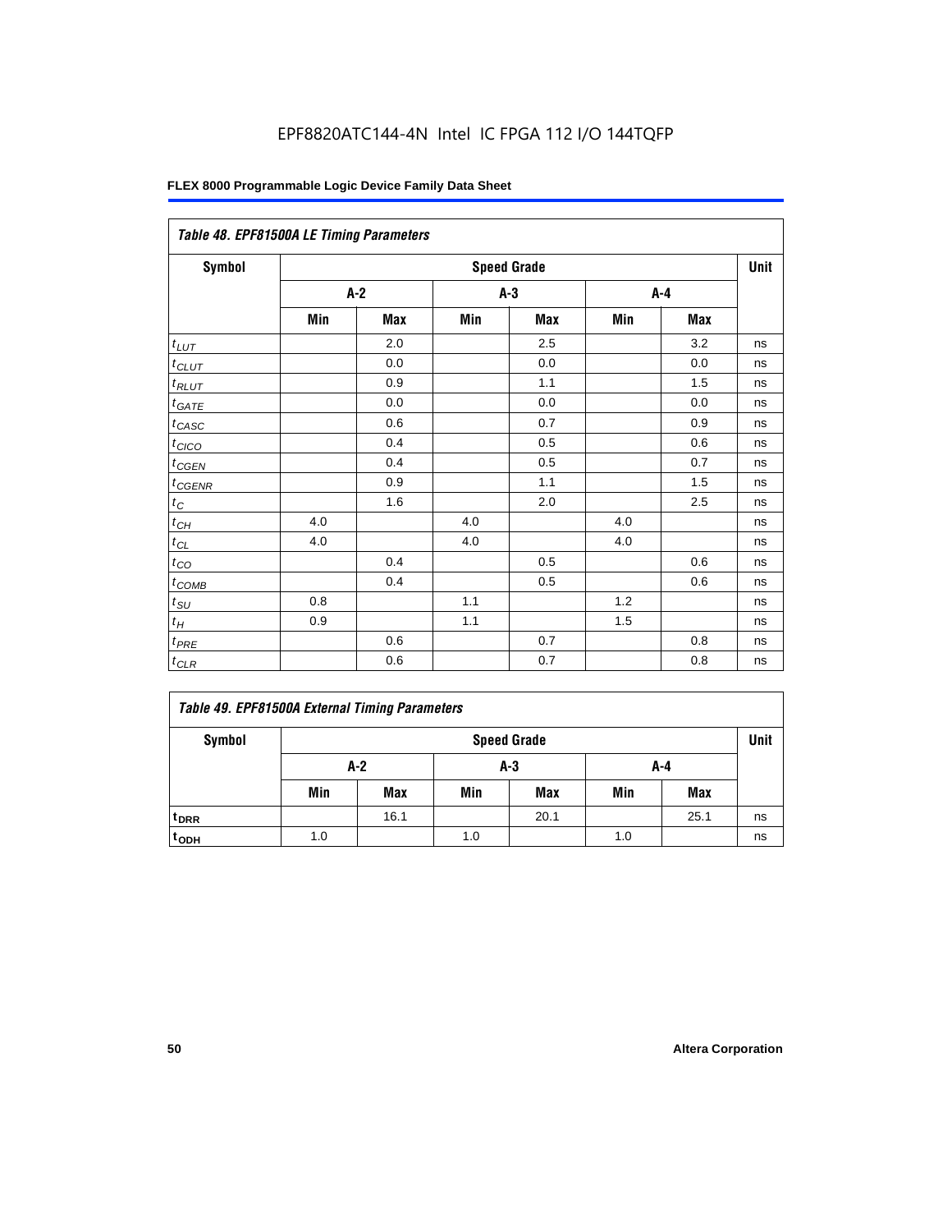EPF8820ATC144-4N Intel IC FPGA 112 I/O 144TQFP

| *Table 48. EPF81500A LE Timing Parameters* | | | | | | | |
|---|---|---|---|---|---|---|---|
| **Symbol** | **Speed Grade** | | | | | | **Unit** |
| | **A-2** | | **A-3** | | **A-4** | | |
| | **Min** | **Max** | **Min** | **Max** | **Min** | **Max** | |
| $t_{LUT}$ | | 2.0 | | 2.5 | | 3.2 | ns |
| $t_{CLUT}$ | | 0.0 | | 0.0 | | 0.0 | ns |
| $t_{RLUT}$ | | 0.9 | | 1.1 | | 1.5 | ns |
| $t_{GATE}$ | | 0.0 | | 0.0 | | 0.0 | ns |
| $t_{CASC}$ | | 0.6 | | 0.7 | | 0.9 | ns |
| $t_{CICO}$ | | 0.4 | | 0.5 | | 0.6 | ns |
| $t_{CGEN}$ | | 0.4 | | 0.5 | | 0.7 | ns |
| $t_{CGENR}$ | | 0.9 | | 1.1 | | 1.5 | ns |
| $t_{C}$ | | 1.6 | | 2.0 | | 2.5 | ns |
| $t_{CH}$ | 4.0 | | 4.0 | | 4.0 | | ns |
| $t_{CL}$ | 4.0 | | 4.0 | | 4.0 | | ns |
| $t_{CO}$ | | 0.4 | | 0.5 | | 0.6 | ns |
| $t_{COMB}$ | | 0.4 | | 0.5 | | 0.6 | ns |
| $t_{SU}$ | 0.8 | | 1.1 | | 1.2 | | ns |
| $t_{H}$ | 0.9 | | 1.1 | | 1.5 | | ns |
| $t_{PRE}$ | | 0.6 | | 0.7 | | 0.8 | ns |
| $t_{CLR}$ | | 0.6 | | 0.7 | | 0.8 | ns |

| *Table 49. EPF81500A External Timing Parameters* | | | | | | | |
|---|---|---|---|---|---|---|---|
| **Symbol** | **Speed Grade** | | | | | | **Unit** |
| | **A-2** | | **A-3** | | **A-4** | | |
| | **Min** | **Max** | **Min** | **Max** | **Min** | **Max** | |
| $t_{DRR}$ | | 16.1 | | 20.1 | | 25.1 | ns |
| $t_{ODH}$ | 1.0 | | 1.0 | | 1.0 | | ns |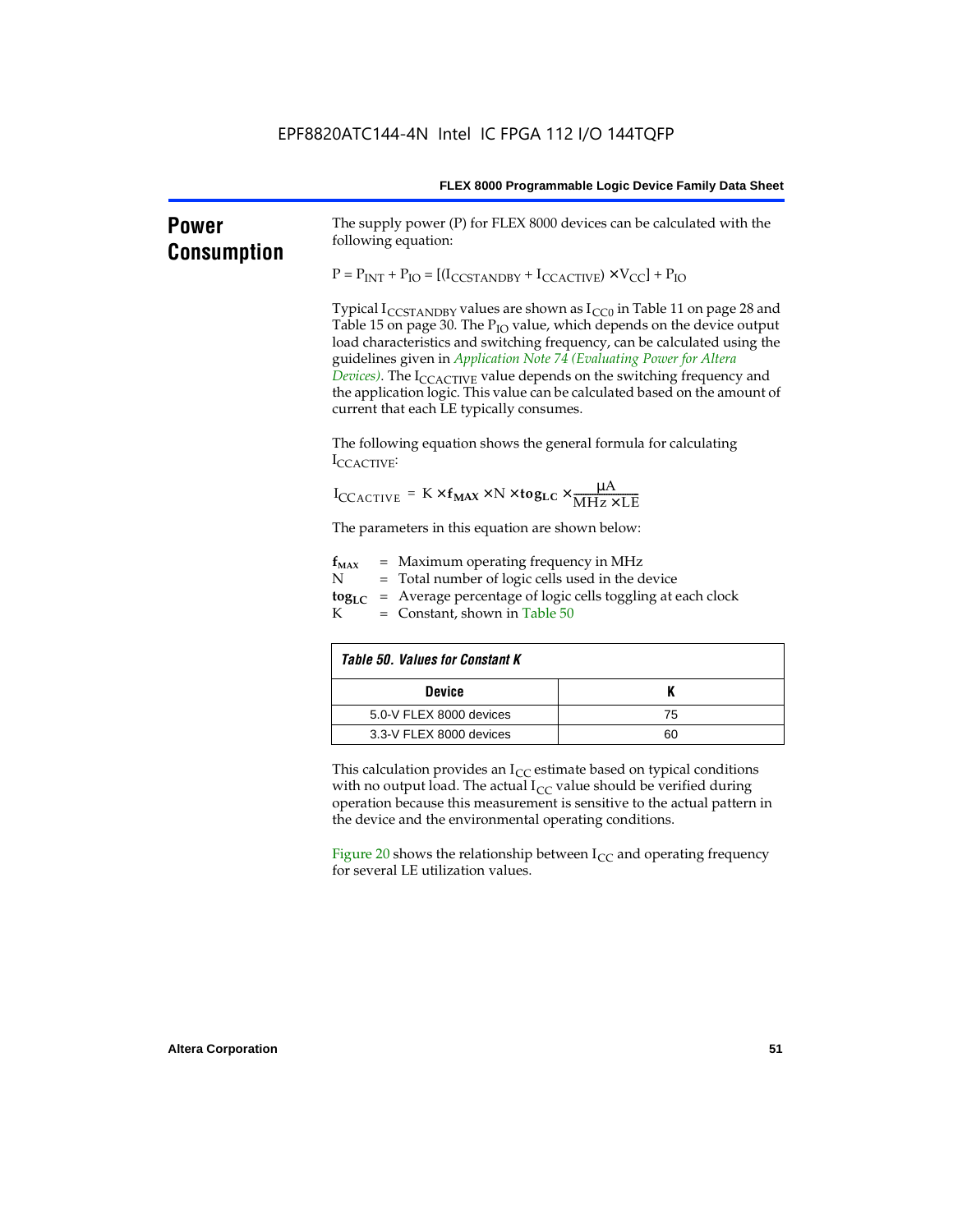## Power Consumption

The supply power (P) for FLEX 8000 devices can be calculated with the following equation:

$$P = P_{INT} + P_{IO} = [(I_{CCSTANDBY} + I_{CCACTIVE}) \times V_{CC}] + P_{IO}$$

Typical $I_{CCSTANDBY}$ values are shown as $I_{CC0}$ in Table 11 on page 28 and Table 15 on page 30. The $P_{IO}$ value, which depends on the device output load characteristics and switching frequency, can be calculated using the guidelines given in *Application Note 74 (Evaluating Power for Altera Devices)*. The $I_{CCACTIVE}$ value depends on the switching frequency and the application logic. This value can be calculated based on the amount of current that each LE typically consumes.

The following equation shows the general formula for calculating $I_{CCACTIVE}$:

$$I_{CCACTIVE} = K \times \mathbf{f_{MAX}} \times N \times \mathbf{tog_{LC}} \times \frac{\mu A}{MHz \times LE}$$

The parameters in this equation are shown below:

$\mathbf{f_{MAX}}$ = Maximum operating frequency in MHz
N = Total number of logic cells used in the device
$\mathbf{tog_{LC}}$ = Average percentage of logic cells toggling at each clock
K = Constant, shown in Table 50

*Table 50. Values for Constant K*

| Device | K |
|---|---|
| 5.0-V FLEX 8000 devices | 75 |
| 3.3-V FLEX 8000 devices | 60 |

This calculation provides an $I_{CC}$ estimate based on typical conditions with no output load. The actual $I_{CC}$ value should be verified during operation because this measurement is sensitive to the actual pattern in the device and the environmental operating conditions.

Figure 20 shows the relationship between $I_{CC}$ and operating frequency for several LE utilization values.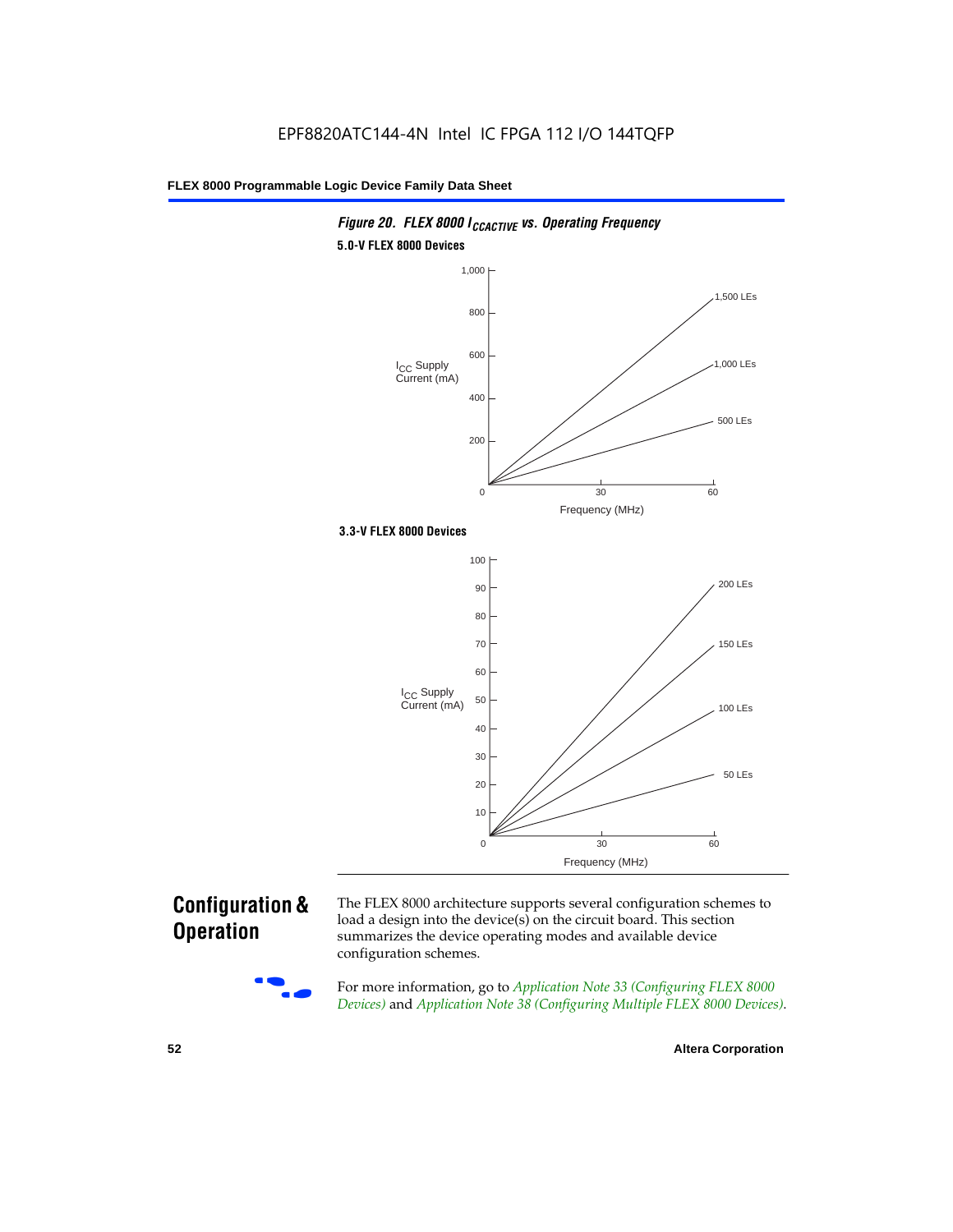Figure 20. FLEX 8000 $I_{CCACTIVE}$ vs. Operating Frequency

5.0-V FLEX 8000 Devices

3.3-V FLEX 8000 Devices

## Configuration & Operation

The FLEX 8000 architecture supports several configuration schemes to load a design into the device(s) on the circuit board. This section summarizes the device operating modes and available device configuration schemes.

For more information, go to *Application Note 33 (Configuring FLEX 8000 Devices)* and *Application Note 38 (Configuring Multiple FLEX 8000 Devices)*.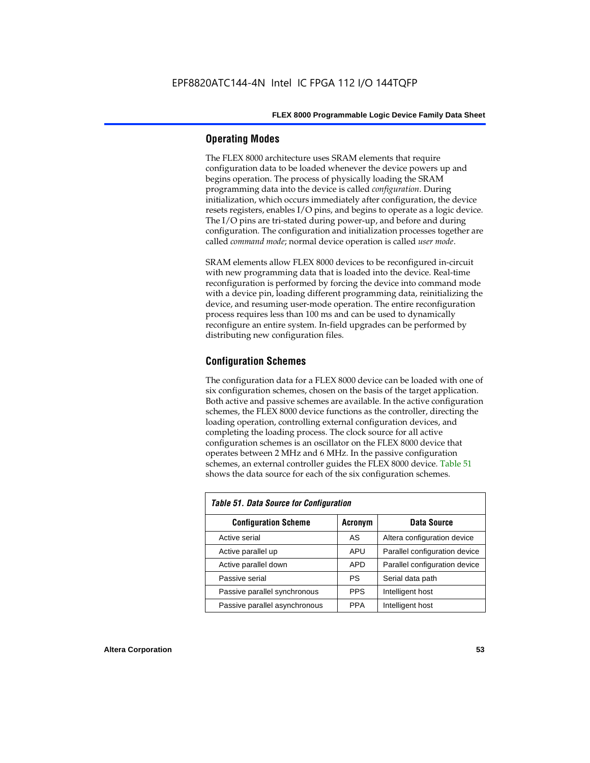## Operating Modes

The FLEX 8000 architecture uses SRAM elements that require configuration data to be loaded whenever the device powers up and begins operation. The process of physically loading the SRAM programming data into the device is called *configuration*. During initialization, which occurs immediately after configuration, the device resets registers, enables I/O pins, and begins to operate as a logic device. The I/O pins are tri-stated during power-up, and before and during configuration. The configuration and initialization processes together are called *command mode*; normal device operation is called *user mode*.

SRAM elements allow FLEX 8000 devices to be reconfigured in-circuit with new programming data that is loaded into the device. Real-time reconfiguration is performed by forcing the device into command mode with a device pin, loading different programming data, reinitializing the device, and resuming user-mode operation. The entire reconfiguration process requires less than 100 ms and can be used to dynamically reconfigure an entire system. In-field upgrades can be performed by distributing new configuration files.

## Configuration Schemes

The configuration data for a FLEX 8000 device can be loaded with one of six configuration schemes, chosen on the basis of the target application. Both active and passive schemes are available. In the active configuration schemes, the FLEX 8000 device functions as the controller, directing the loading operation, controlling external configuration devices, and completing the loading process. The clock source for all active configuration schemes is an oscillator on the FLEX 8000 device that operates between 2 MHz and 6 MHz. In the passive configuration schemes, an external controller guides the FLEX 8000 device. Table 51 shows the data source for each of the six configuration schemes.

*Table 51. Data Source for Configuration*

| Configuration Scheme | Acronym | Data Source |
|---|---|---|
| Active serial | AS | Altera configuration device |
| Active parallel up | APU | Parallel configuration device |
| Active parallel down | APD | Parallel configuration device |
| Passive serial | PS | Serial data path |
| Passive parallel synchronous | PPS | Intelligent host |
| Passive parallel asynchronous | PPA | Intelligent host |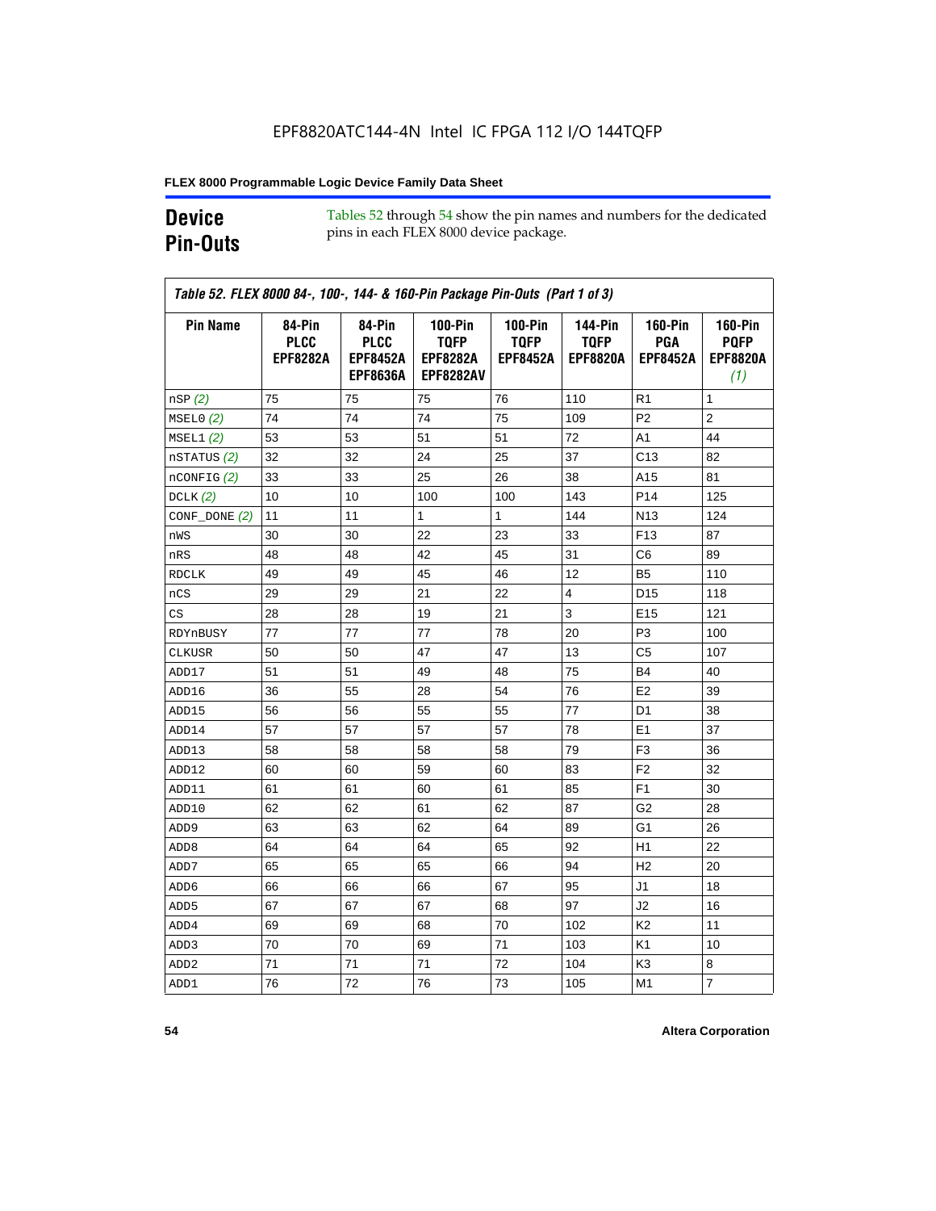EPF8820ATC144-4N Intel IC FPGA 112 I/O 144TQFP

## Device Pin-Outs

Tables 52 through 54 show the pin names and numbers for the dedicated pins in each FLEX 8000 device package.

*Table 52. FLEX 8000 84-, 100-, 144- & 160-Pin Package Pin-Outs (Part 1 of 3)*

| Pin Name | 84-Pin PLCC EPF8282A | 84-Pin PLCC EPF8452A EPF8636A | 100-Pin TQFP EPF8282A EPF8282AV | 100-Pin TQFP EPF8452A | 144-Pin TQFP EPF8820A | 160-Pin PGA EPF8452A | 160-Pin PQFP EPF8820A *(1)* |
|---|---|---|---|---|---|---|---|
| nSP *(2)* | 75 | 75 | 75 | 76 | 110 | R1 | 1 |
| MSEL0 *(2)* | 74 | 74 | 74 | 75 | 109 | P2 | 2 |
| MSEL1 *(2)* | 53 | 53 | 51 | 51 | 72 | A1 | 44 |
| nSTATUS *(2)* | 32 | 32 | 24 | 25 | 37 | C13 | 82 |
| nCONFIG *(2)* | 33 | 33 | 25 | 26 | 38 | A15 | 81 |
| DCLK *(2)* | 10 | 10 | 100 | 100 | 143 | P14 | 125 |
| CONF_DONE *(2)* | 11 | 11 | 1 | 1 | 144 | N13 | 124 |
| nWS | 30 | 30 | 22 | 23 | 33 | F13 | 87 |
| nRS | 48 | 48 | 42 | 45 | 31 | C6 | 89 |
| RDCLK | 49 | 49 | 45 | 46 | 12 | B5 | 110 |
| nCS | 29 | 29 | 21 | 22 | 4 | D15 | 118 |
| CS | 28 | 28 | 19 | 21 | 3 | E15 | 121 |
| RDYnBUSY | 77 | 77 | 77 | 78 | 20 | P3 | 100 |
| CLKUSR | 50 | 50 | 47 | 47 | 13 | C5 | 107 |
| ADD17 | 51 | 51 | 49 | 48 | 75 | B4 | 40 |
| ADD16 | 36 | 55 | 28 | 54 | 76 | E2 | 39 |
| ADD15 | 56 | 56 | 55 | 55 | 77 | D1 | 38 |
| ADD14 | 57 | 57 | 57 | 57 | 78 | E1 | 37 |
| ADD13 | 58 | 58 | 58 | 58 | 79 | F3 | 36 |
| ADD12 | 60 | 60 | 59 | 60 | 83 | F2 | 32 |
| ADD11 | 61 | 61 | 60 | 61 | 85 | F1 | 30 |
| ADD10 | 62 | 62 | 61 | 62 | 87 | G2 | 28 |
| ADD9 | 63 | 63 | 62 | 64 | 89 | G1 | 26 |
| ADD8 | 64 | 64 | 64 | 65 | 92 | H1 | 22 |
| ADD7 | 65 | 65 | 65 | 66 | 94 | H2 | 20 |
| ADD6 | 66 | 66 | 66 | 67 | 95 | J1 | 18 |
| ADD5 | 67 | 67 | 67 | 68 | 97 | J2 | 16 |
| ADD4 | 69 | 69 | 68 | 70 | 102 | K2 | 11 |
| ADD3 | 70 | 70 | 69 | 71 | 103 | K1 | 10 |
| ADD2 | 71 | 71 | 71 | 72 | 104 | K3 | 8 |
| ADD1 | 76 | 72 | 76 | 73 | 105 | M1 | 7 |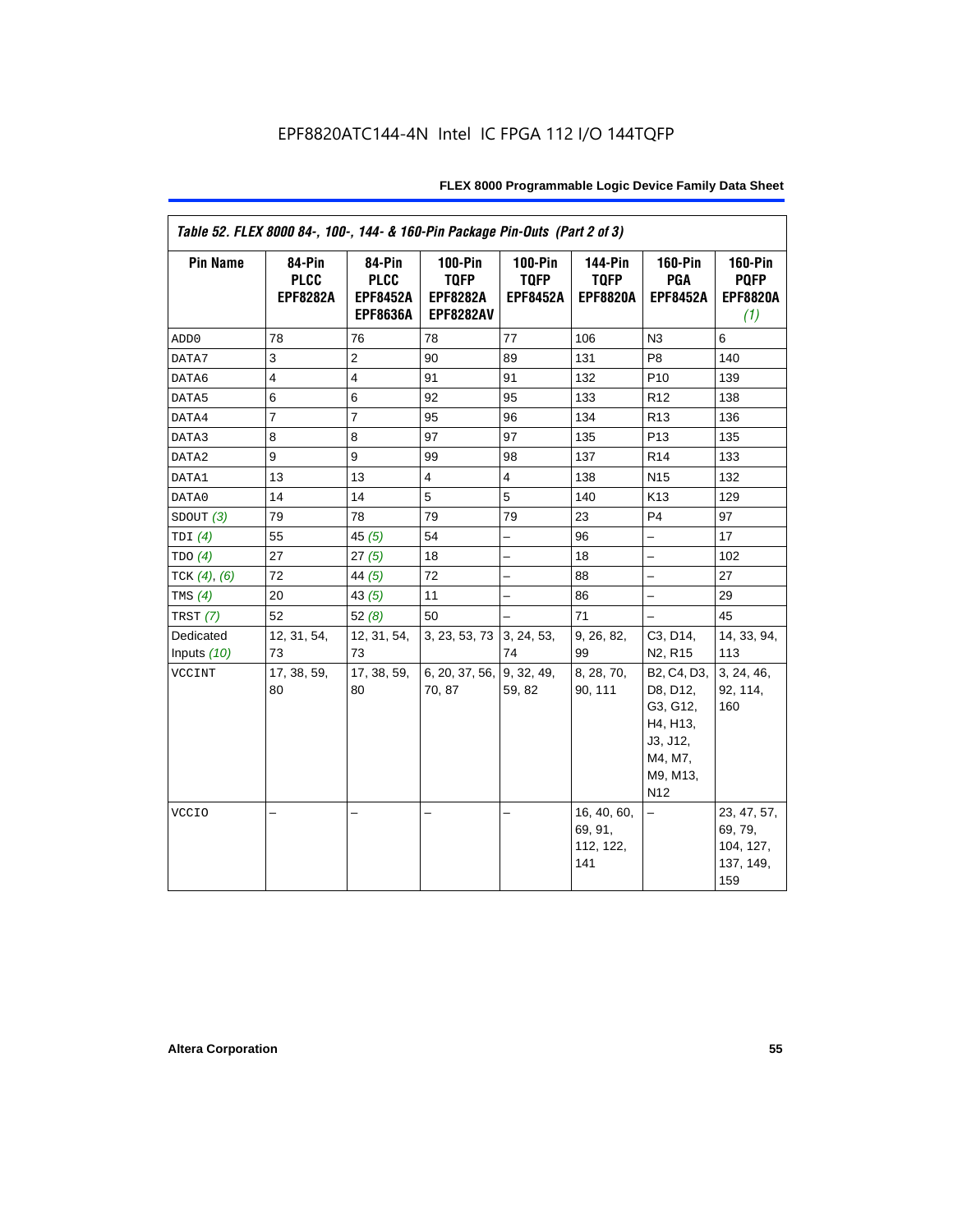EPF8820ATC144-4N Intel IC FPGA 112 I/O 144TQFP

*Table 52. FLEX 8000 84-, 100-, 144- & 160-Pin Package Pin-Outs (Part 2 of 3)*

| Pin Name | 84-Pin PLCC EPF8282A | 84-Pin PLCC EPF8452A EPF8636A | 100-Pin TQFP EPF8282A EPF8282AV | 100-Pin TQFP EPF8452A | 144-Pin TQFP EPF8820A | 160-Pin PGA EPF8452A | 160-Pin PQFP EPF8820A *(1)* |
|---|---|---|---|---|---|---|---|
| ADD0 | 78 | 76 | 78 | 77 | 106 | N3 | 6 |
| DATA7 | 3 | 2 | 90 | 89 | 131 | P8 | 140 |
| DATA6 | 4 | 4 | 91 | 91 | 132 | P10 | 139 |
| DATA5 | 6 | 6 | 92 | 95 | 133 | R12 | 138 |
| DATA4 | 7 | 7 | 95 | 96 | 134 | R13 | 136 |
| DATA3 | 8 | 8 | 97 | 97 | 135 | P13 | 135 |
| DATA2 | 9 | 9 | 99 | 98 | 137 | R14 | 133 |
| DATA1 | 13 | 13 | 4 | 4 | 138 | N15 | 132 |
| DATA0 | 14 | 14 | 5 | 5 | 140 | K13 | 129 |
| SDOUT *(3)* | 79 | 78 | 79 | 79 | 23 | P4 | 97 |
| TDI *(4)* | 55 | 45 *(5)* | 54 | – | 96 | – | 17 |
| TDO *(4)* | 27 | 27 *(5)* | 18 | – | 18 | – | 102 |
| TCK *(4)*, *(6)* | 72 | 44 *(5)* | 72 | – | 88 | – | 27 |
| TMS *(4)* | 20 | 43 *(5)* | 11 | – | 86 | – | 29 |
| TRST *(7)* | 52 | 52 *(8)* | 50 | – | 71 | – | 45 |
| Dedicated Inputs *(10)* | 12, 31, 54, 73 | 12, 31, 54, 73 | 3, 23, 53, 73 | 3, 24, 53, 74 | 9, 26, 82, 99 | C3, D14, N2, R15 | 14, 33, 94, 113 |
| VCCINT | 17, 38, 59, 80 | 17, 38, 59, 80 | 6, 20, 37, 56, 70, 87 | 9, 32, 49, 59, 82 | 8, 28, 70, 90, 111 | B2, C4, D3, D8, D12, G3, G12, H4, H13, J3, J12, M4, M7, M9, M13, N12 | 3, 24, 46, 92, 114, 160 |
| VCCIO | – | – | – | – | 16, 40, 60, 69, 91, 112, 122, 141 | – | 23, 47, 57, 69, 79, 104, 127, 137, 149, 159 |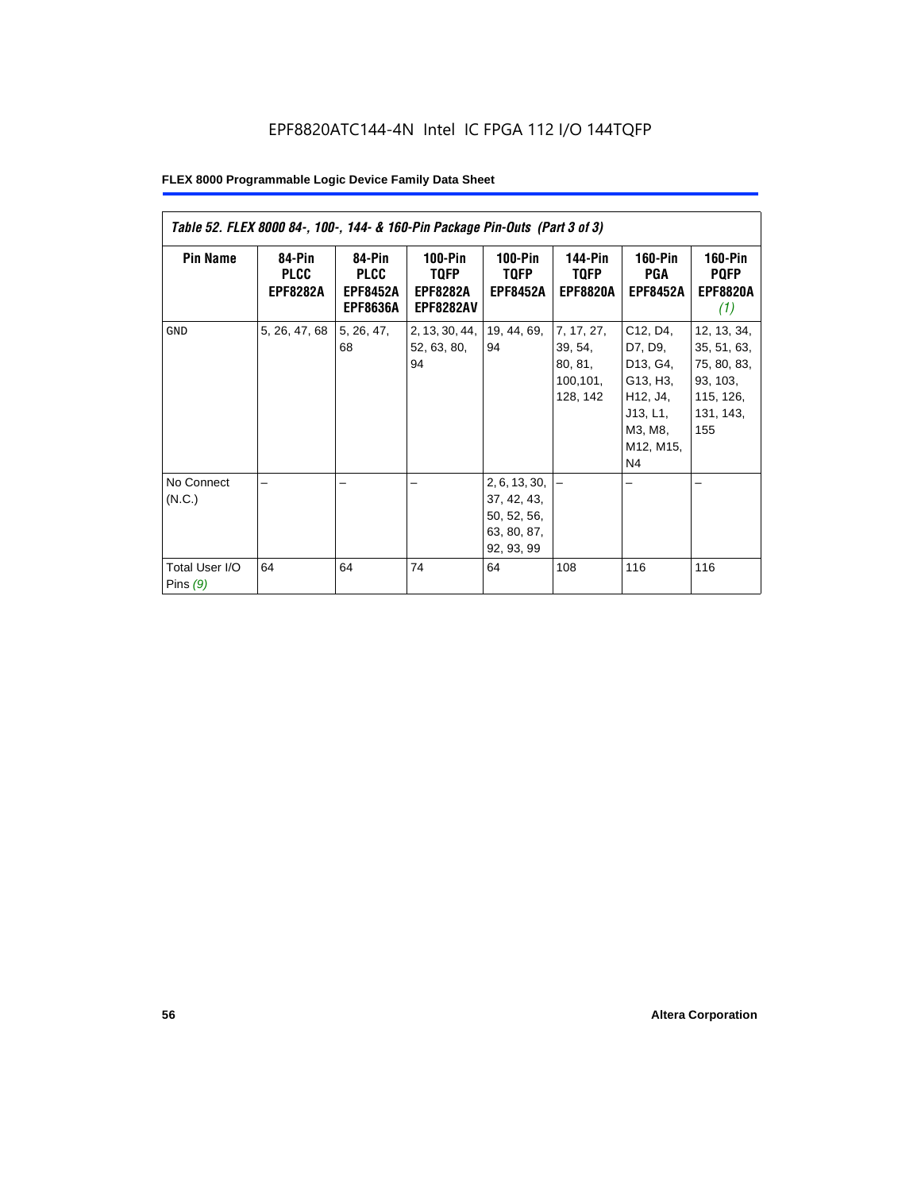| Table 52. FLEX 8000 84-, 100-, 144- & 160-Pin Package Pin-Outs (Part 3 of 3) | | | | | | | |
|---|---|---|---|---|---|---|---|
| **Pin Name** | **84-Pin PLCC EPF8282A** | **84-Pin PLCC EPF8452A EPF8636A** | **100-Pin TQFP EPF8282A EPF8282AV** | **100-Pin TQFP EPF8452A** | **144-Pin TQFP EPF8820A** | **160-Pin PGA EPF8452A** | **160-Pin PQFP EPF8820A** *(1)* |
| GND | 5, 26, 47, 68 | 5, 26, 47, 68 | 2, 13, 30, 44, 52, 63, 80, 94 | 19, 44, 69, 94 | 7, 17, 27, 39, 54, 80, 81, 100,101, 128, 142 | C12, D4, D7, D9, D13, G4, G13, H3, H12, J4, J13, L1, M3, M8, M12, M15, N4 | 12, 13, 34, 35, 51, 63, 75, 80, 83, 93, 103, 115, 126, 131, 143, 155 |
| No Connect (N.C.) | – | – | – | 2, 6, 13, 30, 37, 42, 43, 50, 52, 56, 63, 80, 87, 92, 93, 99 | – | – | – |
| Total User I/O Pins *(9)* | 64 | 64 | 74 | 64 | 108 | 116 | 116 |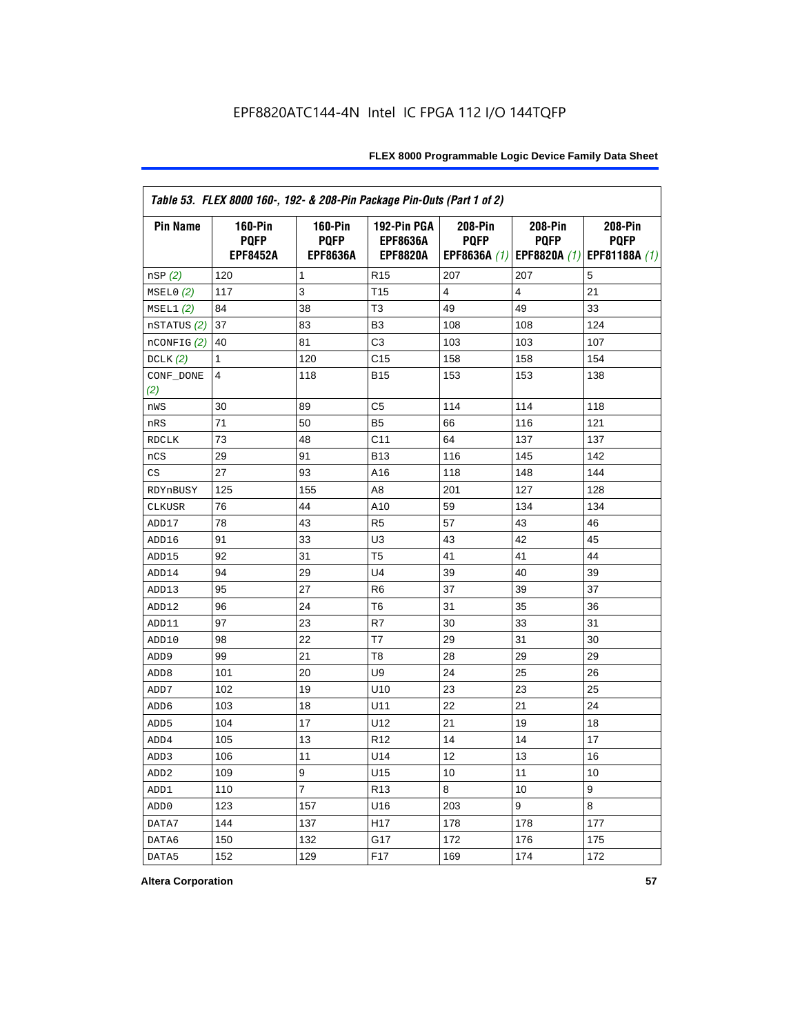EPF8820ATC144-4N Intel IC FPGA 112 I/O 144TQFP

| Table 53. FLEX 8000 160-, 192- & 208-Pin Package Pin-Outs (Part 1 of 2) | | | | | | |
|---|---|---|---|---|---|---|
| **Pin Name** | **160-Pin PQFP EPF8452A** | **160-Pin PQFP EPF8636A** | **192-Pin PGA EPF8636A EPF8820A** | **208-Pin PQFP EPF8636A** *(1)* | **208-Pin PQFP EPF8820A** *(1)* | **208-Pin PQFP EPF81188A** *(1)* |
| nSP *(2)* | 120 | 1 | R15 | 207 | 207 | 5 |
| MSEL0 *(2)* | 117 | 3 | T15 | 4 | 4 | 21 |
| MSEL1 *(2)* | 84 | 38 | T3 | 49 | 49 | 33 |
| nSTATUS *(2)* | 37 | 83 | B3 | 108 | 108 | 124 |
| nCONFIG *(2)* | 40 | 81 | C3 | 103 | 103 | 107 |
| DCLK *(2)* | 1 | 120 | C15 | 158 | 158 | 154 |
| CONF_DONE *(2)* | 4 | 118 | B15 | 153 | 153 | 138 |
| nWS | 30 | 89 | C5 | 114 | 114 | 118 |
| nRS | 71 | 50 | B5 | 66 | 116 | 121 |
| RDCLK | 73 | 48 | C11 | 64 | 137 | 137 |
| nCS | 29 | 91 | B13 | 116 | 145 | 142 |
| CS | 27 | 93 | A16 | 118 | 148 | 144 |
| RDYnBUSY | 125 | 155 | A8 | 201 | 127 | 128 |
| CLKUSR | 76 | 44 | A10 | 59 | 134 | 134 |
| ADD17 | 78 | 43 | R5 | 57 | 43 | 46 |
| ADD16 | 91 | 33 | U3 | 43 | 42 | 45 |
| ADD15 | 92 | 31 | T5 | 41 | 41 | 44 |
| ADD14 | 94 | 29 | U4 | 39 | 40 | 39 |
| ADD13 | 95 | 27 | R6 | 37 | 39 | 37 |
| ADD12 | 96 | 24 | T6 | 31 | 35 | 36 |
| ADD11 | 97 | 23 | R7 | 30 | 33 | 31 |
| ADD10 | 98 | 22 | T7 | 29 | 31 | 30 |
| ADD9 | 99 | 21 | T8 | 28 | 29 | 29 |
| ADD8 | 101 | 20 | U9 | 24 | 25 | 26 |
| ADD7 | 102 | 19 | U10 | 23 | 23 | 25 |
| ADD6 | 103 | 18 | U11 | 22 | 21 | 24 |
| ADD5 | 104 | 17 | U12 | 21 | 19 | 18 |
| ADD4 | 105 | 13 | R12 | 14 | 14 | 17 |
| ADD3 | 106 | 11 | U14 | 12 | 13 | 16 |
| ADD2 | 109 | 9 | U15 | 10 | 11 | 10 |
| ADD1 | 110 | 7 | R13 | 8 | 10 | 9 |
| ADD0 | 123 | 157 | U16 | 203 | 9 | 8 |
| DATA7 | 144 | 137 | H17 | 178 | 178 | 177 |
| DATA6 | 150 | 132 | G17 | 172 | 176 | 175 |
| DATA5 | 152 | 129 | F17 | 169 | 174 | 172 |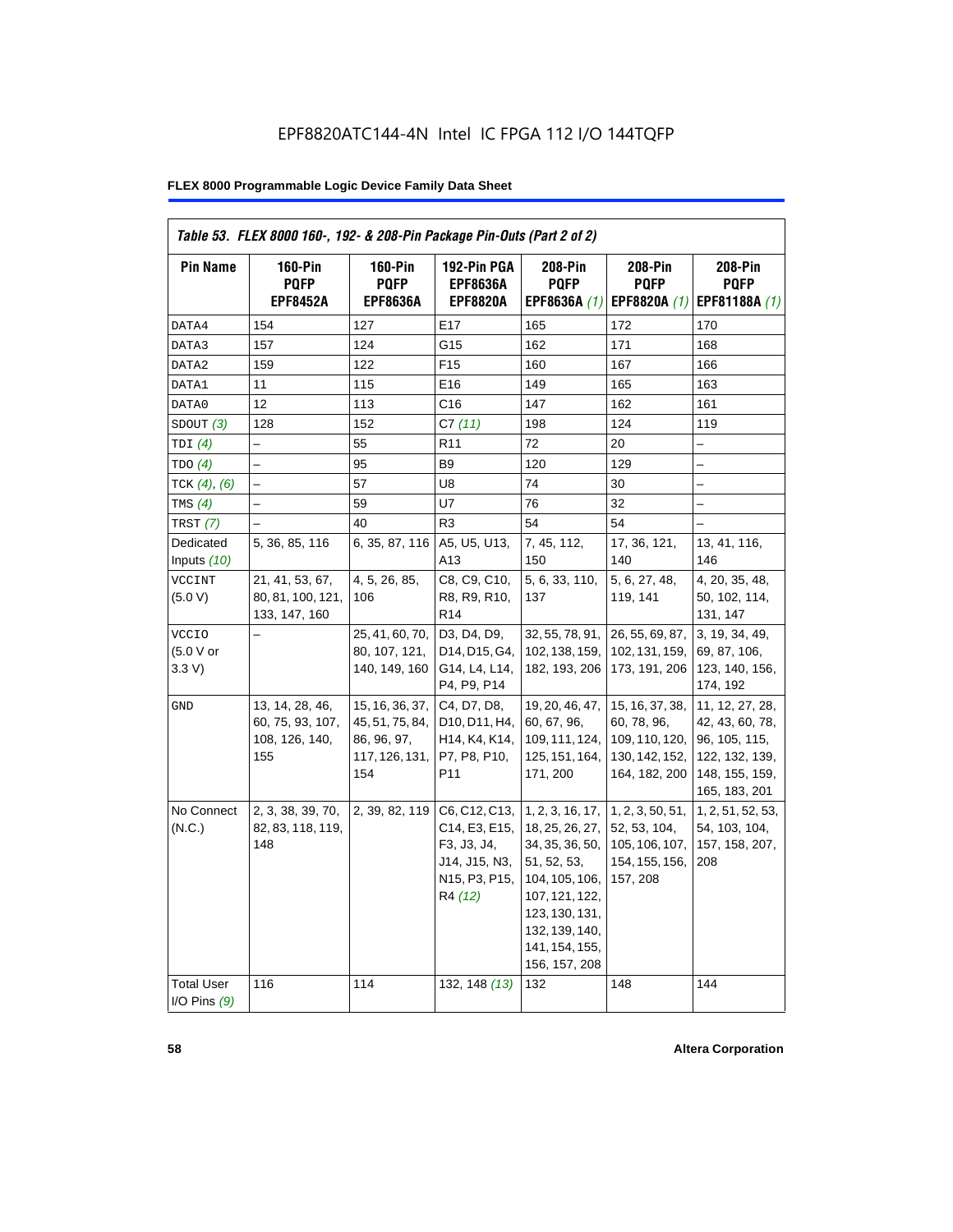EPF8820ATC144-4N Intel IC FPGA 112 I/O 144TQFP

**Table 53. FLEX 8000 160-, 192- & 208-Pin Package Pin-Outs (Part 2 of 2)**

| Pin Name | 160-Pin PQFP EPF8452A | 160-Pin PQFP EPF8636A | 192-Pin PGA EPF8636A EPF8820A | 208-Pin PQFP EPF8636A *(1)* | 208-Pin PQFP EPF8820A *(1)* | 208-Pin PQFP EPF81188A *(1)* |
|---|---|---|---|---|---|---|
| DATA4 | 154 | 127 | E17 | 165 | 172 | 170 |
| DATA3 | 157 | 124 | G15 | 162 | 171 | 168 |
| DATA2 | 159 | 122 | F15 | 160 | 167 | 166 |
| DATA1 | 11 | 115 | E16 | 149 | 165 | 163 |
| DATA0 | 12 | 113 | C16 | 147 | 162 | 161 |
| SDOUT *(3)* | 128 | 152 | C7 *(11)* | 198 | 124 | 119 |
| TDI *(4)* | – | 55 | R11 | 72 | 20 | – |
| TDO *(4)* | – | 95 | B9 | 120 | 129 | – |
| TCK *(4)*, *(6)* | – | 57 | U8 | 74 | 30 | – |
| TMS *(4)* | – | 59 | U7 | 76 | 32 | – |
| TRST *(7)* | – | 40 | R3 | 54 | 54 | – |
| Dedicated Inputs *(10)* | 5, 36, 85, 116 | 6, 35, 87, 116 | A5, U5, U13, A13 | 7, 45, 112, 150 | 17, 36, 121, 140 | 13, 41, 116, 146 |
| VCCINT (5.0 V) | 21, 41, 53, 67, 80, 81, 100, 121, 133, 147, 160 | 4, 5, 26, 85, 106 | C8, C9, C10, R8, R9, R10, R14 | 5, 6, 33, 110, 137 | 5, 6, 27, 48, 119, 141 | 4, 20, 35, 48, 50, 102, 114, 131, 147 |
| VCCIO (5.0 V or 3.3 V) | – | 25, 41, 60, 70, 80, 107, 121, 140, 149, 160 | D3, D4, D9, D14, D15, G4, G14, L4, L14, P4, P9, P14 | 32, 55, 78, 91, 102, 138, 159, 182, 193, 206 | 26, 55, 69, 87, 102, 131, 159, 173, 191, 206 | 3, 19, 34, 49, 69, 87, 106, 123, 140, 156, 174, 192 |
| GND | 13, 14, 28, 46, 60, 75, 93, 107, 108, 126, 140, 155 | 15, 16, 36, 37, 45, 51, 75, 84, 86, 96, 97, 117, 126, 131, 154 | C4, D7, D8, D10, D11, H4, H14, K4, K14, P7, P8, P10, P11 | 19, 20, 46, 47, 60, 67, 96, 109, 111, 124, 125, 151, 164, 171, 200 | 15, 16, 37, 38, 60, 78, 96, 109, 110, 120, 130, 142, 152, 164, 182, 200 | 11, 12, 27, 28, 42, 43, 60, 78, 96, 105, 115, 122, 132, 139, 148, 155, 159, 165, 183, 201 |
| No Connect (N.C.) | 2, 3, 38, 39, 70, 82, 83, 118, 119, 148 | 2, 39, 82, 119 | C6, C12, C13, C14, E3, E15, F3, J3, J4, J14, J15, N3, N15, P3, P15, R4 *(12)* | 1, 2, 3, 16, 17, 18, 25, 26, 27, 34, 35, 36, 50, 51, 52, 53, 104, 105, 106, 107, 121, 122, 123, 130, 131, 132, 139, 140, 141, 154, 155, 156, 157, 208 | 1, 2, 3, 50, 51, 52, 53, 104, 105, 106, 107, 154, 155, 156, 157, 208 | 1, 2, 51, 52, 53, 54, 103, 104, 157, 158, 207, 208 |
| Total User I/O Pins *(9)* | 116 | 114 | 132, 148 *(13)* | 132 | 148 | 144 |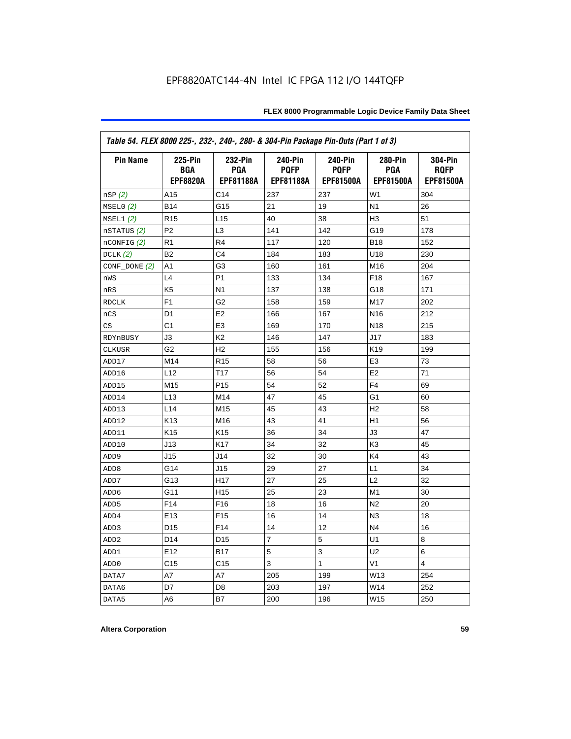# EPF8820ATC144-4N Intel IC FPGA 112 I/O 144TQFP

*Table 54. FLEX 8000 225-, 232-, 240-, 280- & 304-Pin Package Pin-Outs (Part 1 of 3)*

| Pin Name | 225-Pin BGA EPF8820A | 232-Pin PGA EPF81188A | 240-Pin PQFP EPF81188A | 240-Pin PQFP EPF81500A | 280-Pin PGA EPF81500A | 304-Pin RQFP EPF81500A |
|---|---|---|---|---|---|---|
| nSP *(2)* | A15 | C14 | 237 | 237 | W1 | 304 |
| MSEL0 *(2)* | B14 | G15 | 21 | 19 | N1 | 26 |
| MSEL1 *(2)* | R15 | L15 | 40 | 38 | H3 | 51 |
| nSTATUS *(2)* | P2 | L3 | 141 | 142 | G19 | 178 |
| nCONFIG *(2)* | R1 | R4 | 117 | 120 | B18 | 152 |
| DCLK *(2)* | B2 | C4 | 184 | 183 | U18 | 230 |
| CONF_DONE *(2)* | A1 | G3 | 160 | 161 | M16 | 204 |
| nWS | L4 | P1 | 133 | 134 | F18 | 167 |
| nRS | K5 | N1 | 137 | 138 | G18 | 171 |
| RDCLK | F1 | G2 | 158 | 159 | M17 | 202 |
| nCS | D1 | E2 | 166 | 167 | N16 | 212 |
| CS | C1 | E3 | 169 | 170 | N18 | 215 |
| RDYnBUSY | J3 | K2 | 146 | 147 | J17 | 183 |
| CLKUSR | G2 | H2 | 155 | 156 | K19 | 199 |
| ADD17 | M14 | R15 | 58 | 56 | E3 | 73 |
| ADD16 | L12 | T17 | 56 | 54 | E2 | 71 |
| ADD15 | M15 | P15 | 54 | 52 | F4 | 69 |
| ADD14 | L13 | M14 | 47 | 45 | G1 | 60 |
| ADD13 | L14 | M15 | 45 | 43 | H2 | 58 |
| ADD12 | K13 | M16 | 43 | 41 | H1 | 56 |
| ADD11 | K15 | K15 | 36 | 34 | J3 | 47 |
| ADD10 | J13 | K17 | 34 | 32 | K3 | 45 |
| ADD9 | J15 | J14 | 32 | 30 | K4 | 43 |
| ADD8 | G14 | J15 | 29 | 27 | L1 | 34 |
| ADD7 | G13 | H17 | 27 | 25 | L2 | 32 |
| ADD6 | G11 | H15 | 25 | 23 | M1 | 30 |
| ADD5 | F14 | F16 | 18 | 16 | N2 | 20 |
| ADD4 | E13 | F15 | 16 | 14 | N3 | 18 |
| ADD3 | D15 | F14 | 14 | 12 | N4 | 16 |
| ADD2 | D14 | D15 | 7 | 5 | U1 | 8 |
| ADD1 | E12 | B17 | 5 | 3 | U2 | 6 |
| ADD0 | C15 | C15 | 3 | 1 | V1 | 4 |
| DATA7 | A7 | A7 | 205 | 199 | W13 | 254 |
| DATA6 | D7 | D8 | 203 | 197 | W14 | 252 |
| DATA5 | A6 | B7 | 200 | 196 | W15 | 250 |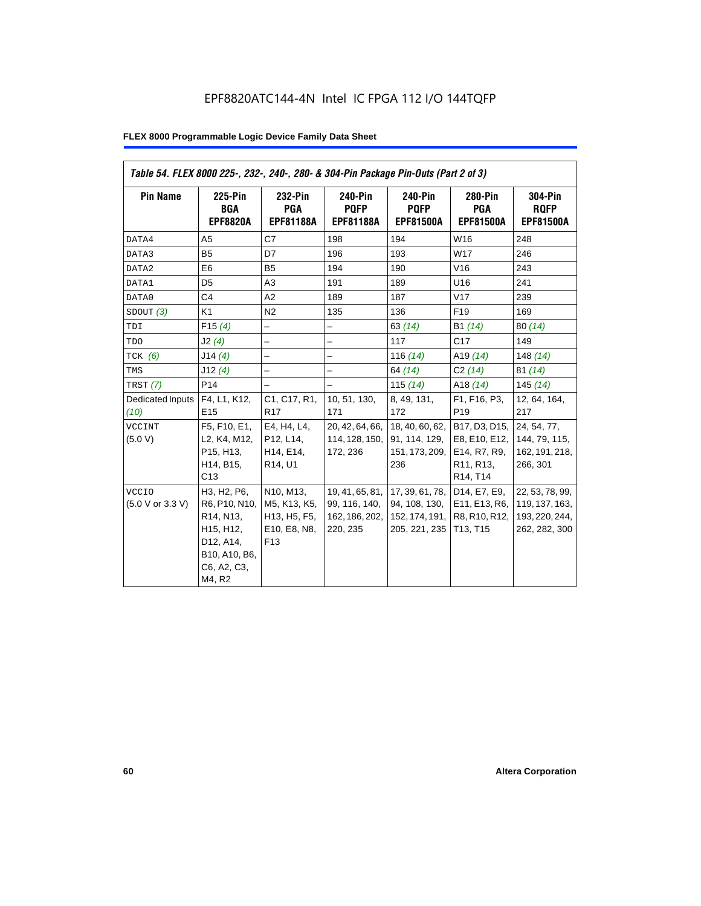EPF8820ATC144-4N Intel IC FPGA 112 I/O 144TQFP

**FLEX 8000 Programmable Logic Device Family Data Sheet**

*Table 54. FLEX 8000 225-, 232-, 240-, 280- & 304-Pin Package Pin-Outs (Part 2 of 3)*

| Pin Name | 225-Pin BGA EPF8820A | 232-Pin PGA EPF81188A | 240-Pin PQFP EPF81188A | 240-Pin PQFP EPF81500A | 280-Pin PGA EPF81500A | 304-Pin RQFP EPF81500A |
|---|---|---|---|---|---|---|
| DATA4 | A5 | C7 | 198 | 194 | W16 | 248 |
| DATA3 | B5 | D7 | 196 | 193 | W17 | 246 |
| DATA2 | E6 | B5 | 194 | 190 | V16 | 243 |
| DATA1 | D5 | A3 | 191 | 189 | U16 | 241 |
| DATA0 | C4 | A2 | 189 | 187 | V17 | 239 |
| SDOUT *(3)* | K1 | N2 | 135 | 136 | F19 | 169 |
| TDI | F15 *(4)* | – | – | 63 *(14)* | B1 *(14)* | 80 *(14)* |
| TDO | J2 *(4)* | – | – | 117 | C17 | 149 |
| TCK *(6)* | J14 *(4)* | – | – | 116 *(14)* | A19 *(14)* | 148 *(14)* |
| TMS | J12 *(4)* | – | – | 64 *(14)* | C2 *(14)* | 81 *(14)* |
| TRST *(7)* | P14 | – | – | 115 *(14)* | A18 *(14)* | 145 *(14)* |
| Dedicated Inputs *(10)* | F4, L1, K12, E15 | C1, C17, R1, R17 | 10, 51, 130, 171 | 8, 49, 131, 172 | F1, F16, P3, P19 | 12, 64, 164, 217 |
| VCCINT (5.0 V) | F5, F10, E1, L2, K4, M12, P15, H13, H14, B15, C13 | E4, H4, L4, P12, L14, H14, E14, R14, U1 | 20, 42, 64, 66, 114, 128, 150, 172, 236 | 18, 40, 60, 62, 91, 114, 129, 151, 173, 209, 236 | B17, D3, D15, E8, E10, E12, E14, R7, R9, R11, R13, R14, T14 | 24, 54, 77, 144, 79, 115, 162, 191, 218, 266, 301 |
| VCCIO (5.0 V or 3.3 V) | H3, H2, P6, R6, P10, N10, R14, N13, H15, H12, D12, A14, B10, A10, B6, C6, A2, C3, M4, R2 | N10, M13, M5, K13, K5, H13, H5, F5, E10, E8, N8, F13 | 19, 41, 65, 81, 99, 116, 140, 162, 186, 202, 220, 235 | 17, 39, 61, 78, 94, 108, 130, 152, 174, 191, 205, 221, 235 | D14, E7, E9, E11, E13, R6, R8, R10, R12, T13, T15 | 22, 53, 78, 99, 119, 137, 163, 193, 220, 244, 262, 282, 300 |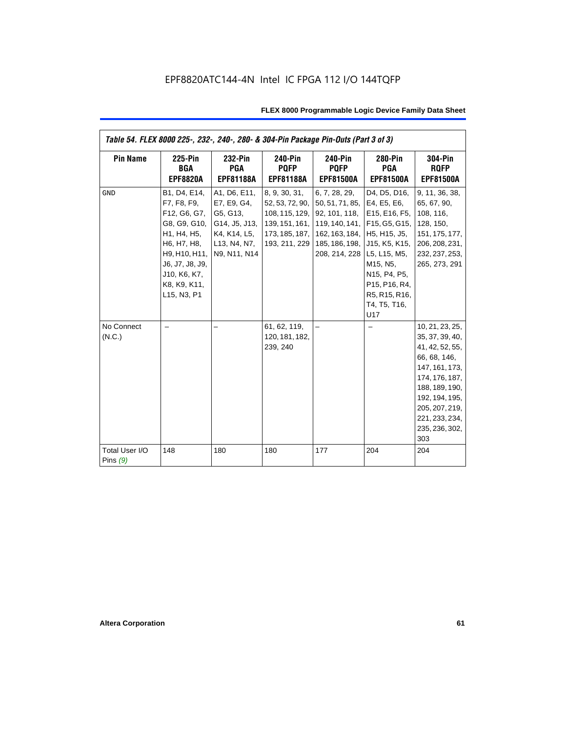EPF8820ATC144-4N Intel IC FPGA 112 I/O 144TQFP

| Table 54. FLEX 8000 225-, 232-, 240-, 280- & 304-Pin Package Pin-Outs (Part 3 of 3) | | | | | | |
|---|---|---|---|---|---|---|
| **Pin Name** | **225-Pin BGA EPF8820A** | **232-Pin PGA EPF81188A** | **240-Pin PQFP EPF81188A** | **240-Pin PQFP EPF81500A** | **280-Pin PGA EPF81500A** | **304-Pin RQFP EPF81500A** |
| GND | B1, D4, E14, F7, F8, F9, F12, G6, G7, G8, G9, G10, H1, H4, H5, H6, H7, H8, H9, H10, H11, J6, J7, J8, J9, J10, K6, K7, K8, K9, K11, L15, N3, P1 | A1, D6, E11, E7, E9, G4, G5, G13, G14, J5, J13, K4, K14, L5, L13, N4, N7, N9, N11, N14 | 8, 9, 30, 31, 52, 53, 72, 90, 108, 115, 129, 139, 151, 161, 173, 185, 187, 193, 211, 229 | 6, 7, 28, 29, 50, 51, 71, 85, 92, 101, 118, 119, 140, 141, 162, 163, 184, 185, 186, 198, 208, 214, 228 | D4, D5, D16, E4, E5, E6, E15, E16, F5, F15, G5, G15, H5, H15, J5, J15, K5, K15, L5, L15, M5, M15, N5, N15, P4, P5, P15, P16, R4, R5, R15, R16, T4, T5, T16, U17 | 9, 11, 36, 38, 65, 67, 90, 108, 116, 128, 150, 151, 175, 177, 206, 208, 231, 232, 237, 253, 265, 273, 291 |
| No Connect (N.C.) | – | – | 61, 62, 119, 120, 181, 182, 239, 240 | – | – | 10, 21, 23, 25, 35, 37, 39, 40, 41, 42, 52, 55, 66, 68, 146, 147, 161, 173, 174, 176, 187, 188, 189, 190, 192, 194, 195, 205, 207, 219, 221, 233, 234, 235, 236, 302, 303 |
| Total User I/O Pins *(9)* | 148 | 180 | 180 | 177 | 204 | 204 |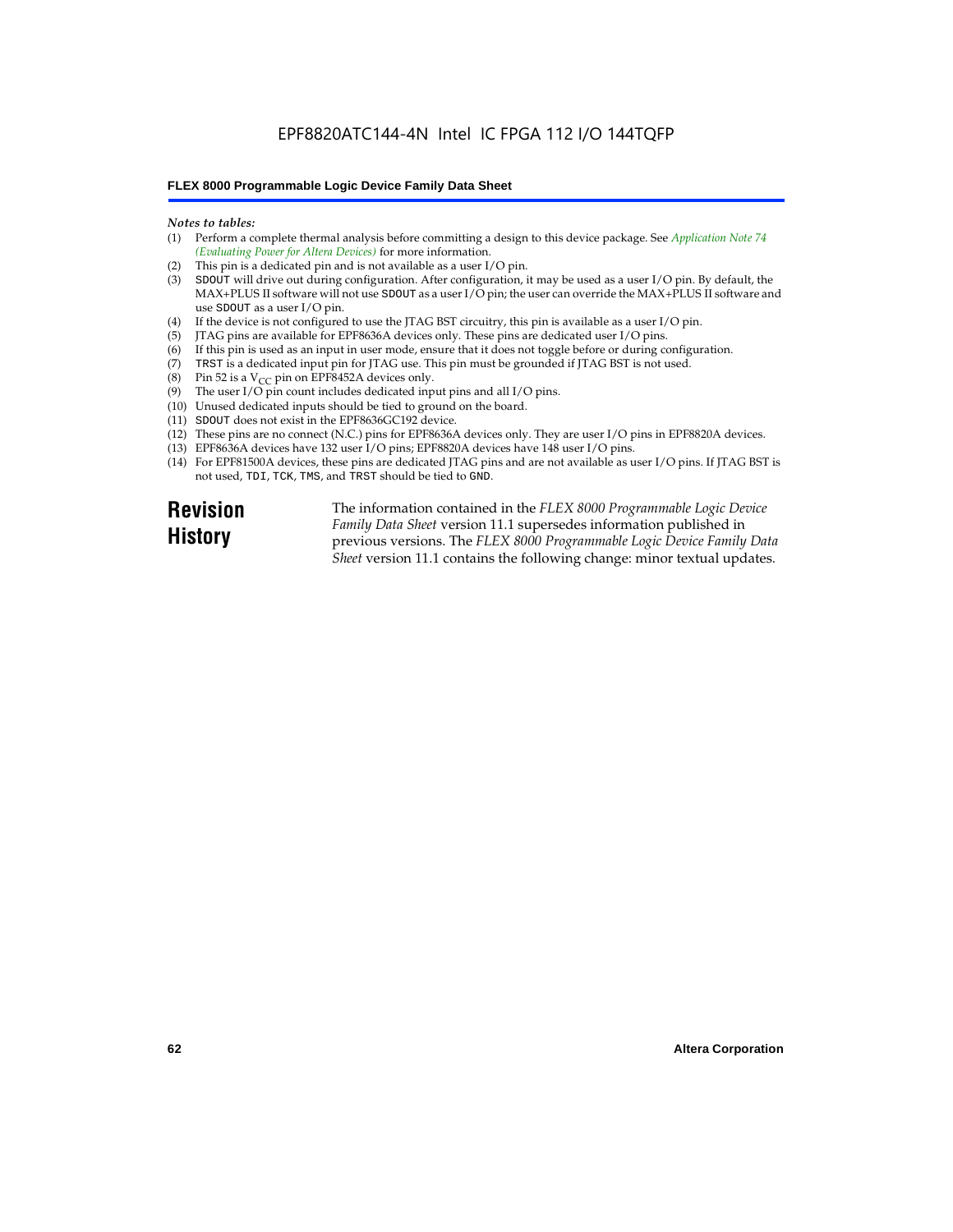*Notes to tables:*

(1) Perform a complete thermal analysis before committing a design to this device package. See *Application Note 74 (Evaluating Power for Altera Devices)* for more information.
(2) This pin is a dedicated pin and is not available as a user I/O pin.
(3) SDOUT will drive out during configuration. After configuration, it may be used as a user I/O pin. By default, the MAX+PLUS II software will not use SDOUT as a user I/O pin; the user can override the MAX+PLUS II software and use SDOUT as a user I/O pin.
(4) If the device is not configured to use the JTAG BST circuitry, this pin is available as a user I/O pin.
(5) JTAG pins are available for EPF8636A devices only. These pins are dedicated user I/O pins.
(6) If this pin is used as an input in user mode, ensure that it does not toggle before or during configuration.
(7) TRST is a dedicated input pin for JTAG use. This pin must be grounded if JTAG BST is not used.
(8) Pin 52 is a $V_{CC}$ pin on EPF8452A devices only.
(9) The user I/O pin count includes dedicated input pins and all I/O pins.
(10) Unused dedicated inputs should be tied to ground on the board.
(11) SDOUT does not exist in the EPF8636GC192 device.
(12) These pins are no connect (N.C.) pins for EPF8636A devices only. They are user I/O pins in EPF8820A devices.
(13) EPF8636A devices have 132 user I/O pins; EPF8820A devices have 148 user I/O pins.
(14) For EPF81500A devices, these pins are dedicated JTAG pins and are not available as user I/O pins. If JTAG BST is not used, TDI, TCK, TMS, and TRST should be tied to GND.

## Revision History

The information contained in the *FLEX 8000 Programmable Logic Device Family Data Sheet* version 11.1 supersedes information published in previous versions. The *FLEX 8000 Programmable Logic Device Family Data Sheet* version 11.1 contains the following change: minor textual updates.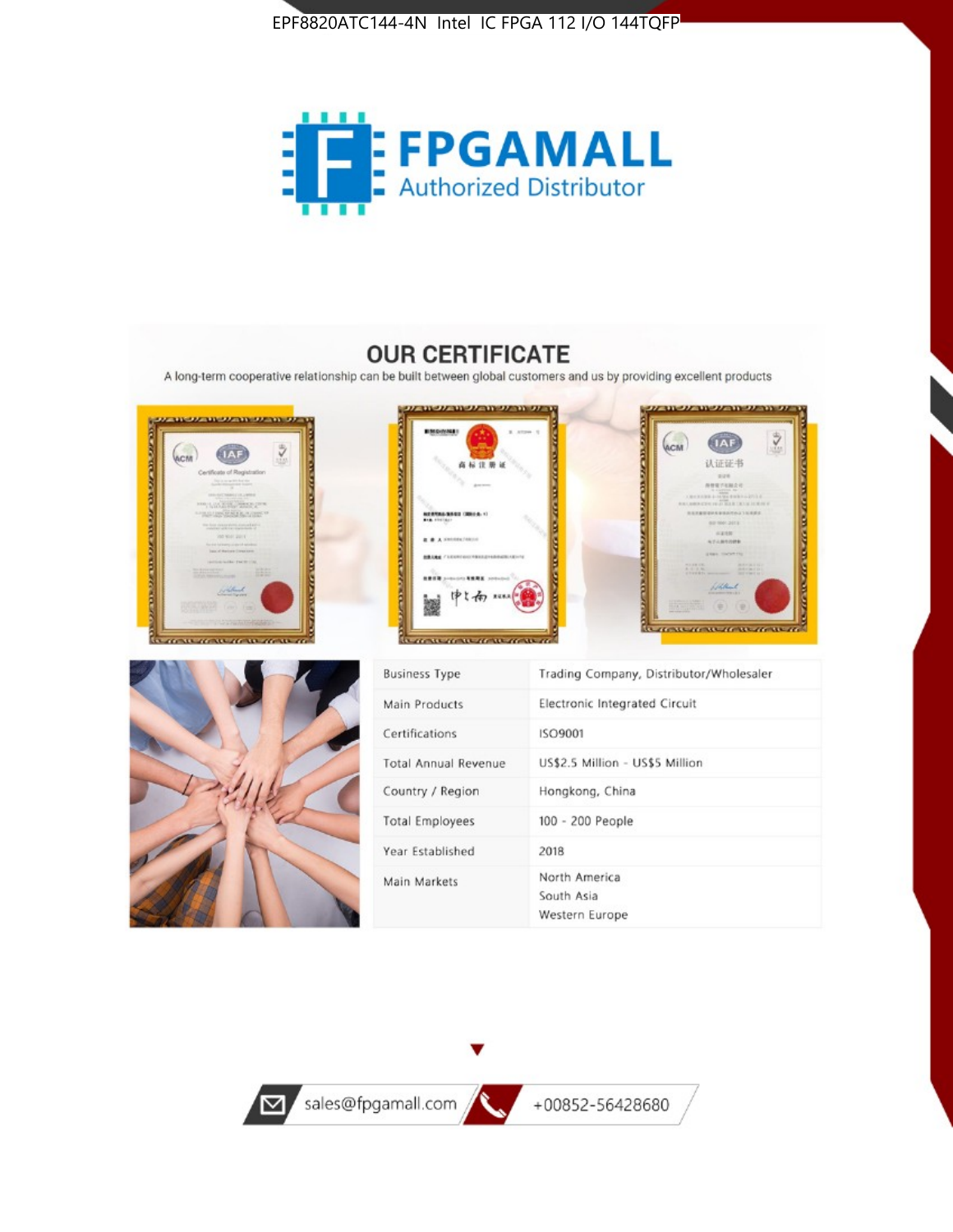FPGAMALL
Authorized Distributor

## OUR CERTIFICATE

A long-term cooperative relationship can be built between global customers and us by providing excellent products

| | |
|---|---|
| Business Type | Trading Company, Distributor/Wholesaler |
| Main Products | Electronic Integrated Circuit |
| Certifications | ISO9001 |
| Total Annual Revenue | US$2.5 Million - US$5 Million |
| Country / Region | Hongkong, China |
| Total Employees | 100 - 200 People |
| Year Established | 2018 |
| Main Markets | North America<br>South Asia<br>Western Europe |

sales@fpgamall.com

+00852-56428680